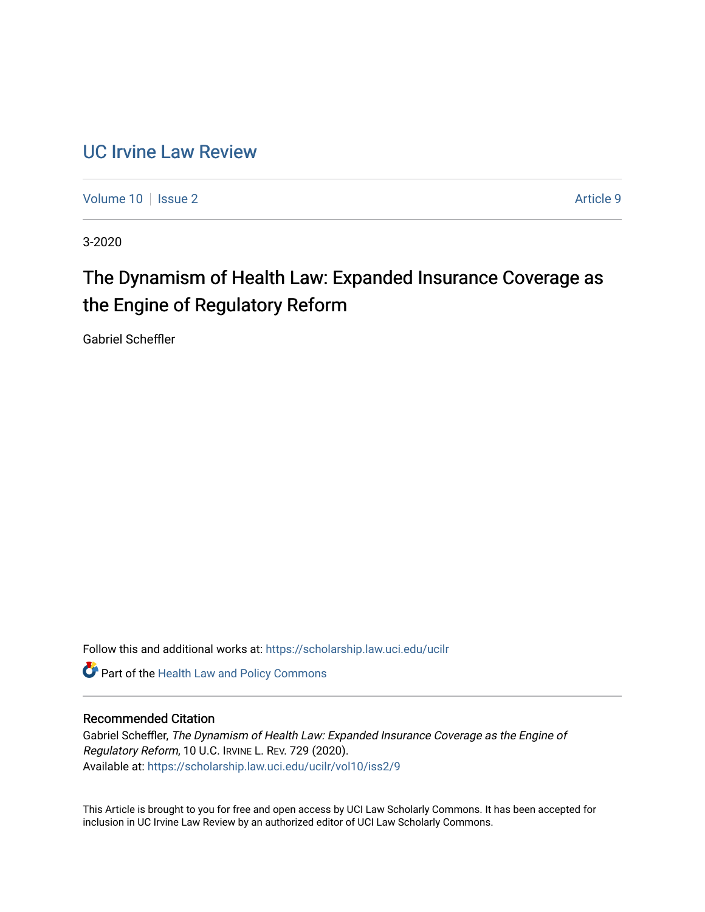# UC Irvine Law Review

Volume 10 | Issue 2 | Article 9

3-2020

## The Dynamism of Health Law: Expanded Insurance Coverage as the Engine of Regulatory Reform

Gabriel Scheffler

Follow this and additional works at: https://scholarship.law.uci.edu/ucilr

Part of the Health Law and Policy Commons

### Recommended Citation

Gabriel Scheffler, *The Dynamism of Health Law: Expanded Insurance Coverage as the Engine of Regulatory Reform*, 10 U.C. IRVINE L. REV. 729 (2020).
Available at: https://scholarship.law.uci.edu/ucilr/vol10/iss2/9

This Article is brought to you for free and open access by UCI Law Scholarly Commons. It has been accepted for inclusion in UC Irvine Law Review by an authorized editor of UCI Law Scholarly Commons.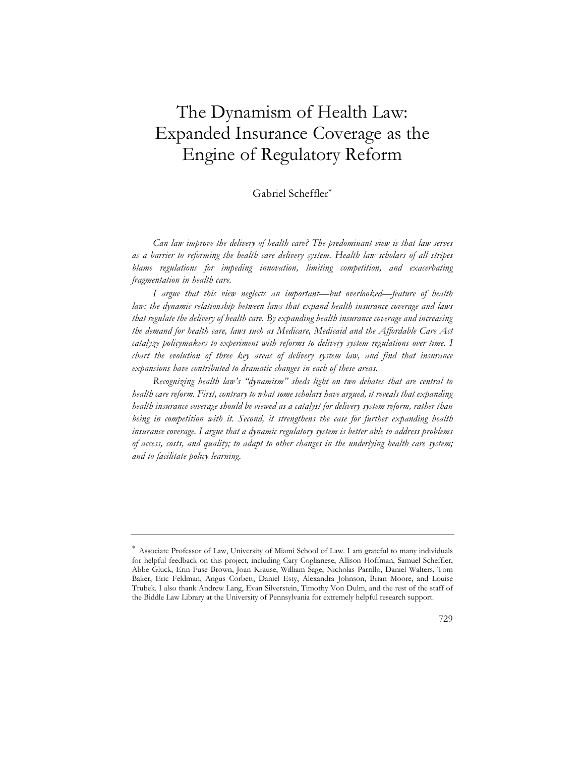# The Dynamism of Health Law: Expanded Insurance Coverage as the Engine of Regulatory Reform

Gabriel Scheffler*

*Can law improve the delivery of health care? The predominant view is that law serves as a barrier to reforming the health care delivery system. Health law scholars of all stripes blame regulations for impeding innovation, limiting competition, and exacerbating fragmentation in health care.*

*I argue that this view neglects an important—but overlooked—feature of health law: the dynamic relationship between laws that expand health insurance coverage and laws that regulate the delivery of health care. By expanding health insurance coverage and increasing the demand for health care, laws such as Medicare, Medicaid and the Affordable Care Act catalyze policymakers to experiment with reforms to delivery system regulations over time. I chart the evolution of three key areas of delivery system law, and find that insurance expansions have contributed to dramatic changes in each of these areas.*

*Recognizing health law's "dynamism" sheds light on two debates that are central to health care reform. First, contrary to what some scholars have argued, it reveals that expanding health insurance coverage should be viewed as a catalyst for delivery system reform, rather than being in competition with it. Second, it strengthens the case for further expanding health insurance coverage. I argue that a dynamic regulatory system is better able to address problems of access, costs, and quality; to adapt to other changes in the underlying health care system; and to facilitate policy learning.*

---

* Associate Professor of Law, University of Miami School of Law. I am grateful to many individuals for helpful feedback on this project, including Cary Coglianese, Allison Hoffman, Samuel Scheffler, Abbe Gluck, Erin Fuse Brown, Joan Krause, William Sage, Nicholas Parrillo, Daniel Walters, Tom Baker, Eric Feldman, Angus Corbett, Daniel Esty, Alexandra Johnson, Brian Moore, and Louise Trubek. I also thank Andrew Lang, Evan Silverstein, Timothy Von Dulm, and the rest of the staff of the Biddle Law Library at the University of Pennsylvania for extremely helpful research support.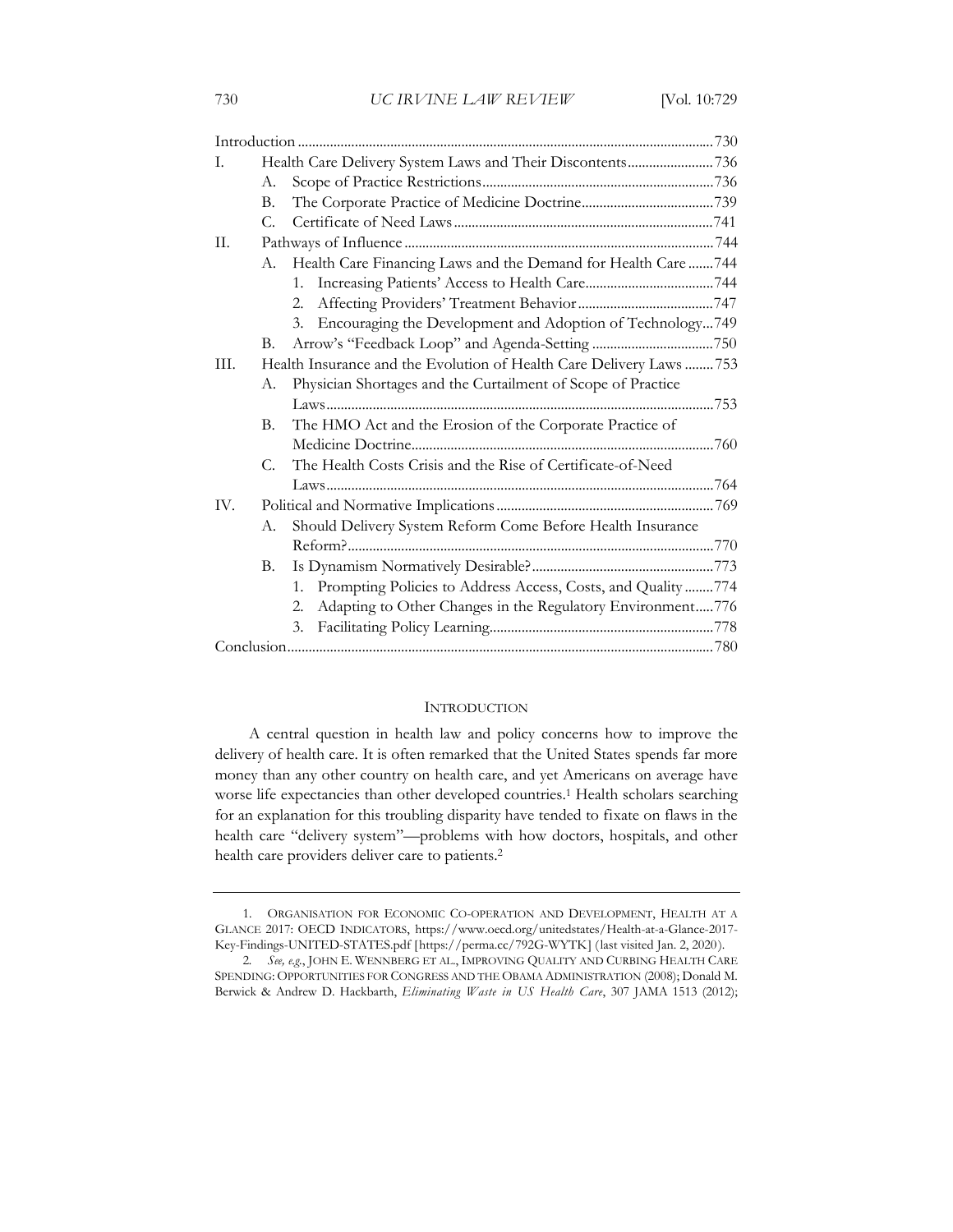Introduction ........................................................................................................ 730

I. Health Care Delivery System Laws and Their Discontents ........................ 736
   - A. Scope of Practice Restrictions ................................................................. 736
   - B. The Corporate Practice of Medicine Doctrine ..................................... 739
   - C. Certificate of Need Laws ......................................................................... 741

II. Pathways of Influence ...................................................................................... 744
   - A. Health Care Financing Laws and the Demand for Health Care ....... 744
     1. Increasing Patients' Access to Health Care .................................... 744
     2. Affecting Providers' Treatment Behavior ...................................... 747
     3. Encouraging the Development and Adoption of Technology ... 749
   - B. Arrow's "Feedback Loop" and Agenda-Setting .................................. 750

III. Health Insurance and the Evolution of Health Care Delivery Laws ........ 753
   - A. Physician Shortages and the Curtailment of Scope of Practice Laws ............................................................................................................ 753
   - B. The HMO Act and the Erosion of the Corporate Practice of Medicine Doctrine ..................................................................................... 760
   - C. The Health Costs Crisis and the Rise of Certificate-of-Need Laws ............................................................................................................ 764

IV. Political and Normative Implications ............................................................ 769
   - A. Should Delivery System Reform Come Before Health Insurance Reform? ...................................................................................................... 770
   - B. Is Dynamism Normatively Desirable? ................................................... 773
     1. Prompting Policies to Address Access, Costs, and Quality ........ 774
     2. Adapting to Other Changes in the Regulatory Environment ..... 776
     3. Facilitating Policy Learning ............................................................... 778

Conclusion ........................................................................................................... 780

## INTRODUCTION

A central question in health law and policy concerns how to improve the delivery of health care. It is often remarked that the United States spends far more money than any other country on health care, and yet Americans on average have worse life expectancies than other developed countries.[1] Health scholars searching for an explanation for this troubling disparity have tended to fixate on flaws in the health care "delivery system"—problems with how doctors, hospitals, and other health care providers deliver care to patients.[2]

---

1. ORGANISATION FOR ECONOMIC CO-OPERATION AND DEVELOPMENT, HEALTH AT A GLANCE 2017: OECD INDICATORS, https://www.oecd.org/unitedstates/Health-at-a-Glance-2017-Key-Findings-UNITED-STATES.pdf [https://perma.cc/792G-WYTK] (last visited Jan. 2, 2020).

2. *See, e.g.*, JOHN E. WENNBERG ET AL., IMPROVING QUALITY AND CURBING HEALTH CARE SPENDING: OPPORTUNITIES FOR CONGRESS AND THE OBAMA ADMINISTRATION (2008); Donald M. Berwick & Andrew D. Hackbarth, *Eliminating Waste in US Health Care*, 307 JAMA 1513 (2012);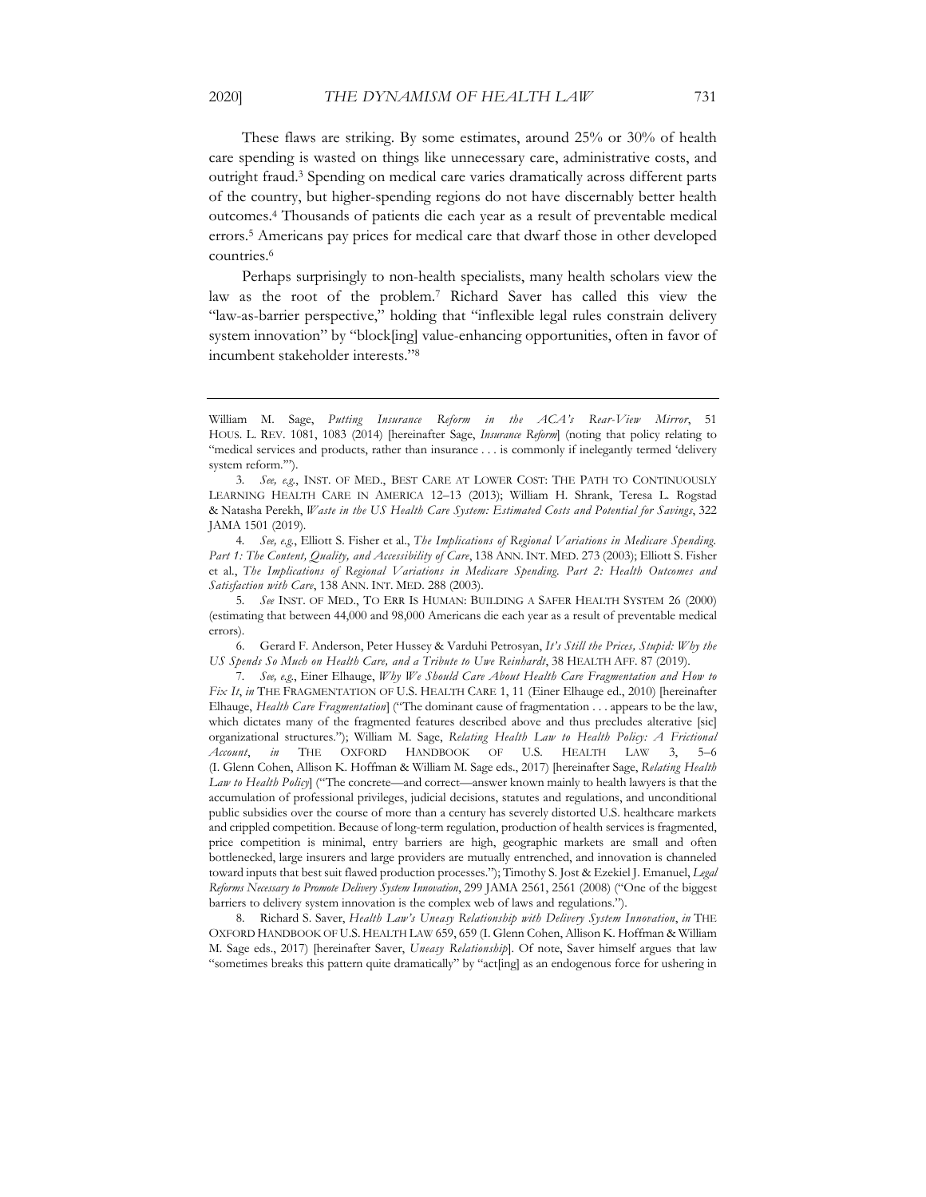These flaws are striking. By some estimates, around 25% or 30% of health care spending is wasted on things like unnecessary care, administrative costs, and outright fraud.[3] Spending on medical care varies dramatically across different parts of the country, but higher-spending regions do not have discernably better health outcomes.[4] Thousands of patients die each year as a result of preventable medical errors.[5] Americans pay prices for medical care that dwarf those in other developed countries.[6]

Perhaps surprisingly to non-health specialists, many health scholars view the law as the root of the problem.[7] Richard Saver has called this view the "law-as-barrier perspective," holding that "inflexible legal rules constrain delivery system innovation" by "block[ing] value-enhancing opportunities, often in favor of incumbent stakeholder interests."[8]

---

William M. Sage, *Putting Insurance Reform in the ACA's Rear-View Mirror*, 51 HOUS. L. REV. 1081, 1083 (2014) [hereinafter Sage, *Insurance Reform*] (noting that policy relating to "medical services and products, rather than insurance . . . is commonly if inelegantly termed 'delivery system reform.'").

3. *See, e.g.*, INST. OF MED., BEST CARE AT LOWER COST: THE PATH TO CONTINUOUSLY LEARNING HEALTH CARE IN AMERICA 12–13 (2013); William H. Shrank, Teresa L. Rogstad & Natasha Perekh, *Waste in the US Health Care System: Estimated Costs and Potential for Savings*, 322 JAMA 1501 (2019).

4. *See, e.g.*, Elliott S. Fisher et al., *The Implications of Regional Variations in Medicare Spending. Part 1: The Content, Quality, and Accessibility of Care*, 138 ANN. INT. MED. 273 (2003); Elliott S. Fisher et al., *The Implications of Regional Variations in Medicare Spending. Part 2: Health Outcomes and Satisfaction with Care*, 138 ANN. INT. MED. 288 (2003).

5. *See* INST. OF MED., TO ERR IS HUMAN: BUILDING A SAFER HEALTH SYSTEM 26 (2000) (estimating that between 44,000 and 98,000 Americans die each year as a result of preventable medical errors).

6. Gerard F. Anderson, Peter Hussey & Varduhi Petrosyan, *It's Still the Prices, Stupid: Why the US Spends So Much on Health Care, and a Tribute to Uwe Reinhardt*, 38 HEALTH AFF. 87 (2019).

7. *See, e.g.*, Einer Elhauge, *Why We Should Care About Health Care Fragmentation and How to Fix It*, *in* THE FRAGMENTATION OF U.S. HEALTH CARE 1, 11 (Einer Elhauge ed., 2010) [hereinafter Elhauge, *Health Care Fragmentation*] ("The dominant cause of fragmentation . . . appears to be the law, which dictates many of the fragmented features described above and thus precludes alterative [sic] organizational structures."); William M. Sage, *Relating Health Law to Health Policy: A Frictional Account*, *in* THE OXFORD HANDBOOK OF U.S. HEALTH LAW 3, 5–6 (I. Glenn Cohen, Allison K. Hoffman & William M. Sage eds., 2017) [hereinafter Sage, *Relating Health Law to Health Policy*] ("The concrete—and correct—answer known mainly to health lawyers is that the accumulation of professional privileges, judicial decisions, statutes and regulations, and unconditional public subsidies over the course of more than a century has severely distorted U.S. healthcare markets and crippled competition. Because of long-term regulation, production of health services is fragmented, price competition is minimal, entry barriers are high, geographic markets are small and often bottlenecked, large insurers and large providers are mutually entrenched, and innovation is channeled toward inputs that best suit flawed production processes."); Timothy S. Jost & Ezekiel J. Emanuel, *Legal Reforms Necessary to Promote Delivery System Innovation*, 299 JAMA 2561, 2561 (2008) ("One of the biggest barriers to delivery system innovation is the complex web of laws and regulations.").

8. Richard S. Saver, *Health Law's Uneasy Relationship with Delivery System Innovation*, *in* THE OXFORD HANDBOOK OF U.S. HEALTH LAW 659, 659 (I. Glenn Cohen, Allison K. Hoffman & William M. Sage eds., 2017) [hereinafter Saver, *Uneasy Relationship*]. Of note, Saver himself argues that law "sometimes breaks this pattern quite dramatically" by "act[ing] as an endogenous force for ushering in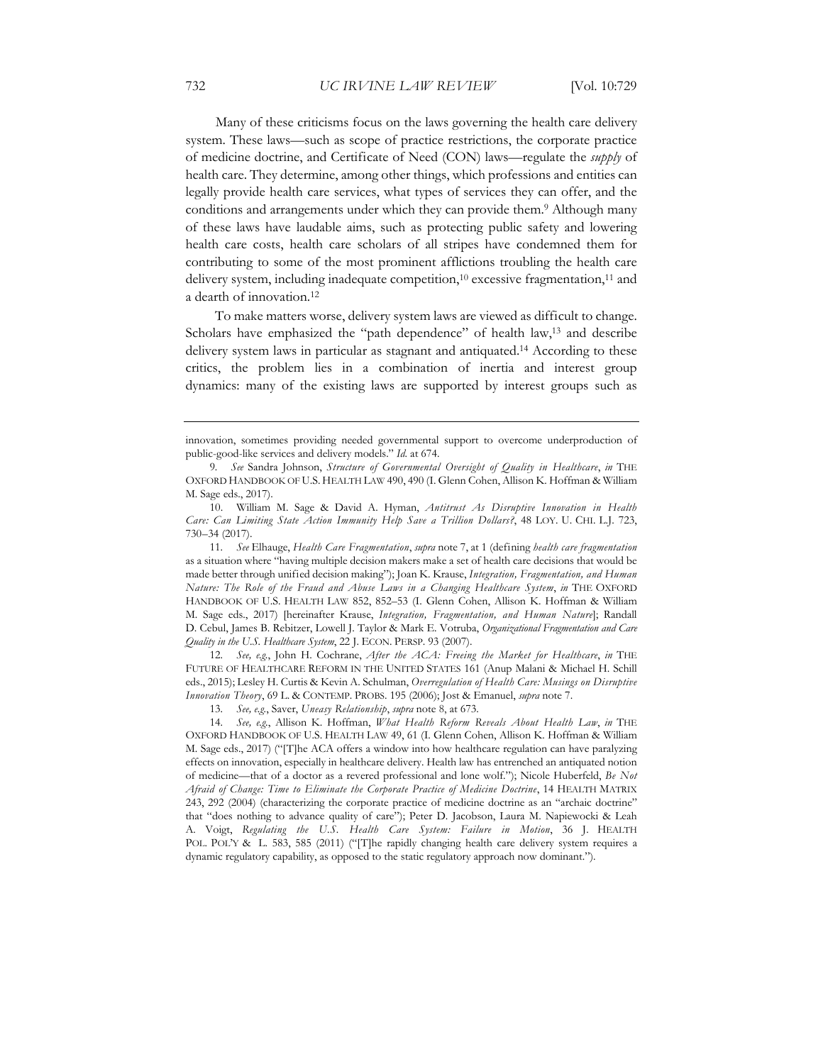Many of these criticisms focus on the laws governing the health care delivery system. These laws—such as scope of practice restrictions, the corporate practice of medicine doctrine, and Certificate of Need (CON) laws—regulate the *supply* of health care. They determine, among other things, which professions and entities can legally provide health care services, what types of services they can offer, and the conditions and arrangements under which they can provide them.[9] Although many of these laws have laudable aims, such as protecting public safety and lowering health care costs, health care scholars of all stripes have condemned them for contributing to some of the most prominent afflictions troubling the health care delivery system, including inadequate competition,[10] excessive fragmentation,[11] and a dearth of innovation.[12]

To make matters worse, delivery system laws are viewed as difficult to change. Scholars have emphasized the "path dependence" of health law,[13] and describe delivery system laws in particular as stagnant and antiquated.[14] According to these critics, the problem lies in a combination of inertia and interest group dynamics: many of the existing laws are supported by interest groups such as

---

innovation, sometimes providing needed governmental support to overcome underproduction of public-good-like services and delivery models." *Id.* at 674.

9. *See* Sandra Johnson, *Structure of Governmental Oversight of Quality in Healthcare*, *in* THE OXFORD HANDBOOK OF U.S. HEALTH LAW 490, 490 (I. Glenn Cohen, Allison K. Hoffman & William M. Sage eds., 2017).

10. William M. Sage & David A. Hyman, *Antitrust As Disruptive Innovation in Health Care: Can Limiting State Action Immunity Help Save a Trillion Dollars?*, 48 LOY. U. CHI. L.J. 723, 730–34 (2017).

11. *See* Elhauge, *Health Care Fragmentation*, *supra* note 7, at 1 (defining *health care fragmentation* as a situation where "having multiple decision makers make a set of health care decisions that would be made better through unified decision making"); Joan K. Krause, *Integration, Fragmentation, and Human Nature: The Role of the Fraud and Abuse Laws in a Changing Healthcare System*, *in* THE OXFORD HANDBOOK OF U.S. HEALTH LAW 852, 852–53 (I. Glenn Cohen, Allison K. Hoffman & William M. Sage eds., 2017) [hereinafter Krause, *Integration, Fragmentation, and Human Nature*]; Randall D. Cebul, James B. Rebitzer, Lowell J. Taylor & Mark E. Votruba, *Organizational Fragmentation and Care Quality in the U.S. Healthcare System*, 22 J. ECON. PERSP. 93 (2007).

12. *See, e.g.*, John H. Cochrane, *After the ACA: Freeing the Market for Healthcare*, *in* THE FUTURE OF HEALTHCARE REFORM IN THE UNITED STATES 161 (Anup Malani & Michael H. Schill eds., 2015); Lesley H. Curtis & Kevin A. Schulman, *Overregulation of Health Care: Musings on Disruptive Innovation Theory*, 69 L. & CONTEMP. PROBS. 195 (2006); Jost & Emanuel, *supra* note 7.

13. *See, e.g.*, Saver, *Uneasy Relationship*, *supra* note 8, at 673.

14. *See, e.g.*, Allison K. Hoffman, *What Health Reform Reveals About Health Law*, *in* THE OXFORD HANDBOOK OF U.S. HEALTH LAW 49, 61 (I. Glenn Cohen, Allison K. Hoffman & William M. Sage eds., 2017) ("[T]he ACA offers a window into how healthcare regulation can have paralyzing effects on innovation, especially in healthcare delivery. Health law has entrenched an antiquated notion of medicine—that of a doctor as a revered professional and lone wolf."); Nicole Huberfeld, *Be Not Afraid of Change: Time to Eliminate the Corporate Practice of Medicine Doctrine*, 14 HEALTH MATRIX 243, 292 (2004) (characterizing the corporate practice of medicine doctrine as an "archaic doctrine" that "does nothing to advance quality of care"); Peter D. Jacobson, Laura M. Napiewocki & Leah A. Voigt, *Regulating the U.S. Health Care System: Failure in Motion*, 36 J. HEALTH POL. POL'Y & L. 583, 585 (2011) ("[T]he rapidly changing health care delivery system requires a dynamic regulatory capability, as opposed to the static regulatory approach now dominant.").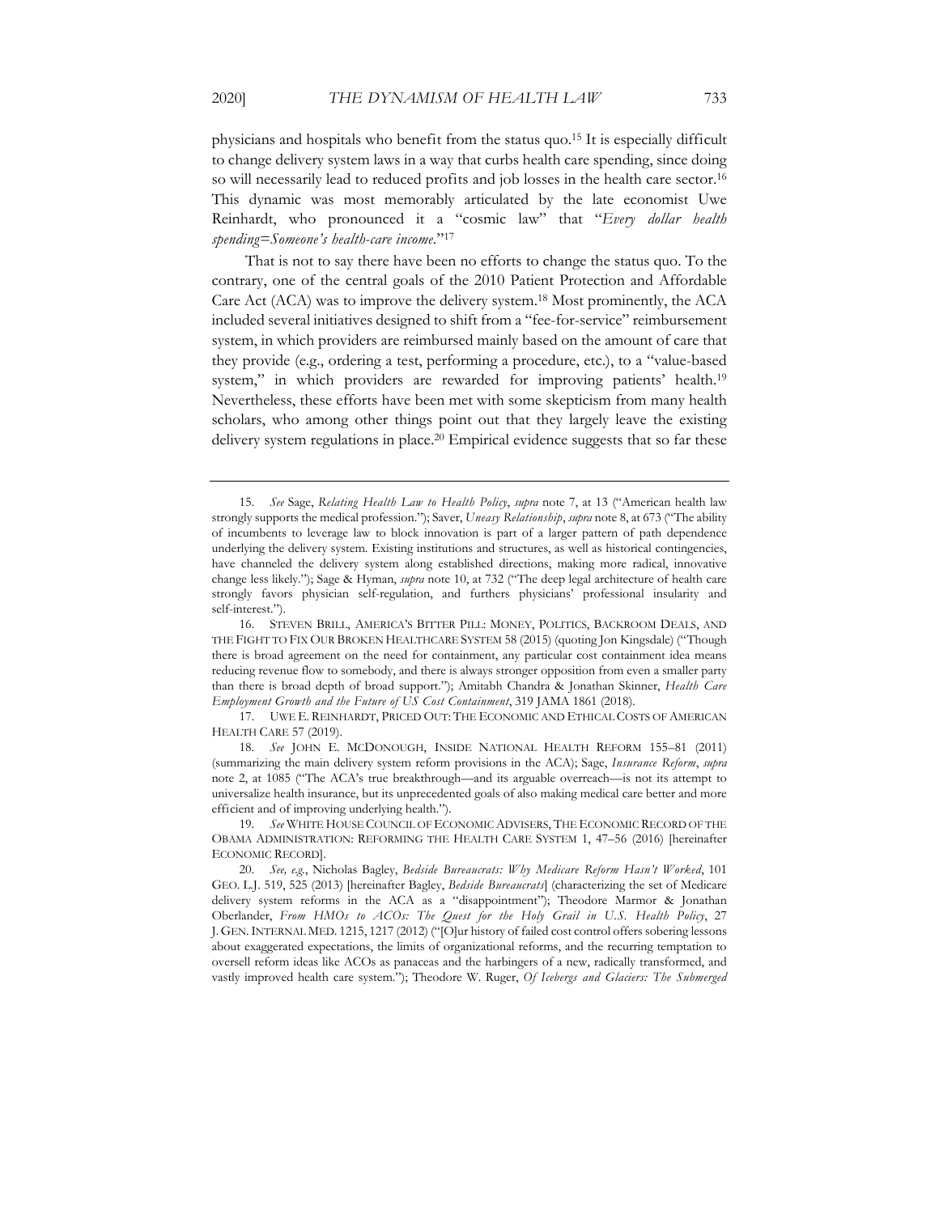physicians and hospitals who benefit from the status quo.[15] It is especially difficult to change delivery system laws in a way that curbs health care spending, since doing so will necessarily lead to reduced profits and job losses in the health care sector.[16] This dynamic was most memorably articulated by the late economist Uwe Reinhardt, who pronounced it a "cosmic law" that "*Every dollar health spending=Someone's health-care income*."[17]

That is not to say there have been no efforts to change the status quo. To the contrary, one of the central goals of the 2010 Patient Protection and Affordable Care Act (ACA) was to improve the delivery system.[18] Most prominently, the ACA included several initiatives designed to shift from a "fee-for-service" reimbursement system, in which providers are reimbursed mainly based on the amount of care that they provide (e.g., ordering a test, performing a procedure, etc.), to a "value-based system," in which providers are rewarded for improving patients' health.[19] Nevertheless, these efforts have been met with some skepticism from many health scholars, who among other things point out that they largely leave the existing delivery system regulations in place.[20] Empirical evidence suggests that so far these

---

15. *See* Sage, *Relating Health Law to Health Policy*, *supra* note 7, at 13 ("American health law strongly supports the medical profession."); Saver, *Uneasy Relationship*, *supra* note 8, at 673 ("The ability of incumbents to leverage law to block innovation is part of a larger pattern of path dependence underlying the delivery system. Existing institutions and structures, as well as historical contingencies, have channeled the delivery system along established directions, making more radical, innovative change less likely."); Sage & Hyman, *supra* note 10, at 732 ("The deep legal architecture of health care strongly favors physician self-regulation, and furthers physicians' professional insularity and self-interest.").

16. STEVEN BRILL, AMERICA'S BITTER PILL: MONEY, POLITICS, BACKROOM DEALS, AND THE FIGHT TO FIX OUR BROKEN HEALTHCARE SYSTEM 58 (2015) (quoting Jon Kingsdale) ("Though there is broad agreement on the need for containment, any particular cost containment idea means reducing revenue flow to somebody, and there is always stronger opposition from even a smaller party than there is broad depth of broad support."); Amitabh Chandra & Jonathan Skinner, *Health Care Employment Growth and the Future of US Cost Containment*, 319 JAMA 1861 (2018).

17. UWE E. REINHARDT, PRICED OUT: THE ECONOMIC AND ETHICAL COSTS OF AMERICAN HEALTH CARE 57 (2019).

18. *See* JOHN E. MCDONOUGH, INSIDE NATIONAL HEALTH REFORM 155–81 (2011) (summarizing the main delivery system reform provisions in the ACA); Sage, *Insurance Reform*, *supra* note 2, at 1085 ("The ACA's true breakthrough—and its arguable overreach—is not its attempt to universalize health insurance, but its unprecedented goals of also making medical care better and more efficient and of improving underlying health.").

19. *See* WHITE HOUSE COUNCIL OF ECONOMIC ADVISERS, THE ECONOMIC RECORD OF THE OBAMA ADMINISTRATION: REFORMING THE HEALTH CARE SYSTEM 1, 47–56 (2016) [hereinafter ECONOMIC RECORD].

20. *See, e.g.*, Nicholas Bagley, *Bedside Bureaucrats: Why Medicare Reform Hasn't Worked*, 101 GEO. L.J. 519, 525 (2013) [hereinafter Bagley, *Bedside Bureaucrats*] (characterizing the set of Medicare delivery system reforms in the ACA as a "disappointment"); Theodore Marmor & Jonathan Oberlander, *From HMOs to ACOs: The Quest for the Holy Grail in U.S. Health Policy*, 27 J. GEN. INTERNAL MED. 1215, 1217 (2012) ("[O]ur history of failed cost control offers sobering lessons about exaggerated expectations, the limits of organizational reforms, and the recurring temptation to oversell reform ideas like ACOs as panaceas and the harbingers of a new, radically transformed, and vastly improved health care system."); Theodore W. Ruger, *Of Icebergs and Glaciers: The Submerged*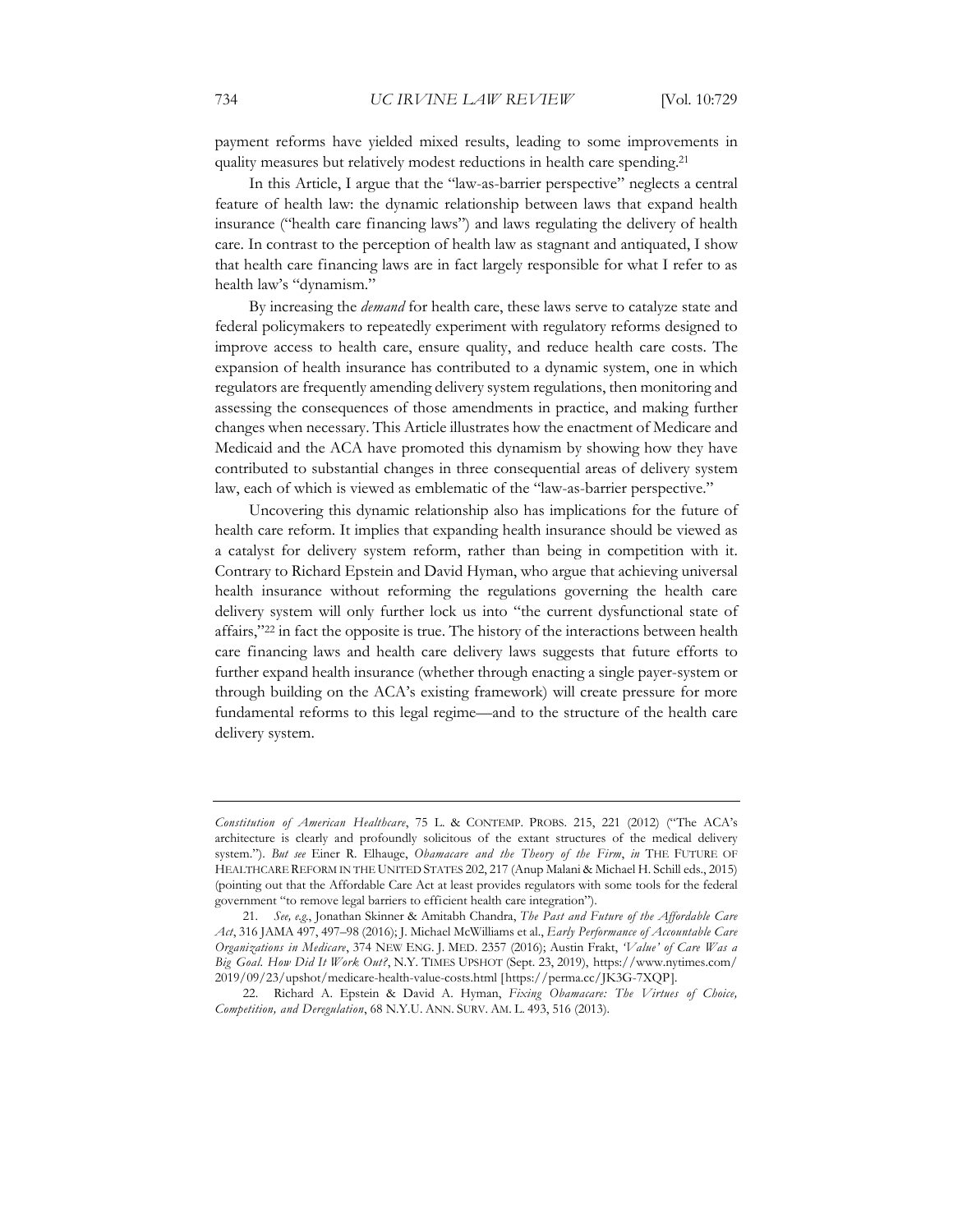payment reforms have yielded mixed results, leading to some improvements in quality measures but relatively modest reductions in health care spending.[21]

In this Article, I argue that the "law-as-barrier perspective" neglects a central feature of health law: the dynamic relationship between laws that expand health insurance ("health care financing laws") and laws regulating the delivery of health care. In contrast to the perception of health law as stagnant and antiquated, I show that health care financing laws are in fact largely responsible for what I refer to as health law's "dynamism."

By increasing the *demand* for health care, these laws serve to catalyze state and federal policymakers to repeatedly experiment with regulatory reforms designed to improve access to health care, ensure quality, and reduce health care costs. The expansion of health insurance has contributed to a dynamic system, one in which regulators are frequently amending delivery system regulations, then monitoring and assessing the consequences of those amendments in practice, and making further changes when necessary. This Article illustrates how the enactment of Medicare and Medicaid and the ACA have promoted this dynamism by showing how they have contributed to substantial changes in three consequential areas of delivery system law, each of which is viewed as emblematic of the "law-as-barrier perspective."

Uncovering this dynamic relationship also has implications for the future of health care reform. It implies that expanding health insurance should be viewed as a catalyst for delivery system reform, rather than being in competition with it. Contrary to Richard Epstein and David Hyman, who argue that achieving universal health insurance without reforming the regulations governing the health care delivery system will only further lock us into "the current dysfunctional state of affairs,"[22] in fact the opposite is true. The history of the interactions between health care financing laws and health care delivery laws suggests that future efforts to further expand health insurance (whether through enacting a single payer-system or through building on the ACA's existing framework) will create pressure for more fundamental reforms to this legal regime—and to the structure of the health care delivery system.

---

*Constitution of American Healthcare*, 75 L. & CONTEMP. PROBS. 215, 221 (2012) ("The ACA's architecture is clearly and profoundly solicitous of the extant structures of the medical delivery system."). *But see* Einer R. Elhauge, *Obamacare and the Theory of the Firm*, *in* THE FUTURE OF HEALTHCARE REFORM IN THE UNITED STATES 202, 217 (Anup Malani & Michael H. Schill eds., 2015) (pointing out that the Affordable Care Act at least provides regulators with some tools for the federal government "to remove legal barriers to efficient health care integration").

21. *See, e.g.*, Jonathan Skinner & Amitabh Chandra, *The Past and Future of the Affordable Care Act*, 316 JAMA 497, 497–98 (2016); J. Michael McWilliams et al., *Early Performance of Accountable Care Organizations in Medicare*, 374 NEW ENG. J. MED. 2357 (2016); Austin Frakt, *'Value' of Care Was a Big Goal. How Did It Work Out?*, N.Y. TIMES UPSHOT (Sept. 23, 2019), https://www.nytimes.com/2019/09/23/upshot/medicare-health-value-costs.html [https://perma.cc/JK3G-7XQP].

22. Richard A. Epstein & David A. Hyman, *Fixing Obamacare: The Virtues of Choice, Competition, and Deregulation*, 68 N.Y.U. ANN. SURV. AM. L. 493, 516 (2013).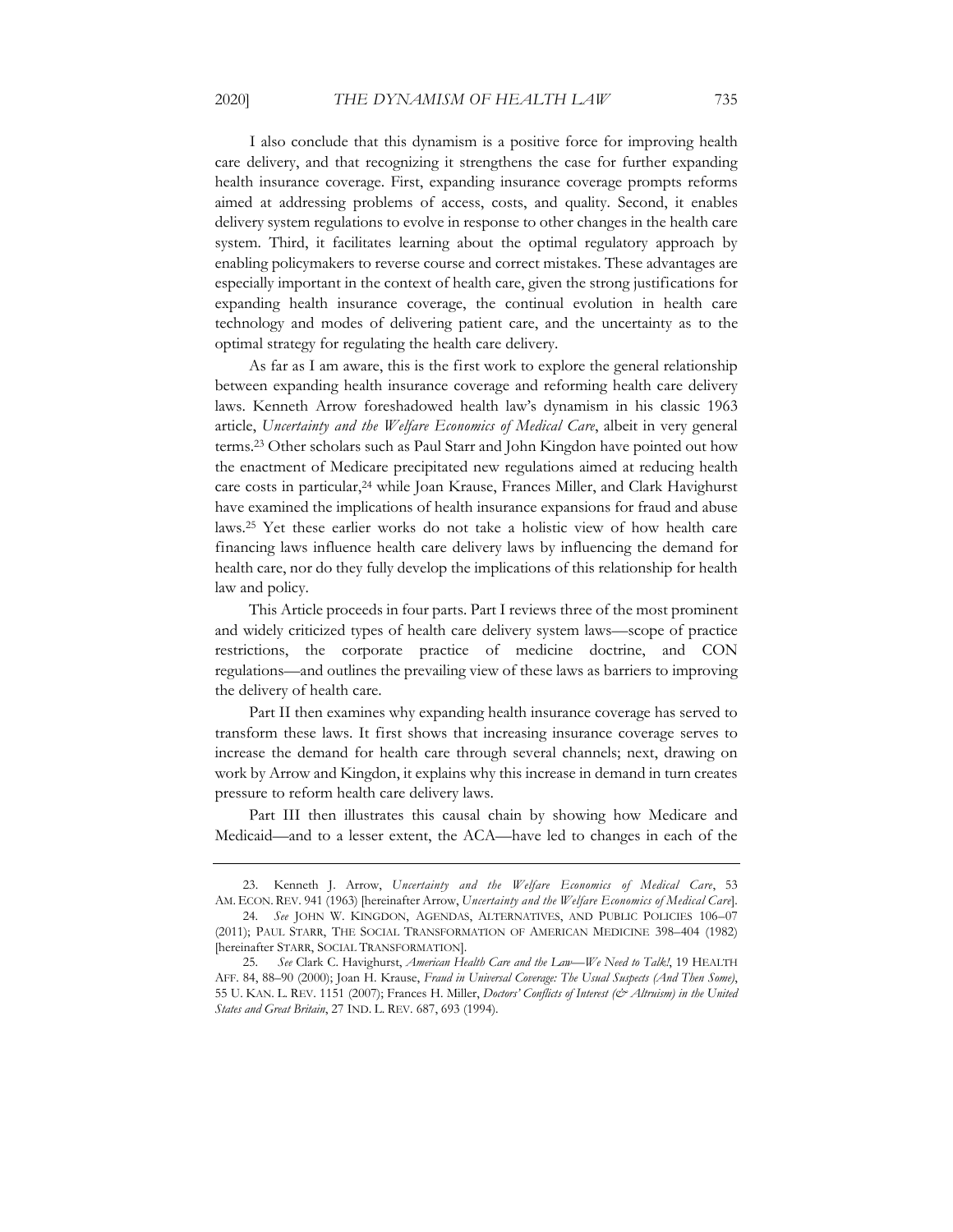I also conclude that this dynamism is a positive force for improving health care delivery, and that recognizing it strengthens the case for further expanding health insurance coverage. First, expanding insurance coverage prompts reforms aimed at addressing problems of access, costs, and quality. Second, it enables delivery system regulations to evolve in response to other changes in the health care system. Third, it facilitates learning about the optimal regulatory approach by enabling policymakers to reverse course and correct mistakes. These advantages are especially important in the context of health care, given the strong justifications for expanding health insurance coverage, the continual evolution in health care technology and modes of delivering patient care, and the uncertainty as to the optimal strategy for regulating the health care delivery.

As far as I am aware, this is the first work to explore the general relationship between expanding health insurance coverage and reforming health care delivery laws. Kenneth Arrow foreshadowed health law's dynamism in his classic 1963 article, *Uncertainty and the Welfare Economics of Medical Care*, albeit in very general terms.[23] Other scholars such as Paul Starr and John Kingdon have pointed out how the enactment of Medicare precipitated new regulations aimed at reducing health care costs in particular,[24] while Joan Krause, Frances Miller, and Clark Havighurst have examined the implications of health insurance expansions for fraud and abuse laws.[25] Yet these earlier works do not take a holistic view of how health care financing laws influence health care delivery laws by influencing the demand for health care, nor do they fully develop the implications of this relationship for health law and policy.

This Article proceeds in four parts. Part I reviews three of the most prominent and widely criticized types of health care delivery system laws—scope of practice restrictions, the corporate practice of medicine doctrine, and CON regulations—and outlines the prevailing view of these laws as barriers to improving the delivery of health care.

Part II then examines why expanding health insurance coverage has served to transform these laws. It first shows that increasing insurance coverage serves to increase the demand for health care through several channels; next, drawing on work by Arrow and Kingdon, it explains why this increase in demand in turn creates pressure to reform health care delivery laws.

Part III then illustrates this causal chain by showing how Medicare and Medicaid—and to a lesser extent, the ACA—have led to changes in each of the

---

23. Kenneth J. Arrow, *Uncertainty and the Welfare Economics of Medical Care*, 53 AM. ECON. REV. 941 (1963) [hereinafter Arrow, *Uncertainty and the Welfare Economics of Medical Care*].

24. *See* JOHN W. KINGDON, AGENDAS, ALTERNATIVES, AND PUBLIC POLICIES 106–07 (2011); PAUL STARR, THE SOCIAL TRANSFORMATION OF AMERICAN MEDICINE 398–404 (1982) [hereinafter STARR, SOCIAL TRANSFORMATION].

25. *See* Clark C. Havighurst, *American Health Care and the Law—We Need to Talk!*, 19 HEALTH AFF. 84, 88–90 (2000); Joan H. Krause, *Fraud in Universal Coverage: The Usual Suspects (And Then Some)*, 55 U. KAN. L. REV. 1151 (2007); Frances H. Miller, *Doctors' Conflicts of Interest (& Altruism) in the United States and Great Britain*, 27 IND. L. REV. 687, 693 (1994).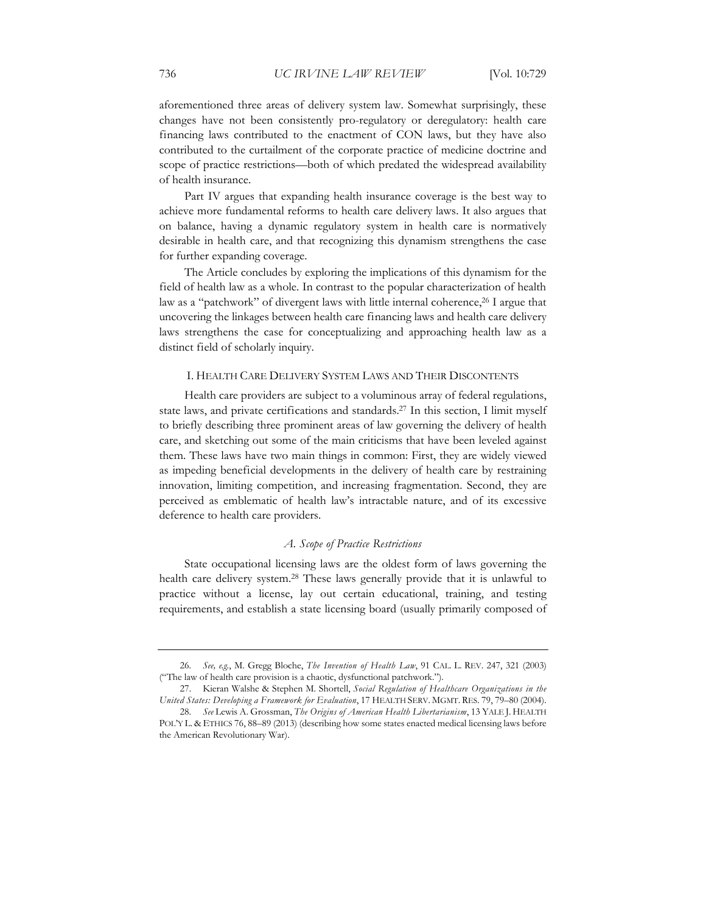aforementioned three areas of delivery system law. Somewhat surprisingly, these changes have not been consistently pro-regulatory or deregulatory: health care financing laws contributed to the enactment of CON laws, but they have also contributed to the curtailment of the corporate practice of medicine doctrine and scope of practice restrictions—both of which predated the widespread availability of health insurance.

Part IV argues that expanding health insurance coverage is the best way to achieve more fundamental reforms to health care delivery laws. It also argues that on balance, having a dynamic regulatory system in health care is normatively desirable in health care, and that recognizing this dynamism strengthens the case for further expanding coverage.

The Article concludes by exploring the implications of this dynamism for the field of health law as a whole. In contrast to the popular characterization of health law as a "patchwork" of divergent laws with little internal coherence,[26] I argue that uncovering the linkages between health care financing laws and health care delivery laws strengthens the case for conceptualizing and approaching health law as a distinct field of scholarly inquiry.

## I. Health Care Delivery System Laws and Their Discontents

Health care providers are subject to a voluminous array of federal regulations, state laws, and private certifications and standards.[27] In this section, I limit myself to briefly describing three prominent areas of law governing the delivery of health care, and sketching out some of the main criticisms that have been leveled against them. These laws have two main things in common: First, they are widely viewed as impeding beneficial developments in the delivery of health care by restraining innovation, limiting competition, and increasing fragmentation. Second, they are perceived as emblematic of health law's intractable nature, and of its excessive deference to health care providers.

### *A. Scope of Practice Restrictions*

State occupational licensing laws are the oldest form of laws governing the health care delivery system.[28] These laws generally provide that it is unlawful to practice without a license, lay out certain educational, training, and testing requirements, and establish a state licensing board (usually primarily composed of

---

26. *See, e.g.*, M. Gregg Bloche, *The Invention of Health Law*, 91 CAL. L. REV. 247, 321 (2003) ("The law of health care provision is a chaotic, dysfunctional patchwork.").

27. Kieran Walshe & Stephen M. Shortell, *Social Regulation of Healthcare Organizations in the United States: Developing a Framework for Evaluation*, 17 HEALTH SERV. MGMT. RES. 79, 79–80 (2004).

28. *See* Lewis A. Grossman, *The Origins of American Health Libertarianism*, 13 YALE J. HEALTH POL'Y L. & ETHICS 76, 88–89 (2013) (describing how some states enacted medical licensing laws before the American Revolutionary War).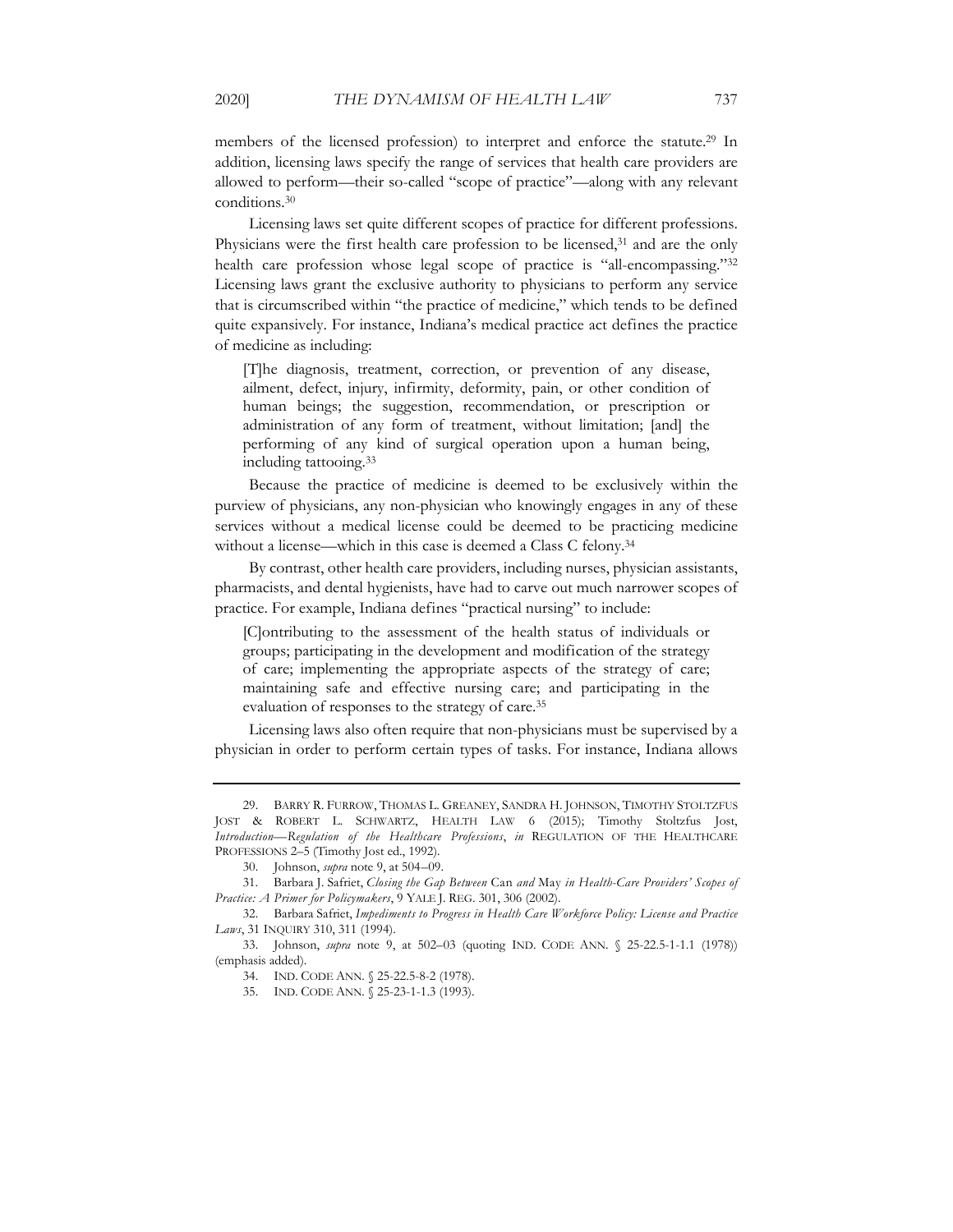members of the licensed profession) to interpret and enforce the statute.[29] In addition, licensing laws specify the range of services that health care providers are allowed to perform—their so-called "scope of practice"—along with any relevant conditions.[30]

Licensing laws set quite different scopes of practice for different professions. Physicians were the first health care profession to be licensed,[31] and are the only health care profession whose legal scope of practice is "all-encompassing."[32] Licensing laws grant the exclusive authority to physicians to perform any service that is circumscribed within "the practice of medicine," which tends to be defined quite expansively. For instance, Indiana's medical practice act defines the practice of medicine as including:

> [T]he diagnosis, treatment, correction, or prevention of any disease, ailment, defect, injury, infirmity, deformity, pain, or other condition of human beings; the suggestion, recommendation, or prescription or administration of any form of treatment, without limitation; [and] the performing of any kind of surgical operation upon a human being, including tattooing.[33]

Because the practice of medicine is deemed to be exclusively within the purview of physicians, any non-physician who knowingly engages in any of these services without a medical license could be deemed to be practicing medicine without a license—which in this case is deemed a Class C felony.[34]

By contrast, other health care providers, including nurses, physician assistants, pharmacists, and dental hygienists, have had to carve out much narrower scopes of practice. For example, Indiana defines "practical nursing" to include:

> [C]ontributing to the assessment of the health status of individuals or groups; participating in the development and modification of the strategy of care; implementing the appropriate aspects of the strategy of care; maintaining safe and effective nursing care; and participating in the evaluation of responses to the strategy of care.[35]

Licensing laws also often require that non-physicians must be supervised by a physician in order to perform certain types of tasks. For instance, Indiana allows

---

29. BARRY R. FURROW, THOMAS L. GREANEY, SANDRA H. JOHNSON, TIMOTHY STOLTZFUS JOST & ROBERT L. SCHWARTZ, HEALTH LAW 6 (2015); Timothy Stoltzfus Jost, *Introduction—Regulation of the Healthcare Professions*, *in* REGULATION OF THE HEALTHCARE PROFESSIONS 2–5 (Timothy Jost ed., 1992).

30. Johnson, *supra* note 9, at 504–09.

31. Barbara J. Safriet, *Closing the Gap Between* Can *and* May *in Health-Care Providers' Scopes of Practice: A Primer for Policymakers*, 9 YALE J. REG. 301, 306 (2002).

32. Barbara Safriet, *Impediments to Progress in Health Care Workforce Policy: License and Practice Laws*, 31 INQUIRY 310, 311 (1994).

33. Johnson, *supra* note 9, at 502–03 (quoting IND. CODE ANN. § 25-22.5-1-1.1 (1978)) (emphasis added).

34. IND. CODE ANN. § 25-22.5-8-2 (1978).

35. IND. CODE ANN. § 25-23-1-1.3 (1993).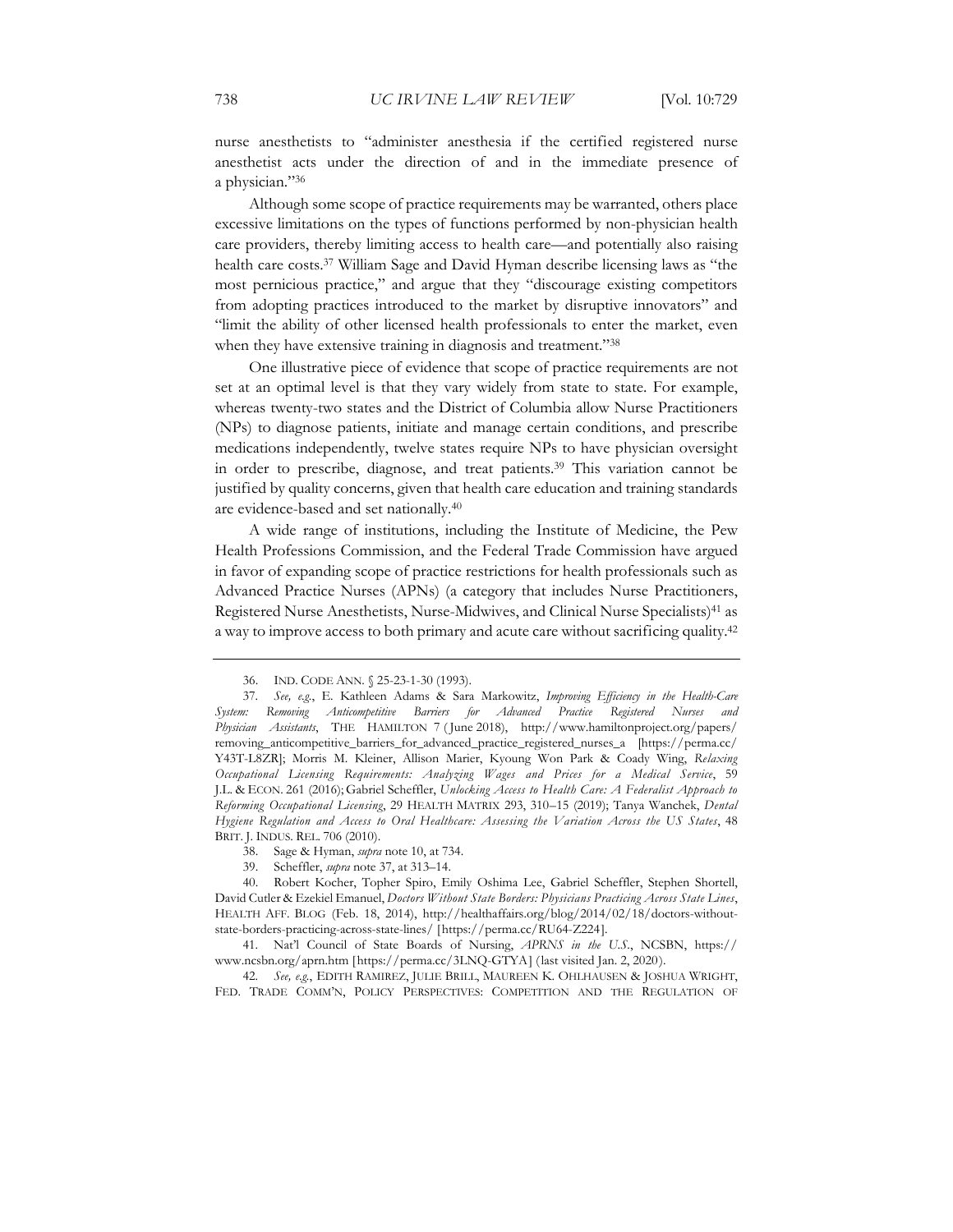nurse anesthetists to "administer anesthesia if the certified registered nurse anesthetist acts under the direction of and in the immediate presence of a physician."[36]

Although some scope of practice requirements may be warranted, others place excessive limitations on the types of functions performed by non-physician health care providers, thereby limiting access to health care—and potentially also raising health care costs.[37] William Sage and David Hyman describe licensing laws as "the most pernicious practice," and argue that they "discourage existing competitors from adopting practices introduced to the market by disruptive innovators" and "limit the ability of other licensed health professionals to enter the market, even when they have extensive training in diagnosis and treatment."[38]

One illustrative piece of evidence that scope of practice requirements are not set at an optimal level is that they vary widely from state to state. For example, whereas twenty-two states and the District of Columbia allow Nurse Practitioners (NPs) to diagnose patients, initiate and manage certain conditions, and prescribe medications independently, twelve states require NPs to have physician oversight in order to prescribe, diagnose, and treat patients.[39] This variation cannot be justified by quality concerns, given that health care education and training standards are evidence-based and set nationally.[40]

A wide range of institutions, including the Institute of Medicine, the Pew Health Professions Commission, and the Federal Trade Commission have argued in favor of expanding scope of practice restrictions for health professionals such as Advanced Practice Nurses (APNs) (a category that includes Nurse Practitioners, Registered Nurse Anesthetists, Nurse-Midwives, and Clinical Nurse Specialists)[41] as a way to improve access to both primary and acute care without sacrificing quality.[42]

---

36. IND. CODE ANN. § 25-23-1-30 (1993).

37. *See, e.g.*, E. Kathleen Adams & Sara Markowitz, *Improving Efficiency in the Health-Care System: Removing Anticompetitive Barriers for Advanced Practice Registered Nurses and Physician Assistants*, THE HAMILTON 7 (June 2018), http://www.hamiltonproject.org/papers/removing_anticompetitive_barriers_for_advanced_practice_registered_nurses_a [https://perma.cc/Y43T-L8ZR]; Morris M. Kleiner, Allison Marier, Kyoung Won Park & Coady Wing, *Relaxing Occupational Licensing Requirements: Analyzing Wages and Prices for a Medical Service*, 59 J.L. & ECON. 261 (2016); Gabriel Scheffler, *Unlocking Access to Health Care: A Federalist Approach to Reforming Occupational Licensing*, 29 HEALTH MATRIX 293, 310–15 (2019); Tanya Wanchek, *Dental Hygiene Regulation and Access to Oral Healthcare: Assessing the Variation Across the US States*, 48 BRIT. J. INDUS. REL. 706 (2010).

38. Sage & Hyman, *supra* note 10, at 734.

39. Scheffler, *supra* note 37, at 313–14.

40. Robert Kocher, Topher Spiro, Emily Oshima Lee, Gabriel Scheffler, Stephen Shortell, David Cutler & Ezekiel Emanuel, *Doctors Without State Borders: Physicians Practicing Across State Lines*, HEALTH AFF. BLOG (Feb. 18, 2014), http://healthaffairs.org/blog/2014/02/18/doctors-without-state-borders-physicians-practicing-across-state-lines/ [https://perma.cc/RU64-Z224].

41. Nat'l Council of State Boards of Nursing, *APRNS in the U.S.*, NCSBN, https://www.ncsbn.org/aprn.htm [https://perma.cc/3LNQ-GTYA] (last visited Jan. 2, 2020).

42. *See, e.g.*, EDITH RAMIREZ, JULIE BRILL, MAUREEN K. OHLHAUSEN & JOSHUA WRIGHT, FED. TRADE COMM'N, POLICY PERSPECTIVES: COMPETITION AND THE REGULATION OF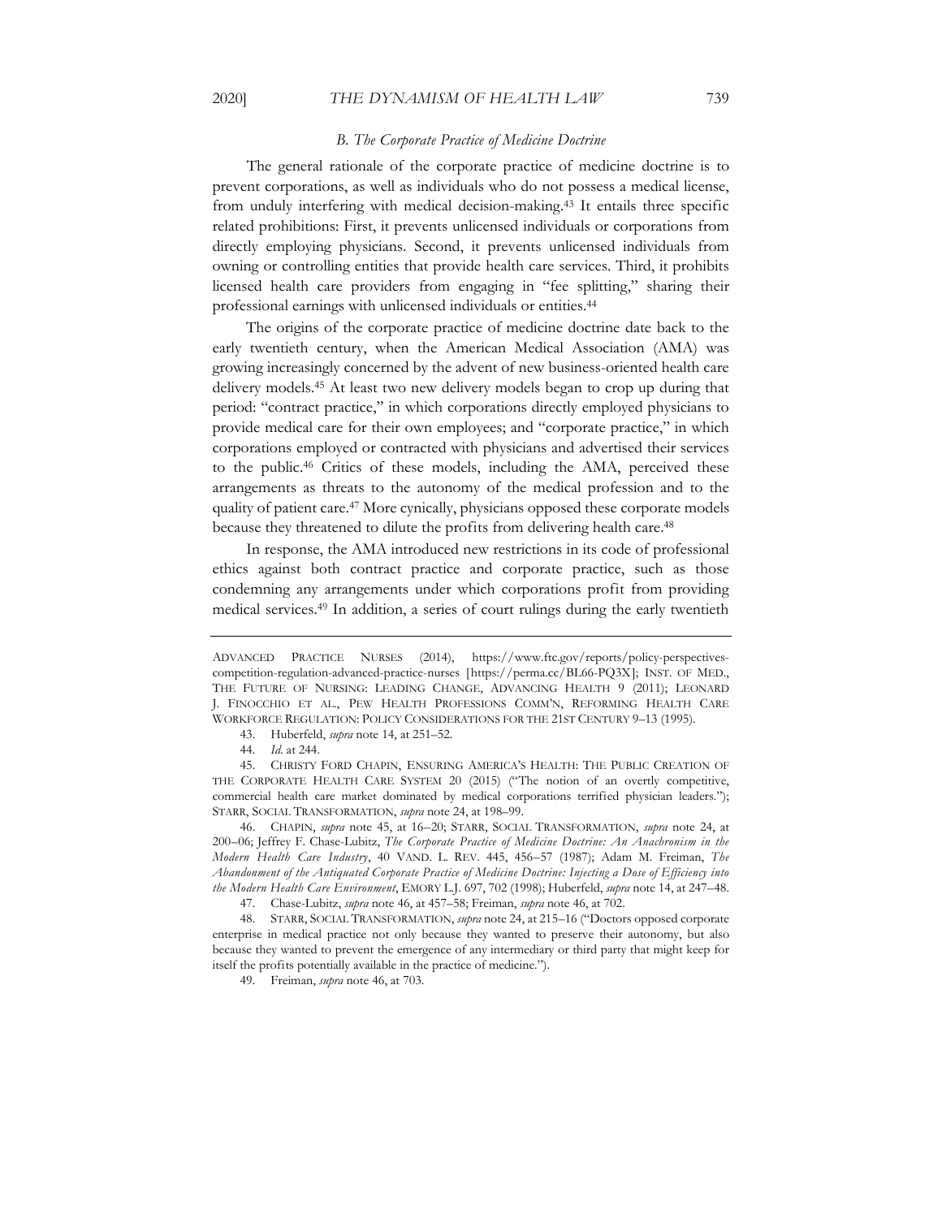### *B. The Corporate Practice of Medicine Doctrine*

The general rationale of the corporate practice of medicine doctrine is to prevent corporations, as well as individuals who do not possess a medical license, from unduly interfering with medical decision-making.[43] It entails three specific related prohibitions: First, it prevents unlicensed individuals or corporations from directly employing physicians. Second, it prevents unlicensed individuals from owning or controlling entities that provide health care services. Third, it prohibits licensed health care providers from engaging in "fee splitting," sharing their professional earnings with unlicensed individuals or entities.[44]

The origins of the corporate practice of medicine doctrine date back to the early twentieth century, when the American Medical Association (AMA) was growing increasingly concerned by the advent of new business-oriented health care delivery models.[45] At least two new delivery models began to crop up during that period: "contract practice," in which corporations directly employed physicians to provide medical care for their own employees; and "corporate practice," in which corporations employed or contracted with physicians and advertised their services to the public.[46] Critics of these models, including the AMA, perceived these arrangements as threats to the autonomy of the medical profession and to the quality of patient care.[47] More cynically, physicians opposed these corporate models because they threatened to dilute the profits from delivering health care.[48]

In response, the AMA introduced new restrictions in its code of professional ethics against both contract practice and corporate practice, such as those condemning any arrangements under which corporations profit from providing medical services.[49] In addition, a series of court rulings during the early twentieth

---

ADVANCED PRACTICE NURSES (2014), https://www.ftc.gov/reports/policy-perspectives-competition-regulation-advanced-practice-nurses [https://perma.cc/BL66-PQ3X]; INST. OF MED., THE FUTURE OF NURSING: LEADING CHANGE, ADVANCING HEALTH 9 (2011); LEONARD J. FINOCCHIO ET AL., PEW HEALTH PROFESSIONS COMM'N, REFORMING HEALTH CARE WORKFORCE REGULATION: POLICY CONSIDERATIONS FOR THE 21ST CENTURY 9–13 (1995).

43. Huberfeld, *supra* note 14, at 251–52.

44. *Id.* at 244.

45. CHRISTY FORD CHAPIN, ENSURING AMERICA'S HEALTH: THE PUBLIC CREATION OF THE CORPORATE HEALTH CARE SYSTEM 20 (2015) ("The notion of an overtly competitive, commercial health care market dominated by medical corporations terrified physician leaders."); STARR, SOCIAL TRANSFORMATION, *supra* note 24, at 198–99.

46. CHAPIN, *supra* note 45, at 16–20; STARR, SOCIAL TRANSFORMATION, *supra* note 24, at 200–06; Jeffrey F. Chase-Lubitz, *The Corporate Practice of Medicine Doctrine: An Anachronism in the Modern Health Care Industry*, 40 VAND. L. REV. 445, 456–57 (1987); Adam M. Freiman, *The Abandonment of the Antiquated Corporate Practice of Medicine Doctrine: Injecting a Dose of Efficiency into the Modern Health Care Environment*, EMORY L.J. 697, 702 (1998); Huberfeld, *supra* note 14, at 247–48.

47. Chase-Lubitz, *supra* note 46, at 457–58; Freiman, *supra* note 46, at 702.

48. STARR, SOCIAL TRANSFORMATION, *supra* note 24, at 215–16 ("Doctors opposed corporate enterprise in medical practice not only because they wanted to preserve their autonomy, but also because they wanted to prevent the emergence of any intermediary or third party that might keep for itself the profits potentially available in the practice of medicine.").

49. Freiman, *supra* note 46, at 703.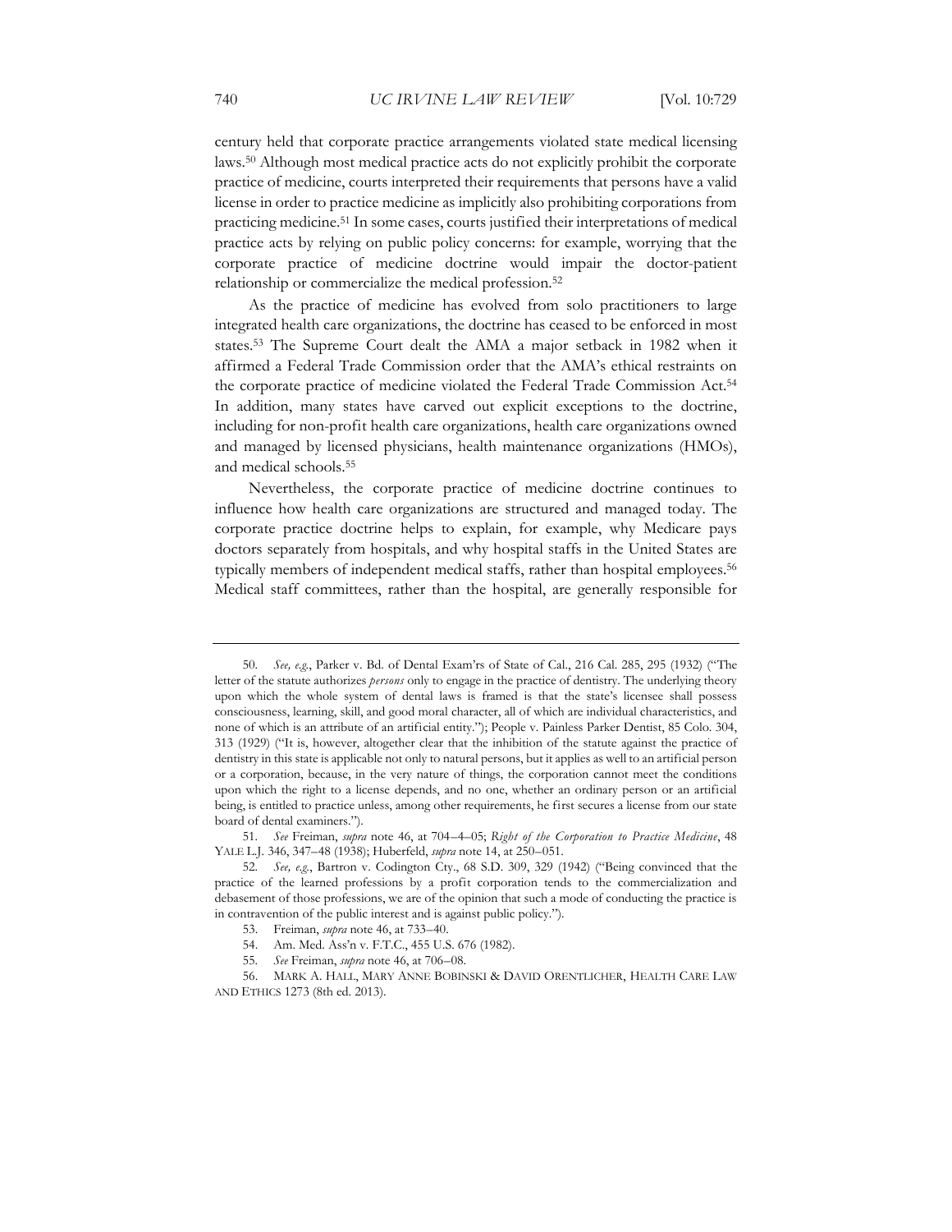century held that corporate practice arrangements violated state medical licensing laws.[50] Although most medical practice acts do not explicitly prohibit the corporate practice of medicine, courts interpreted their requirements that persons have a valid license in order to practice medicine as implicitly also prohibiting corporations from practicing medicine.[51] In some cases, courts justified their interpretations of medical practice acts by relying on public policy concerns: for example, worrying that the corporate practice of medicine doctrine would impair the doctor-patient relationship or commercialize the medical profession.[52]

As the practice of medicine has evolved from solo practitioners to large integrated health care organizations, the doctrine has ceased to be enforced in most states.[53] The Supreme Court dealt the AMA a major setback in 1982 when it affirmed a Federal Trade Commission order that the AMA's ethical restraints on the corporate practice of medicine violated the Federal Trade Commission Act.[54] In addition, many states have carved out explicit exceptions to the doctrine, including for non-profit health care organizations, health care organizations owned and managed by licensed physicians, health maintenance organizations (HMOs), and medical schools.[55]

Nevertheless, the corporate practice of medicine doctrine continues to influence how health care organizations are structured and managed today. The corporate practice doctrine helps to explain, for example, why Medicare pays doctors separately from hospitals, and why hospital staffs in the United States are typically members of independent medical staffs, rather than hospital employees.[56] Medical staff committees, rather than the hospital, are generally responsible for

---

50. *See, e.g.*, Parker v. Bd. of Dental Exam'rs of State of Cal., 216 Cal. 285, 295 (1932) ("The letter of the statute authorizes *persons* only to engage in the practice of dentistry. The underlying theory upon which the whole system of dental laws is framed is that the state's licensee shall possess consciousness, learning, skill, and good moral character, all of which are individual characteristics, and none of which is an attribute of an artificial entity."); People v. Painless Parker Dentist, 85 Colo. 304, 313 (1929) ("It is, however, altogether clear that the inhibition of the statute against the practice of dentistry in this state is applicable not only to natural persons, but it applies as well to an artificial person or a corporation, because, in the very nature of things, the corporation cannot meet the conditions upon which the right to a license depends, and no one, whether an ordinary person or an artificial being, is entitled to practice unless, among other requirements, he first secures a license from our state board of dental examiners.").

51. *See* Freiman, *supra* note 46, at 704–4–05; *Right of the Corporation to Practice Medicine*, 48 YALE L.J. 346, 347–48 (1938); Huberfeld, *supra* note 14, at 250–051.

52. *See, e.g.*, Bartron v. Codington Cty., 68 S.D. 309, 329 (1942) ("Being convinced that the practice of the learned professions by a profit corporation tends to the commercialization and debasement of those professions, we are of the opinion that such a mode of conducting the practice is in contravention of the public interest and is against public policy.").

53. Freiman, *supra* note 46, at 733–40.

54. Am. Med. Ass'n v. F.T.C., 455 U.S. 676 (1982).

55. *See* Freiman, *supra* note 46, at 706–08.

56. MARK A. HALL, MARY ANNE BOBINSKI & DAVID ORENTLICHER, HEALTH CARE LAW AND ETHICS 1273 (8th ed. 2013).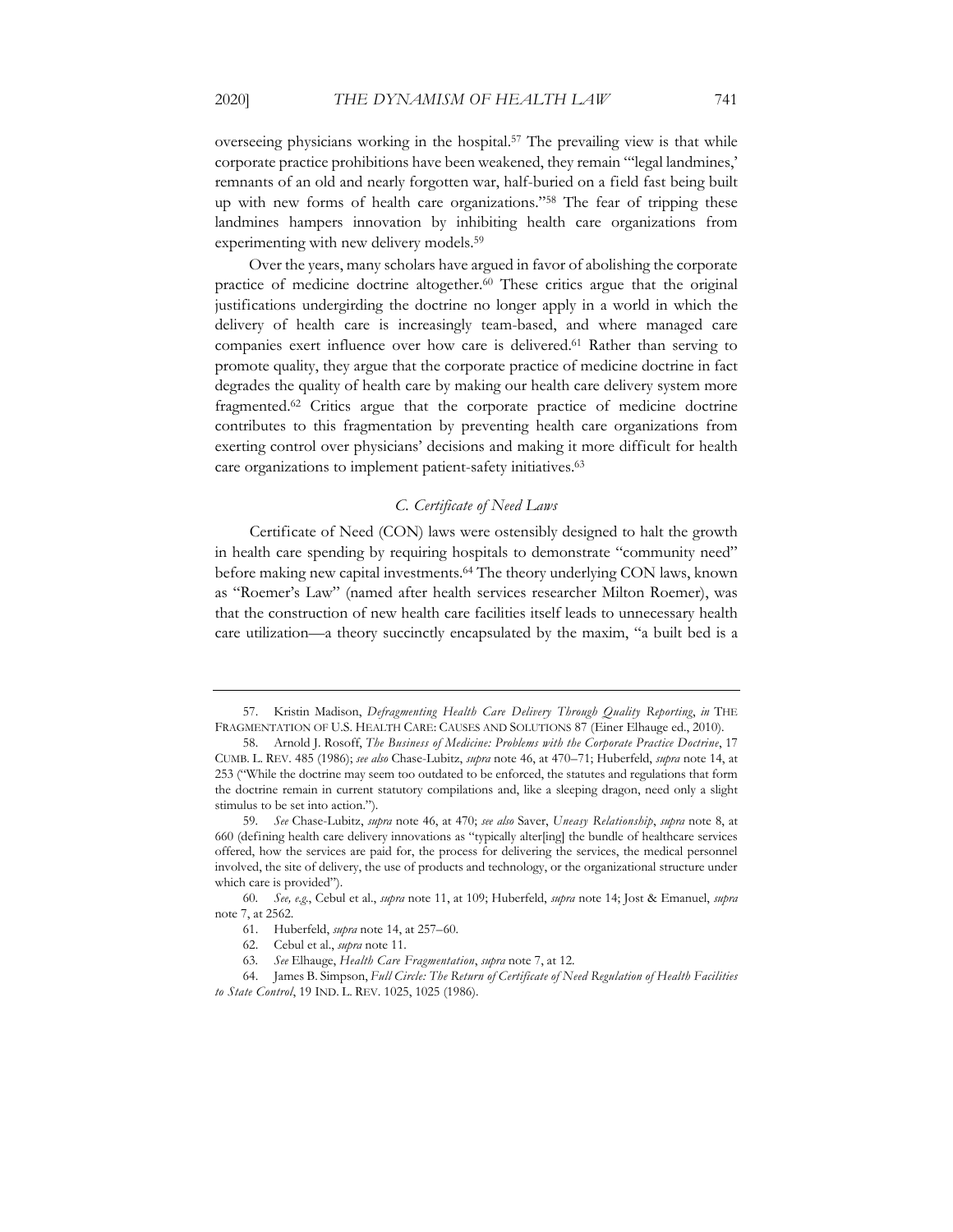overseeing physicians working in the hospital.[57] The prevailing view is that while corporate practice prohibitions have been weakened, they remain "'legal landmines,' remnants of an old and nearly forgotten war, half-buried on a field fast being built up with new forms of health care organizations."[58] The fear of tripping these landmines hampers innovation by inhibiting health care organizations from experimenting with new delivery models.[59]

Over the years, many scholars have argued in favor of abolishing the corporate practice of medicine doctrine altogether.[60] These critics argue that the original justifications undergirding the doctrine no longer apply in a world in which the delivery of health care is increasingly team-based, and where managed care companies exert influence over how care is delivered.[61] Rather than serving to promote quality, they argue that the corporate practice of medicine doctrine in fact degrades the quality of health care by making our health care delivery system more fragmented.[62] Critics argue that the corporate practice of medicine doctrine contributes to this fragmentation by preventing health care organizations from exerting control over physicians' decisions and making it more difficult for health care organizations to implement patient-safety initiatives.[63]

### *C. Certificate of Need Laws*

Certificate of Need (CON) laws were ostensibly designed to halt the growth in health care spending by requiring hospitals to demonstrate "community need" before making new capital investments.[64] The theory underlying CON laws, known as "Roemer's Law" (named after health services researcher Milton Roemer), was that the construction of new health care facilities itself leads to unnecessary health care utilization—a theory succinctly encapsulated by the maxim, "a built bed is a

---

57. Kristin Madison, *Defragmenting Health Care Delivery Through Quality Reporting*, *in* THE FRAGMENTATION OF U.S. HEALTH CARE: CAUSES AND SOLUTIONS 87 (Einer Elhauge ed., 2010).

58. Arnold J. Rosoff, *The Business of Medicine: Problems with the Corporate Practice Doctrine*, 17 CUMB. L. REV. 485 (1986); *see also* Chase-Lubitz, *supra* note 46, at 470–71; Huberfeld, *supra* note 14, at 253 ("While the doctrine may seem too outdated to be enforced, the statutes and regulations that form the doctrine remain in current statutory compilations and, like a sleeping dragon, need only a slight stimulus to be set into action.").

59. *See* Chase-Lubitz, *supra* note 46, at 470; *see also* Saver, *Uneasy Relationship*, *supra* note 8, at 660 (defining health care delivery innovations as "typically alter[ing] the bundle of healthcare services offered, how the services are paid for, the process for delivering the services, the medical personnel involved, the site of delivery, the use of products and technology, or the organizational structure under which care is provided").

60. *See, e.g.*, Cebul et al., *supra* note 11, at 109; Huberfeld, *supra* note 14; Jost & Emanuel, *supra* note 7, at 2562.

61. Huberfeld, *supra* note 14, at 257–60.

62. Cebul et al., *supra* note 11.

63. *See* Elhauge, *Health Care Fragmentation*, *supra* note 7, at 12.

64. James B. Simpson, *Full Circle: The Return of Certificate of Need Regulation of Health Facilities to State Control*, 19 IND. L. REV. 1025, 1025 (1986).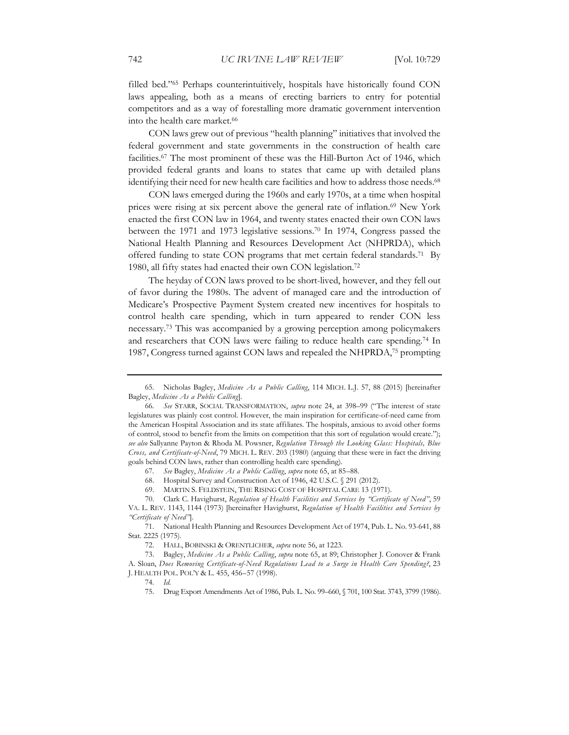filled bed."[65] Perhaps counterintuitively, hospitals have historically found CON laws appealing, both as a means of erecting barriers to entry for potential competitors and as a way of forestalling more dramatic government intervention into the health care market.[66]

CON laws grew out of previous "health planning" initiatives that involved the federal government and state governments in the construction of health care facilities.[67] The most prominent of these was the Hill-Burton Act of 1946, which provided federal grants and loans to states that came up with detailed plans identifying their need for new health care facilities and how to address those needs.[68]

CON laws emerged during the 1960s and early 1970s, at a time when hospital prices were rising at six percent above the general rate of inflation.[69] New York enacted the first CON law in 1964, and twenty states enacted their own CON laws between the 1971 and 1973 legislative sessions.[70] In 1974, Congress passed the National Health Planning and Resources Development Act (NHPRDA), which offered funding to state CON programs that met certain federal standards.[71] By 1980, all fifty states had enacted their own CON legislation.[72]

The heyday of CON laws proved to be short-lived, however, and they fell out of favor during the 1980s. The advent of managed care and the introduction of Medicare's Prospective Payment System created new incentives for hospitals to control health care spending, which in turn appeared to render CON less necessary.[73] This was accompanied by a growing perception among policymakers and researchers that CON laws were failing to reduce health care spending.[74] In 1987, Congress turned against CON laws and repealed the NHPRDA,[75] prompting

---

65. Nicholas Bagley, *Medicine As a Public Calling*, 114 MICH. L.J. 57, 88 (2015) [hereinafter Bagley, *Medicine As a Public Calling*].

66. *See* STARR, SOCIAL TRANSFORMATION, *supra* note 24, at 398–99 ("The interest of state legislatures was plainly cost control. However, the main inspiration for certificate-of-need came from the American Hospital Association and its state affiliates. The hospitals, anxious to avoid other forms of control, stood to benefit from the limits on competition that this sort of regulation would create."); *see also* Sallyanne Payton & Rhoda M. Powsner, *Regulation Through the Looking Glass: Hospitals, Blue Cross, and Certificate-of-Need*, 79 MICH. L. REV. 203 (1980) (arguing that these were in fact the driving goals behind CON laws, rather than controlling health care spending).

67. *See* Bagley, *Medicine As a Public Calling*, *supra* note 65, at 85–88.

68. Hospital Survey and Construction Act of 1946, 42 U.S.C. § 291 (2012).

69. MARTIN S. FELDSTEIN, THE RISING COST OF HOSPITAL CARE 13 (1971).

70. Clark C. Havighurst, *Regulation of Health Facilities and Services by "Certificate of Need"*, 59 VA. L. REV. 1143, 1144 (1973) [hereinafter Havighurst, *Regulation of Health Facilities and Services by "Certificate of Need"*].

71. National Health Planning and Resources Development Act of 1974, Pub. L. No. 93-641, 88 Stat. 2225 (1975).

72. HALL, BOBINSKI & ORENTLICHER, *supra* note 56, at 1223.

73. Bagley, *Medicine As a Public Calling*, *supra* note 65, at 89; Christopher J. Conover & Frank A. Sloan, *Does Removing Certificate-of-Need Regulations Lead to a Surge in Health Care Spending?*, 23 J. HEALTH POL. POL'Y & L. 455, 456–57 (1998).

74. *Id.*

75. Drug Export Amendments Act of 1986, Pub. L. No. 99–660, § 701, 100 Stat. 3743, 3799 (1986).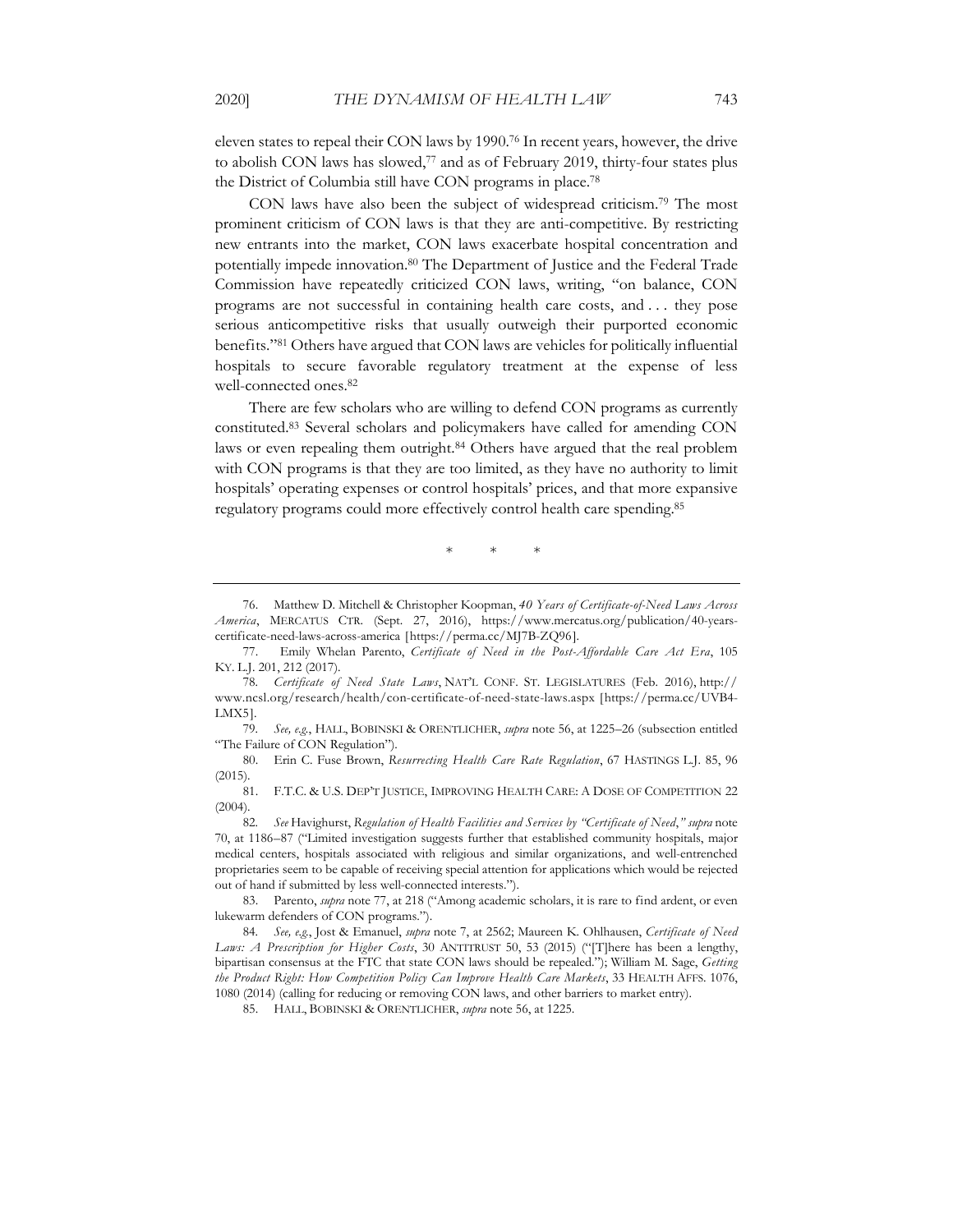eleven states to repeal their CON laws by 1990.[76] In recent years, however, the drive to abolish CON laws has slowed,[77] and as of February 2019, thirty-four states plus the District of Columbia still have CON programs in place.[78]

CON laws have also been the subject of widespread criticism.[79] The most prominent criticism of CON laws is that they are anti-competitive. By restricting new entrants into the market, CON laws exacerbate hospital concentration and potentially impede innovation.[80] The Department of Justice and the Federal Trade Commission have repeatedly criticized CON laws, writing, "on balance, CON programs are not successful in containing health care costs, and . . . they pose serious anticompetitive risks that usually outweigh their purported economic benefits."[81] Others have argued that CON laws are vehicles for politically influential hospitals to secure favorable regulatory treatment at the expense of less well-connected ones.[82]

There are few scholars who are willing to defend CON programs as currently constituted.[83] Several scholars and policymakers have called for amending CON laws or even repealing them outright.[84] Others have argued that the real problem with CON programs is that they are too limited, as they have no authority to limit hospitals' operating expenses or control hospitals' prices, and that more expansive regulatory programs could more effectively control health care spending.[85]

\* \* \*

---

76. Matthew D. Mitchell & Christopher Koopman, *40 Years of Certificate-of-Need Laws Across America*, MERCATUS CTR. (Sept. 27, 2016), https://www.mercatus.org/publication/40-years-certificate-need-laws-across-america [https://perma.cc/MJ7B-ZQ96].

77. Emily Whelan Parento, *Certificate of Need in the Post-Affordable Care Act Era*, 105 KY. L.J. 201, 212 (2017).

78. *Certificate of Need State Laws*, NAT'L CONF. ST. LEGISLATURES (Feb. 2016), http://www.ncsl.org/research/health/con-certificate-of-need-state-laws.aspx [https://perma.cc/UVB4-LMX5].

79. *See, e.g.*, HALL, BOBINSKI & ORENTLICHER, *supra* note 56, at 1225–26 (subsection entitled "The Failure of CON Regulation").

80. Erin C. Fuse Brown, *Resurrecting Health Care Rate Regulation*, 67 HASTINGS L.J. 85, 96 (2015).

81. F.T.C. & U.S. DEP'T JUSTICE, IMPROVING HEALTH CARE: A DOSE OF COMPETITION 22 (2004).

82. *See* Havighurst, *Regulation of Health Facilities and Services by "Certificate of Need," supra* note 70, at 1186–87 ("Limited investigation suggests further that established community hospitals, major medical centers, hospitals associated with religious and similar organizations, and well-entrenched proprietaries seem to be capable of receiving special attention for applications which would be rejected out of hand if submitted by less well-connected interests.").

83. Parento, *supra* note 77, at 218 ("Among academic scholars, it is rare to find ardent, or even lukewarm defenders of CON programs.").

84. *See, e.g.*, Jost & Emanuel, *supra* note 7, at 2562; Maureen K. Ohlhausen, *Certificate of Need Laws: A Prescription for Higher Costs*, 30 ANTITRUST 50, 53 (2015) ("[T]here has been a lengthy, bipartisan consensus at the FTC that state CON laws should be repealed."); William M. Sage, *Getting the Product Right: How Competition Policy Can Improve Health Care Markets*, 33 HEALTH AFFS. 1076, 1080 (2014) (calling for reducing or removing CON laws, and other barriers to market entry).

85. HALL, BOBINSKI & ORENTLICHER, *supra* note 56, at 1225.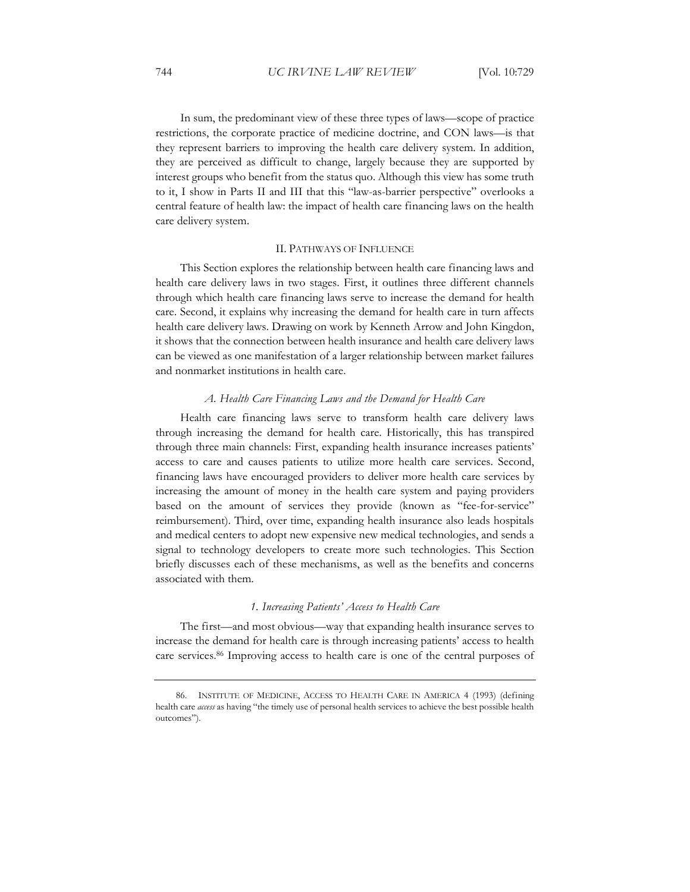In sum, the predominant view of these three types of laws—scope of practice restrictions, the corporate practice of medicine doctrine, and CON laws—is that they represent barriers to improving the health care delivery system. In addition, they are perceived as difficult to change, largely because they are supported by interest groups who benefit from the status quo. Although this view has some truth to it, I show in Parts II and III that this "law-as-barrier perspective" overlooks a central feature of health law: the impact of health care financing laws on the health care delivery system.

## II. PATHWAYS OF INFLUENCE

This Section explores the relationship between health care financing laws and health care delivery laws in two stages. First, it outlines three different channels through which health care financing laws serve to increase the demand for health care. Second, it explains why increasing the demand for health care in turn affects health care delivery laws. Drawing on work by Kenneth Arrow and John Kingdon, it shows that the connection between health insurance and health care delivery laws can be viewed as one manifestation of a larger relationship between market failures and nonmarket institutions in health care.

### *A. Health Care Financing Laws and the Demand for Health Care*

Health care financing laws serve to transform health care delivery laws through increasing the demand for health care. Historically, this has transpired through three main channels: First, expanding health insurance increases patients' access to care and causes patients to utilize more health care services. Second, financing laws have encouraged providers to deliver more health care services by increasing the amount of money in the health care system and paying providers based on the amount of services they provide (known as "fee-for-service" reimbursement). Third, over time, expanding health insurance also leads hospitals and medical centers to adopt new expensive new medical technologies, and sends a signal to technology developers to create more such technologies. This Section briefly discusses each of these mechanisms, as well as the benefits and concerns associated with them.

#### *1. Increasing Patients' Access to Health Care*

The first—and most obvious—way that expanding health insurance serves to increase the demand for health care is through increasing patients' access to health care services.[86] Improving access to health care is one of the central purposes of

---

86. INSTITUTE OF MEDICINE, ACCESS TO HEALTH CARE IN AMERICA 4 (1993) (defining health care *access* as having "the timely use of personal health services to achieve the best possible health outcomes").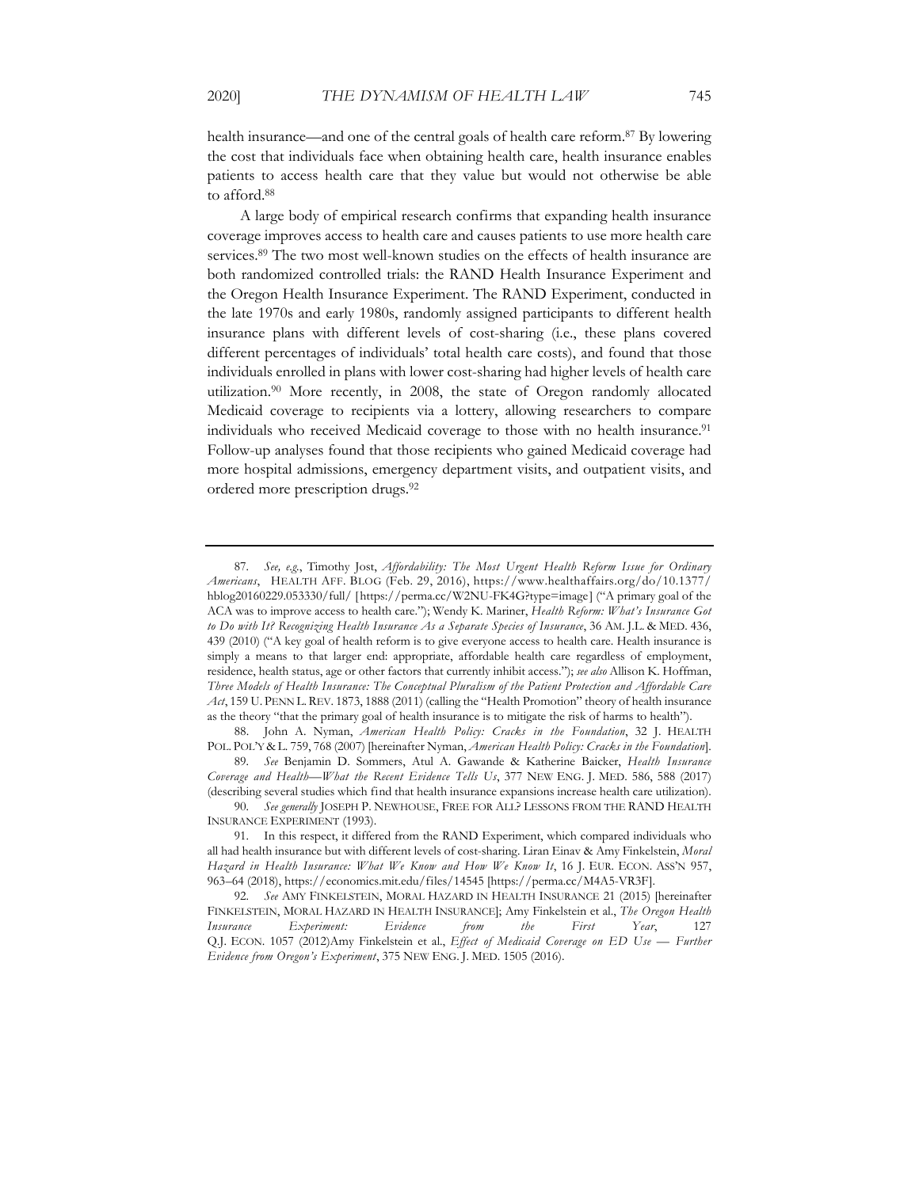health insurance—and one of the central goals of health care reform.[87] By lowering the cost that individuals face when obtaining health care, health insurance enables patients to access health care that they value but would not otherwise be able to afford.[88]

A large body of empirical research confirms that expanding health insurance coverage improves access to health care and causes patients to use more health care services.[89] The two most well-known studies on the effects of health insurance are both randomized controlled trials: the RAND Health Insurance Experiment and the Oregon Health Insurance Experiment. The RAND Experiment, conducted in the late 1970s and early 1980s, randomly assigned participants to different health insurance plans with different levels of cost-sharing (i.e., these plans covered different percentages of individuals' total health care costs), and found that those individuals enrolled in plans with lower cost-sharing had higher levels of health care utilization.[90] More recently, in 2008, the state of Oregon randomly allocated Medicaid coverage to recipients via a lottery, allowing researchers to compare individuals who received Medicaid coverage to those with no health insurance.[91] Follow-up analyses found that those recipients who gained Medicaid coverage had more hospital admissions, emergency department visits, and outpatient visits, and ordered more prescription drugs.[92]

---

87. *See, e.g.*, Timothy Jost, *Affordability: The Most Urgent Health Reform Issue for Ordinary Americans*, HEALTH AFF. BLOG (Feb. 29, 2016), https://www.healthaffairs.org/do/10.1377/hblog20160229.053330/full/ [https://perma.cc/W2NU-FK4G?type=image] ("A primary goal of the ACA was to improve access to health care."); Wendy K. Mariner, *Health Reform: What's Insurance Got to Do with It? Recognizing Health Insurance As a Separate Species of Insurance*, 36 AM. J.L. & MED. 436, 439 (2010) ("A key goal of health reform is to give everyone access to health care. Health insurance is simply a means to that larger end: appropriate, affordable health care regardless of employment, residence, health status, age or other factors that currently inhibit access."); *see also* Allison K. Hoffman, *Three Models of Health Insurance: The Conceptual Pluralism of the Patient Protection and Affordable Care Act*, 159 U. PENN L. REV. 1873, 1888 (2011) (calling the "Health Promotion" theory of health insurance as the theory "that the primary goal of health insurance is to mitigate the risk of harms to health").

88. John A. Nyman, *American Health Policy: Cracks in the Foundation*, 32 J. HEALTH POL. POL'Y & L. 759, 768 (2007) [hereinafter Nyman, *American Health Policy: Cracks in the Foundation*].

89. *See* Benjamin D. Sommers, Atul A. Gawande & Katherine Baicker, *Health Insurance Coverage and Health—What the Recent Evidence Tells Us*, 377 NEW ENG. J. MED. 586, 588 (2017) (describing several studies which find that health insurance expansions increase health care utilization).

90. *See generally* JOSEPH P. NEWHOUSE, FREE FOR ALL? LESSONS FROM THE RAND HEALTH INSURANCE EXPERIMENT (1993).

91. In this respect, it differed from the RAND Experiment, which compared individuals who all had health insurance but with different levels of cost-sharing. Liran Einav & Amy Finkelstein, *Moral Hazard in Health Insurance: What We Know and How We Know It*, 16 J. EUR. ECON. ASS'N 957, 963–64 (2018), https://economics.mit.edu/files/14545 [https://perma.cc/M4A5-VR3F].

92. *See* AMY FINKELSTEIN, MORAL HAZARD IN HEALTH INSURANCE 21 (2015) [hereinafter FINKELSTEIN, MORAL HAZARD IN HEALTH INSURANCE]; Amy Finkelstein et al., *The Oregon Health Insurance Experiment: Evidence from the First Year*, 127 Q.J. ECON. 1057 (2012)Amy Finkelstein et al., *Effect of Medicaid Coverage on ED Use — Further Evidence from Oregon's Experiment*, 375 NEW ENG. J. MED. 1505 (2016).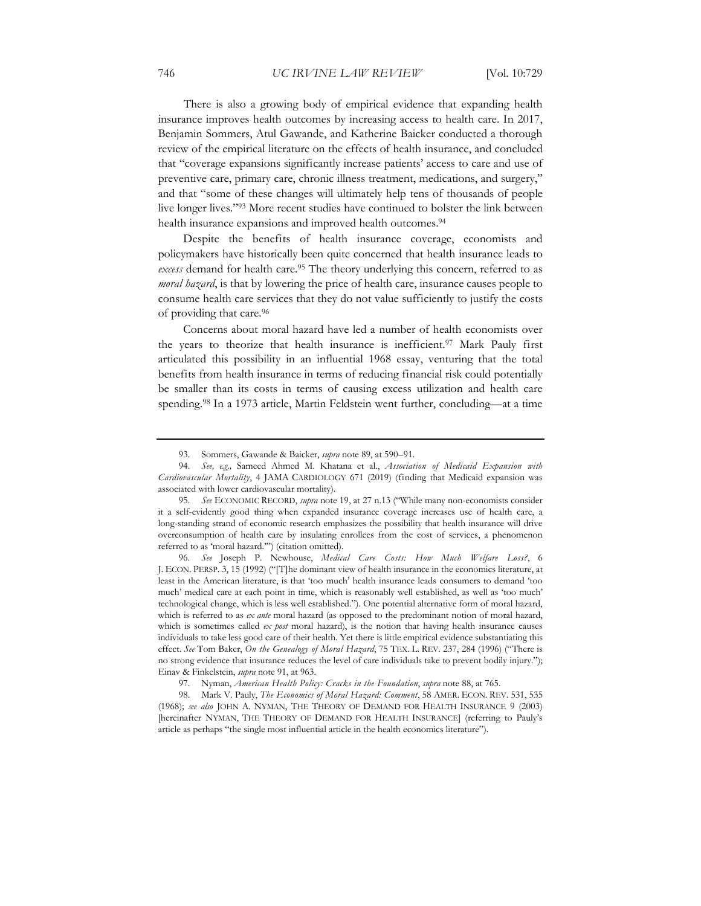There is also a growing body of empirical evidence that expanding health insurance improves health outcomes by increasing access to health care. In 2017, Benjamin Sommers, Atul Gawande, and Katherine Baicker conducted a thorough review of the empirical literature on the effects of health insurance, and concluded that "coverage expansions significantly increase patients' access to care and use of preventive care, primary care, chronic illness treatment, medications, and surgery," and that "some of these changes will ultimately help tens of thousands of people live longer lives."[93] More recent studies have continued to bolster the link between health insurance expansions and improved health outcomes.[94]

Despite the benefits of health insurance coverage, economists and policymakers have historically been quite concerned that health insurance leads to *excess* demand for health care.[95] The theory underlying this concern, referred to as *moral hazard*, is that by lowering the price of health care, insurance causes people to consume health care services that they do not value sufficiently to justify the costs of providing that care.[96]

Concerns about moral hazard have led a number of health economists over the years to theorize that health insurance is inefficient.[97] Mark Pauly first articulated this possibility in an influential 1968 essay, venturing that the total benefits from health insurance in terms of reducing financial risk could potentially be smaller than its costs in terms of causing excess utilization and health care spending.[98] In a 1973 article, Martin Feldstein went further, concluding—at a time

---

93. Sommers, Gawande & Baicker, *supra* note 89, at 590–91.

94. *See, e.g.,* Sameed Ahmed M. Khatana et al., *Association of Medicaid Expansion with Cardiovascular Mortality*, 4 JAMA CARDIOLOGY 671 (2019) (finding that Medicaid expansion was associated with lower cardiovascular mortality).

95. *See* ECONOMIC RECORD, *supra* note 19, at 27 n.13 ("While many non-economists consider it a self-evidently good thing when expanded insurance coverage increases use of health care, a long-standing strand of economic research emphasizes the possibility that health insurance will drive overconsumption of health care by insulating enrollees from the cost of services, a phenomenon referred to as 'moral hazard.'") (citation omitted).

96. *See* Joseph P. Newhouse, *Medical Care Costs: How Much Welfare Loss?*, 6 J. ECON. PERSP. 3, 15 (1992) ("[T]he dominant view of health insurance in the economics literature, at least in the American literature, is that 'too much' health insurance leads consumers to demand 'too much' medical care at each point in time, which is reasonably well established, as well as 'too much' technological change, which is less well established."). One potential alternative form of moral hazard, which is referred to as *ex ante* moral hazard (as opposed to the predominant notion of moral hazard, which is sometimes called *ex post* moral hazard), is the notion that having health insurance causes individuals to take less good care of their health. Yet there is little empirical evidence substantiating this effect. *See* Tom Baker, *On the Genealogy of Moral Hazard*, 75 TEX. L. REV. 237, 284 (1996) ("There is no strong evidence that insurance reduces the level of care individuals take to prevent bodily injury."); Einav & Finkelstein, *supra* note 91, at 963.

97. Nyman, *American Health Policy: Cracks in the Foundation*, *supra* note 88, at 765.

98. Mark V. Pauly, *The Economics of Moral Hazard: Comment*, 58 AMER. ECON. REV. 531, 535 (1968); *see also* JOHN A. NYMAN, THE THEORY OF DEMAND FOR HEALTH INSURANCE 9 (2003) [hereinafter NYMAN, THE THEORY OF DEMAND FOR HEALTH INSURANCE] (referring to Pauly's article as perhaps "the single most influential article in the health economics literature").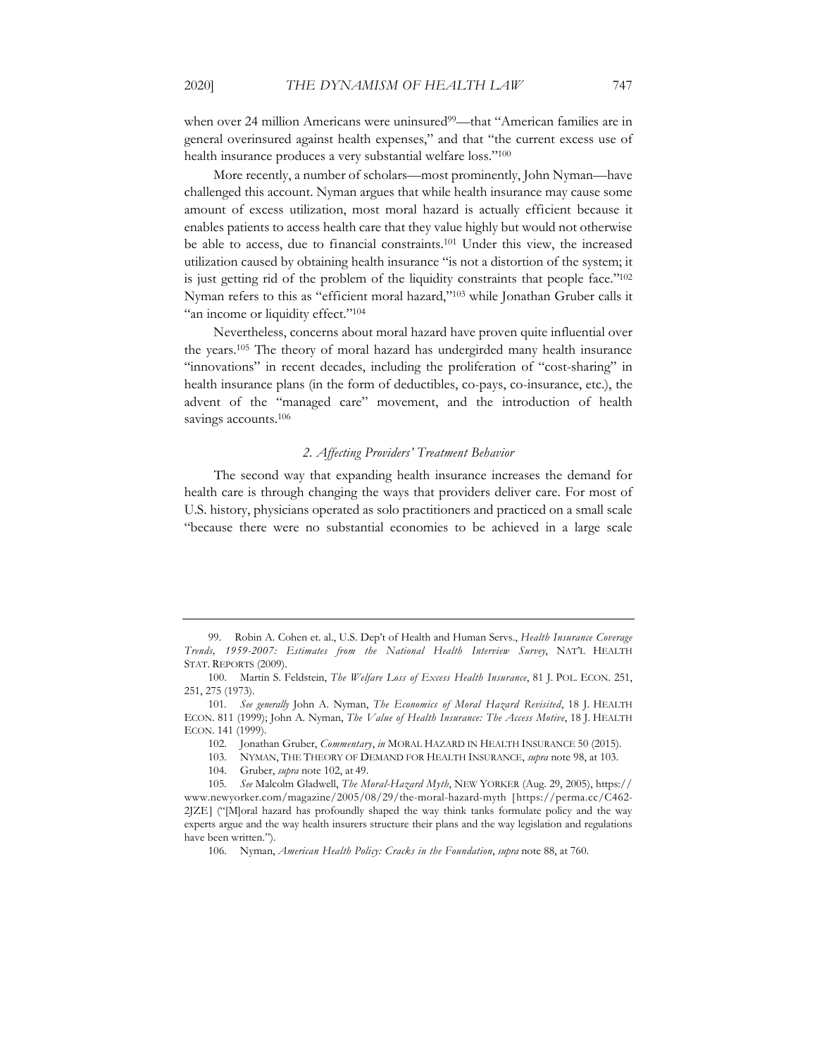when over 24 million Americans were uninsured[99]—that "American families are in general overinsured against health expenses," and that "the current excess use of health insurance produces a very substantial welfare loss."[100]

More recently, a number of scholars—most prominently, John Nyman—have challenged this account. Nyman argues that while health insurance may cause some amount of excess utilization, most moral hazard is actually efficient because it enables patients to access health care that they value highly but would not otherwise be able to access, due to financial constraints.[101] Under this view, the increased utilization caused by obtaining health insurance "is not a distortion of the system; it is just getting rid of the problem of the liquidity constraints that people face."[102] Nyman refers to this as "efficient moral hazard,"[103] while Jonathan Gruber calls it "an income or liquidity effect."[104]

Nevertheless, concerns about moral hazard have proven quite influential over the years.[105] The theory of moral hazard has undergirded many health insurance "innovations" in recent decades, including the proliferation of "cost-sharing" in health insurance plans (in the form of deductibles, co-pays, co-insurance, etc.), the advent of the "managed care" movement, and the introduction of health savings accounts.[106]

### *2. Affecting Providers' Treatment Behavior*

The second way that expanding health insurance increases the demand for health care is through changing the ways that providers deliver care. For most of U.S. history, physicians operated as solo practitioners and practiced on a small scale "because there were no substantial economies to be achieved in a large scale

---

99. Robin A. Cohen et. al., U.S. Dep't of Health and Human Servs., *Health Insurance Coverage Trends, 1959-2007: Estimates from the National Health Interview Survey*, NAT'L HEALTH STAT. REPORTS (2009).

100. Martin S. Feldstein, *The Welfare Loss of Excess Health Insurance*, 81 J. POL. ECON. 251, 251, 275 (1973).

101. *See generally* John A. Nyman, *The Economics of Moral Hazard Revisited*, 18 J. HEALTH ECON. 811 (1999); John A. Nyman, *The Value of Health Insurance: The Access Motive*, 18 J. HEALTH ECON. 141 (1999).

102. Jonathan Gruber, *Commentary*, *in* MORAL HAZARD IN HEALTH INSURANCE 50 (2015).

103. NYMAN, THE THEORY OF DEMAND FOR HEALTH INSURANCE, *supra* note 98, at 103.

104. Gruber, *supra* note 102, at 49.

105. *See* Malcolm Gladwell, *The Moral-Hazard Myth*, NEW YORKER (Aug. 29, 2005), https://www.newyorker.com/magazine/2005/08/29/the-moral-hazard-myth [https://perma.cc/C462-2JZE] ("[M]oral hazard has profoundly shaped the way think tanks formulate policy and the way experts argue and the way health insurers structure their plans and the way legislation and regulations have been written.").

106. Nyman, *American Health Policy: Cracks in the Foundation*, *supra* note 88, at 760.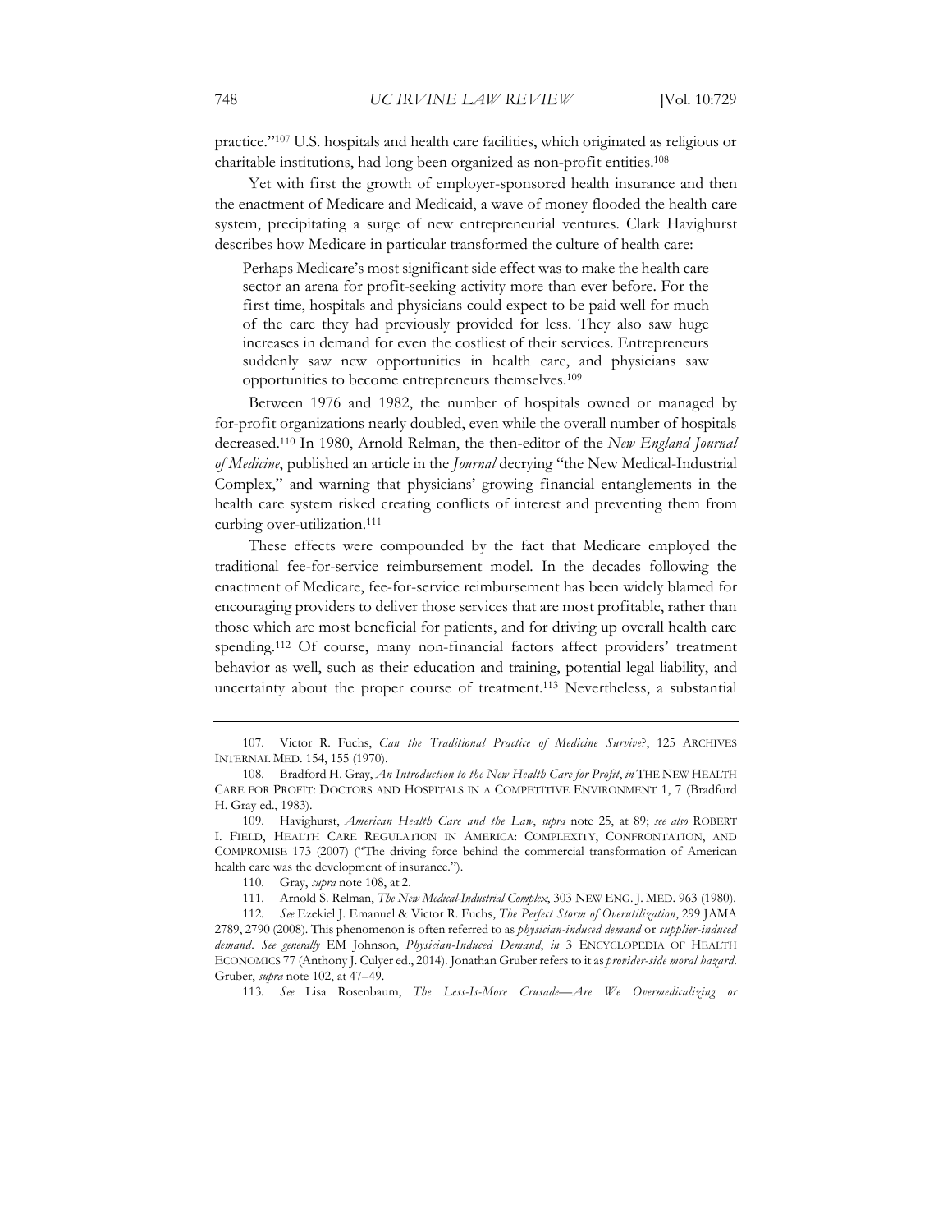practice."[107] U.S. hospitals and health care facilities, which originated as religious or charitable institutions, had long been organized as non-profit entities.[108]

Yet with first the growth of employer-sponsored health insurance and then the enactment of Medicare and Medicaid, a wave of money flooded the health care system, precipitating a surge of new entrepreneurial ventures. Clark Havighurst describes how Medicare in particular transformed the culture of health care:

> Perhaps Medicare's most significant side effect was to make the health care sector an arena for profit-seeking activity more than ever before. For the first time, hospitals and physicians could expect to be paid well for much of the care they had previously provided for less. They also saw huge increases in demand for even the costliest of their services. Entrepreneurs suddenly saw new opportunities in health care, and physicians saw opportunities to become entrepreneurs themselves.[109]

Between 1976 and 1982, the number of hospitals owned or managed by for-profit organizations nearly doubled, even while the overall number of hospitals decreased.[110] In 1980, Arnold Relman, the then-editor of the *New England Journal of Medicine*, published an article in the *Journal* decrying "the New Medical-Industrial Complex," and warning that physicians' growing financial entanglements in the health care system risked creating conflicts of interest and preventing them from curbing over-utilization.[111]

These effects were compounded by the fact that Medicare employed the traditional fee-for-service reimbursement model. In the decades following the enactment of Medicare, fee-for-service reimbursement has been widely blamed for encouraging providers to deliver those services that are most profitable, rather than those which are most beneficial for patients, and for driving up overall health care spending.[112] Of course, many non-financial factors affect providers' treatment behavior as well, such as their education and training, potential legal liability, and uncertainty about the proper course of treatment.[113] Nevertheless, a substantial

---

107. Victor R. Fuchs, *Can the Traditional Practice of Medicine Survive?*, 125 ARCHIVES INTERNAL MED. 154, 155 (1970).

108. Bradford H. Gray, *An Introduction to the New Health Care for Profit*, *in* THE NEW HEALTH CARE FOR PROFIT: DOCTORS AND HOSPITALS IN A COMPETITIVE ENVIRONMENT 1, 7 (Bradford H. Gray ed., 1983).

109. Havighurst, *American Health Care and the Law*, *supra* note 25, at 89; *see also* ROBERT I. FIELD, HEALTH CARE REGULATION IN AMERICA: COMPLEXITY, CONFRONTATION, AND COMPROMISE 173 (2007) ("The driving force behind the commercial transformation of American health care was the development of insurance.").

110. Gray, *supra* note 108, at 2.

111. Arnold S. Relman, *The New Medical-Industrial Complex*, 303 NEW ENG. J. MED. 963 (1980).

112. *See* Ezekiel J. Emanuel & Victor R. Fuchs, *The Perfect Storm of Overutilization*, 299 JAMA 2789, 2790 (2008). This phenomenon is often referred to as *physician-induced demand* or *supplier-induced demand*. *See generally* EM Johnson, *Physician-Induced Demand*, *in* 3 ENCYCLOPEDIA OF HEALTH ECONOMICS 77 (Anthony J. Culyer ed., 2014). Jonathan Gruber refers to it as *provider-side moral hazard*. Gruber, *supra* note 102, at 47–49.

113. *See* Lisa Rosenbaum, *The Less-Is-More Crusade—Are We Overmedicalizing or*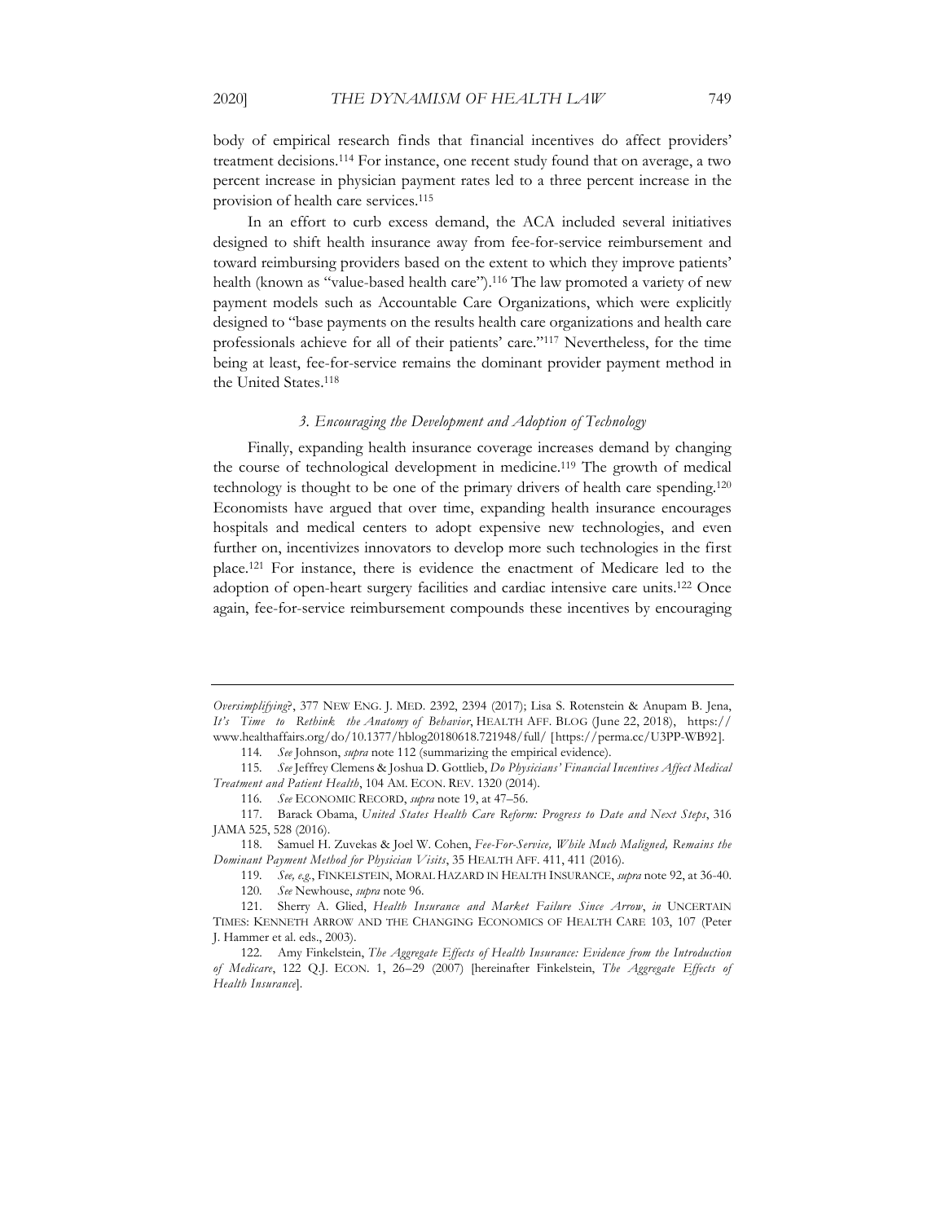body of empirical research finds that financial incentives do affect providers' treatment decisions.[114] For instance, one recent study found that on average, a two percent increase in physician payment rates led to a three percent increase in the provision of health care services.[115]

In an effort to curb excess demand, the ACA included several initiatives designed to shift health insurance away from fee-for-service reimbursement and toward reimbursing providers based on the extent to which they improve patients' health (known as "value-based health care").[116] The law promoted a variety of new payment models such as Accountable Care Organizations, which were explicitly designed to "base payments on the results health care organizations and health care professionals achieve for all of their patients' care."[117] Nevertheless, for the time being at least, fee-for-service remains the dominant provider payment method in the United States.[118]

### *3. Encouraging the Development and Adoption of Technology*

Finally, expanding health insurance coverage increases demand by changing the course of technological development in medicine.[119] The growth of medical technology is thought to be one of the primary drivers of health care spending.[120] Economists have argued that over time, expanding health insurance encourages hospitals and medical centers to adopt expensive new technologies, and even further on, incentivizes innovators to develop more such technologies in the first place.[121] For instance, there is evidence the enactment of Medicare led to the adoption of open-heart surgery facilities and cardiac intensive care units.[122] Once again, fee-for-service reimbursement compounds these incentives by encouraging

---

*Oversimplifying*?, 377 NEW ENG. J. MED. 2392, 2394 (2017); Lisa S. Rotenstein & Anupam B. Jena, *It's Time to Rethink the Anatomy of Behavior*, HEALTH AFF. BLOG (June 22, 2018), https://www.healthaffairs.org/do/10.1377/hblog20180618.721948/full/ [https://perma.cc/U3PP-WB92].

114. *See* Johnson, *supra* note 112 (summarizing the empirical evidence).

115. *See* Jeffrey Clemens & Joshua D. Gottlieb, *Do Physicians' Financial Incentives Affect Medical Treatment and Patient Health*, 104 AM. ECON. REV. 1320 (2014).

116. *See* ECONOMIC RECORD, *supra* note 19, at 47–56.

117. Barack Obama, *United States Health Care Reform: Progress to Date and Next Steps*, 316 JAMA 525, 528 (2016).

118. Samuel H. Zuvekas & Joel W. Cohen, *Fee-For-Service, While Much Maligned, Remains the Dominant Payment Method for Physician Visits*, 35 HEALTH AFF. 411, 411 (2016).

119. *See, e.g.*, FINKELSTEIN, MORAL HAZARD IN HEALTH INSURANCE, *supra* note 92, at 36-40.

120. *See* Newhouse, *supra* note 96.

121. Sherry A. Glied, *Health Insurance and Market Failure Since Arrow*, *in* UNCERTAIN TIMES: KENNETH ARROW AND THE CHANGING ECONOMICS OF HEALTH CARE 103, 107 (Peter J. Hammer et al. eds., 2003).

122. Amy Finkelstein, *The Aggregate Effects of Health Insurance: Evidence from the Introduction of Medicare*, 122 Q.J. ECON. 1, 26–29 (2007) [hereinafter Finkelstein, *The Aggregate Effects of Health Insurance*].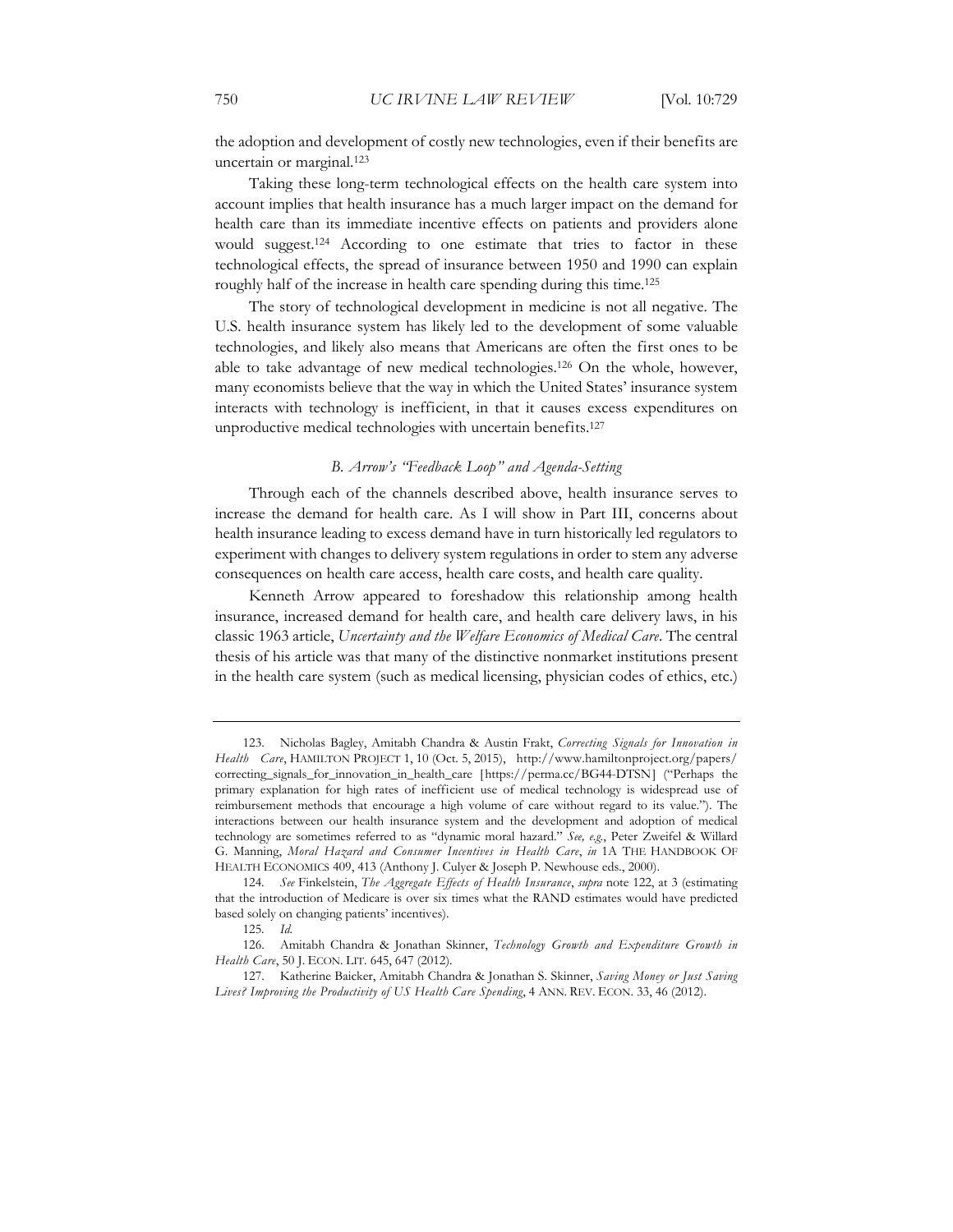the adoption and development of costly new technologies, even if their benefits are uncertain or marginal.[123]

Taking these long-term technological effects on the health care system into account implies that health insurance has a much larger impact on the demand for health care than its immediate incentive effects on patients and providers alone would suggest.[124] According to one estimate that tries to factor in these technological effects, the spread of insurance between 1950 and 1990 can explain roughly half of the increase in health care spending during this time.[125]

The story of technological development in medicine is not all negative. The U.S. health insurance system has likely led to the development of some valuable technologies, and likely also means that Americans are often the first ones to be able to take advantage of new medical technologies.[126] On the whole, however, many economists believe that the way in which the United States' insurance system interacts with technology is inefficient, in that it causes excess expenditures on unproductive medical technologies with uncertain benefits.[127]

### *B. Arrow's "Feedback Loop" and Agenda-Setting*

Through each of the channels described above, health insurance serves to increase the demand for health care. As I will show in Part III, concerns about health insurance leading to excess demand have in turn historically led regulators to experiment with changes to delivery system regulations in order to stem any adverse consequences on health care access, health care costs, and health care quality.

Kenneth Arrow appeared to foreshadow this relationship among health insurance, increased demand for health care, and health care delivery laws, in his classic 1963 article, *Uncertainty and the Welfare Economics of Medical Care*. The central thesis of his article was that many of the distinctive nonmarket institutions present in the health care system (such as medical licensing, physician codes of ethics, etc.)

---

123. Nicholas Bagley, Amitabh Chandra & Austin Frakt, *Correcting Signals for Innovation in Health Care*, HAMILTON PROJECT 1, 10 (Oct. 5, 2015), http://www.hamiltonproject.org/papers/correcting_signals_for_innovation_in_health_care [https://perma.cc/BG44-DTSN] ("Perhaps the primary explanation for high rates of inefficient use of medical technology is widespread use of reimbursement methods that encourage a high volume of care without regard to its value."). The interactions between our health insurance system and the development and adoption of medical technology are sometimes referred to as "dynamic moral hazard." *See, e.g.*, Peter Zweifel & Willard G. Manning, *Moral Hazard and Consumer Incentives in Health Care*, *in* 1A THE HANDBOOK OF HEALTH ECONOMICS 409, 413 (Anthony J. Culyer & Joseph P. Newhouse eds., 2000).

124. *See* Finkelstein, *The Aggregate Effects of Health Insurance*, *supra* note 122, at 3 (estimating that the introduction of Medicare is over six times what the RAND estimates would have predicted based solely on changing patients' incentives).

125. *Id.*

126. Amitabh Chandra & Jonathan Skinner, *Technology Growth and Expenditure Growth in Health Care*, 50 J. ECON. LIT. 645, 647 (2012).

127. Katherine Baicker, Amitabh Chandra & Jonathan S. Skinner, *Saving Money or Just Saving Lives? Improving the Productivity of US Health Care Spending*, 4 ANN. REV. ECON. 33, 46 (2012).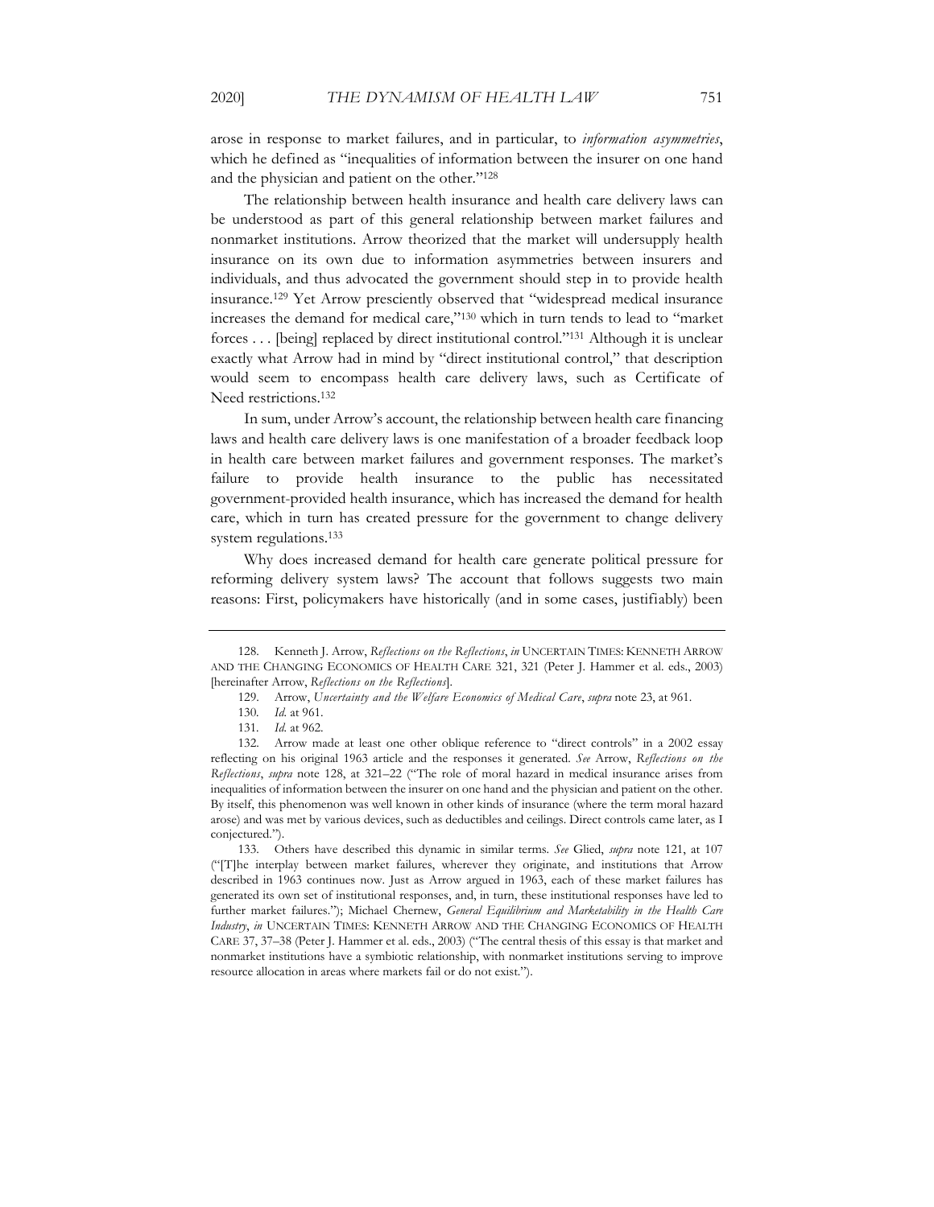arose in response to market failures, and in particular, to *information asymmetries*, which he defined as "inequalities of information between the insurer on one hand and the physician and patient on the other."[128]

The relationship between health insurance and health care delivery laws can be understood as part of this general relationship between market failures and nonmarket institutions. Arrow theorized that the market will undersupply health insurance on its own due to information asymmetries between insurers and individuals, and thus advocated the government should step in to provide health insurance.[129] Yet Arrow presciently observed that "widespread medical insurance increases the demand for medical care,"[130] which in turn tends to lead to "market forces . . . [being] replaced by direct institutional control."[131] Although it is unclear exactly what Arrow had in mind by "direct institutional control," that description would seem to encompass health care delivery laws, such as Certificate of Need restrictions.[132]

In sum, under Arrow's account, the relationship between health care financing laws and health care delivery laws is one manifestation of a broader feedback loop in health care between market failures and government responses. The market's failure to provide health insurance to the public has necessitated government-provided health insurance, which has increased the demand for health care, which in turn has created pressure for the government to change delivery system regulations.[133]

Why does increased demand for health care generate political pressure for reforming delivery system laws? The account that follows suggests two main reasons: First, policymakers have historically (and in some cases, justifiably) been

---

128. Kenneth J. Arrow, *Reflections on the Reflections*, *in* UNCERTAIN TIMES: KENNETH ARROW AND THE CHANGING ECONOMICS OF HEALTH CARE 321, 321 (Peter J. Hammer et al. eds., 2003) [hereinafter Arrow, *Reflections on the Reflections*].

129. Arrow, *Uncertainty and the Welfare Economics of Medical Care*, *supra* note 23, at 961.

130. *Id.* at 961.

131. *Id.* at 962.

132. Arrow made at least one other oblique reference to "direct controls" in a 2002 essay reflecting on his original 1963 article and the responses it generated. *See* Arrow, *Reflections on the Reflections*, *supra* note 128, at 321–22 ("The role of moral hazard in medical insurance arises from inequalities of information between the insurer on one hand and the physician and patient on the other. By itself, this phenomenon was well known in other kinds of insurance (where the term moral hazard arose) and was met by various devices, such as deductibles and ceilings. Direct controls came later, as I conjectured.").

133. Others have described this dynamic in similar terms. *See* Glied, *supra* note 121, at 107 ("[T]he interplay between market failures, wherever they originate, and institutions that Arrow described in 1963 continues now. Just as Arrow argued in 1963, each of these market failures has generated its own set of institutional responses, and, in turn, these institutional responses have led to further market failures."); Michael Chernew, *General Equilibrium and Marketability in the Health Care Industry*, *in* UNCERTAIN TIMES: KENNETH ARROW AND THE CHANGING ECONOMICS OF HEALTH CARE 37, 37–38 (Peter J. Hammer et al. eds., 2003) ("The central thesis of this essay is that market and nonmarket institutions have a symbiotic relationship, with nonmarket institutions serving to improve resource allocation in areas where markets fail or do not exist.").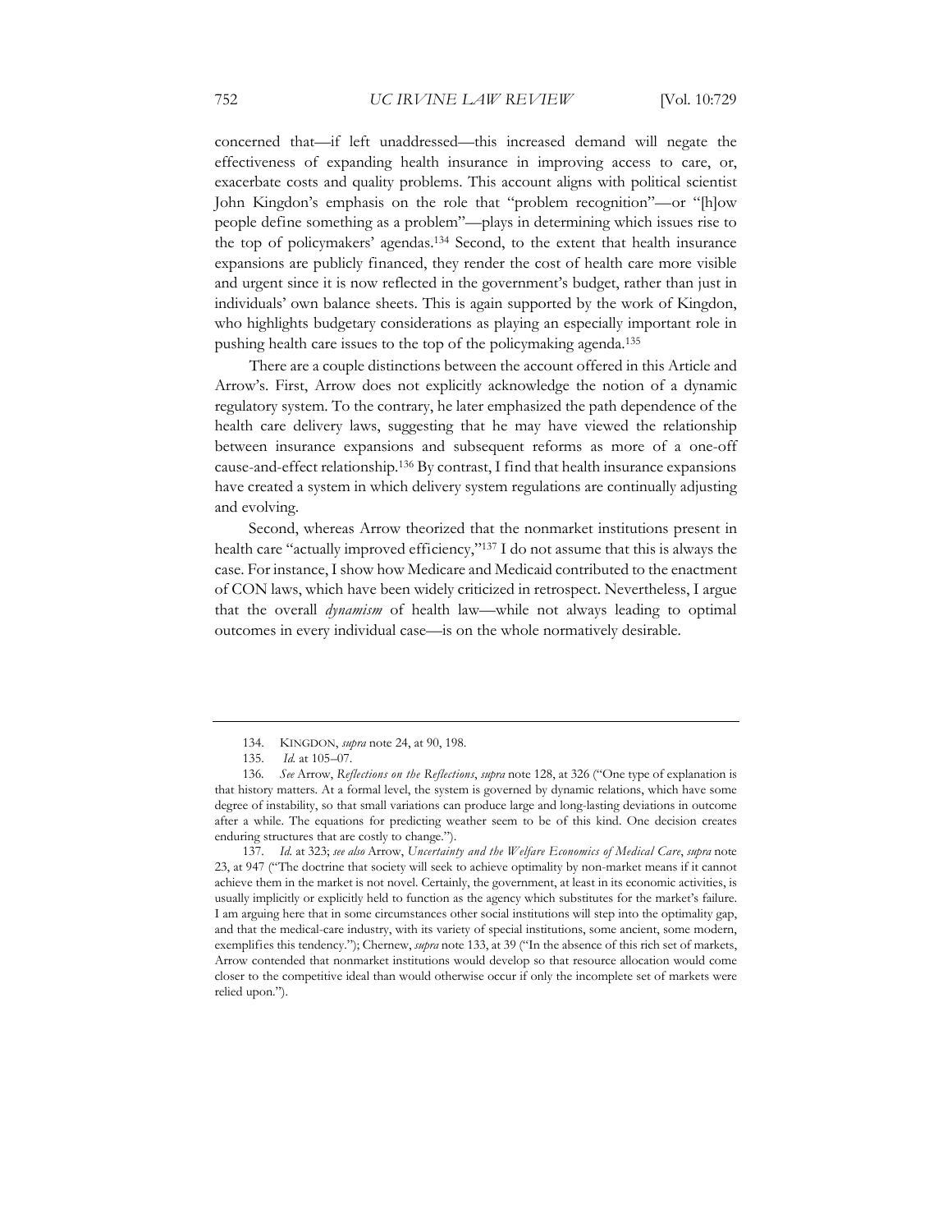concerned that—if left unaddressed—this increased demand will negate the effectiveness of expanding health insurance in improving access to care, or, exacerbate costs and quality problems. This account aligns with political scientist John Kingdon's emphasis on the role that "problem recognition"—or "[h]ow people define something as a problem"—plays in determining which issues rise to the top of policymakers' agendas.[134] Second, to the extent that health insurance expansions are publicly financed, they render the cost of health care more visible and urgent since it is now reflected in the government's budget, rather than just in individuals' own balance sheets. This is again supported by the work of Kingdon, who highlights budgetary considerations as playing an especially important role in pushing health care issues to the top of the policymaking agenda.[135]

There are a couple distinctions between the account offered in this Article and Arrow's. First, Arrow does not explicitly acknowledge the notion of a dynamic regulatory system. To the contrary, he later emphasized the path dependence of the health care delivery laws, suggesting that he may have viewed the relationship between insurance expansions and subsequent reforms as more of a one-off cause-and-effect relationship.[136] By contrast, I find that health insurance expansions have created a system in which delivery system regulations are continually adjusting and evolving.

Second, whereas Arrow theorized that the nonmarket institutions present in health care "actually improved efficiency,"[137] I do not assume that this is always the case. For instance, I show how Medicare and Medicaid contributed to the enactment of CON laws, which have been widely criticized in retrospect. Nevertheless, I argue that the overall *dynamism* of health law—while not always leading to optimal outcomes in every individual case—is on the whole normatively desirable.

---

134. KINGDON, *supra* note 24, at 90, 198.

135. *Id.* at 105–07.

136. *See* Arrow, *Reflections on the Reflections*, *supra* note 128, at 326 ("One type of explanation is that history matters. At a formal level, the system is governed by dynamic relations, which have some degree of instability, so that small variations can produce large and long-lasting deviations in outcome after a while. The equations for predicting weather seem to be of this kind. One decision creates enduring structures that are costly to change.").

137. *Id.* at 323; *see also* Arrow, *Uncertainty and the Welfare Economics of Medical Care*, *supra* note 23, at 947 ("The doctrine that society will seek to achieve optimality by non-market means if it cannot achieve them in the market is not novel. Certainly, the government, at least in its economic activities, is usually implicitly or explicitly held to function as the agency which substitutes for the market's failure. I am arguing here that in some circumstances other social institutions will step into the optimality gap, and that the medical-care industry, with its variety of special institutions, some ancient, some modern, exemplifies this tendency."); Chernew, *supra* note 133, at 39 ("In the absence of this rich set of markets, Arrow contended that nonmarket institutions would develop so that resource allocation would come closer to the competitive ideal than would otherwise occur if only the incomplete set of markets were relied upon.").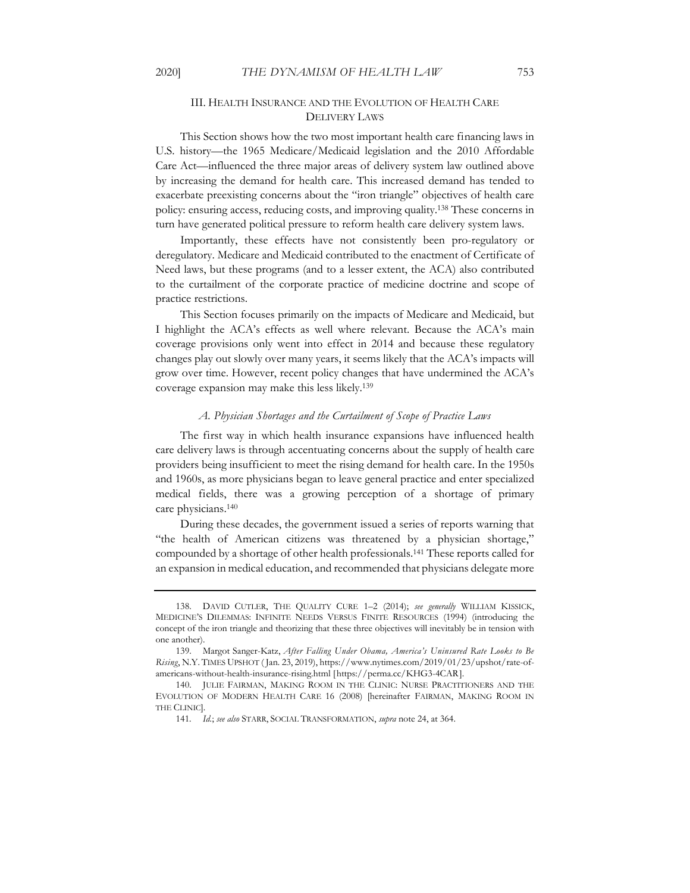## III. HEALTH INSURANCE AND THE EVOLUTION OF HEALTH CARE DELIVERY LAWS

This Section shows how the two most important health care financing laws in U.S. history—the 1965 Medicare/Medicaid legislation and the 2010 Affordable Care Act—influenced the three major areas of delivery system law outlined above by increasing the demand for health care. This increased demand has tended to exacerbate preexisting concerns about the "iron triangle" objectives of health care policy: ensuring access, reducing costs, and improving quality.[138] These concerns in turn have generated political pressure to reform health care delivery system laws.

Importantly, these effects have not consistently been pro-regulatory or deregulatory. Medicare and Medicaid contributed to the enactment of Certificate of Need laws, but these programs (and to a lesser extent, the ACA) also contributed to the curtailment of the corporate practice of medicine doctrine and scope of practice restrictions.

This Section focuses primarily on the impacts of Medicare and Medicaid, but I highlight the ACA's effects as well where relevant. Because the ACA's main coverage provisions only went into effect in 2014 and because these regulatory changes play out slowly over many years, it seems likely that the ACA's impacts will grow over time. However, recent policy changes that have undermined the ACA's coverage expansion may make this less likely.[139]

### *A. Physician Shortages and the Curtailment of Scope of Practice Laws*

The first way in which health insurance expansions have influenced health care delivery laws is through accentuating concerns about the supply of health care providers being insufficient to meet the rising demand for health care. In the 1950s and 1960s, as more physicians began to leave general practice and enter specialized medical fields, there was a growing perception of a shortage of primary care physicians.[140]

During these decades, the government issued a series of reports warning that "the health of American citizens was threatened by a physician shortage," compounded by a shortage of other health professionals.[141] These reports called for an expansion in medical education, and recommended that physicians delegate more

---

138. DAVID CUTLER, THE QUALITY CURE 1–2 (2014); *see generally* WILLIAM KISSICK, MEDICINE'S DILEMMAS: INFINITE NEEDS VERSUS FINITE RESOURCES (1994) (introducing the concept of the iron triangle and theorizing that these three objectives will inevitably be in tension with one another).

139. Margot Sanger-Katz, *After Falling Under Obama, America's Uninsured Rate Looks to Be Rising*, N.Y. TIMES UPSHOT (Jan. 23, 2019), https://www.nytimes.com/2019/01/23/upshot/rate-of-americans-without-health-insurance-rising.html [https://perma.cc/KHG3-4CAR].

140. JULIE FAIRMAN, MAKING ROOM IN THE CLINIC: NURSE PRACTITIONERS AND THE EVOLUTION OF MODERN HEALTH CARE 16 (2008) [hereinafter FAIRMAN, MAKING ROOM IN THE CLINIC].

141. *Id.*; *see also* STARR, SOCIAL TRANSFORMATION, *supra* note 24, at 364.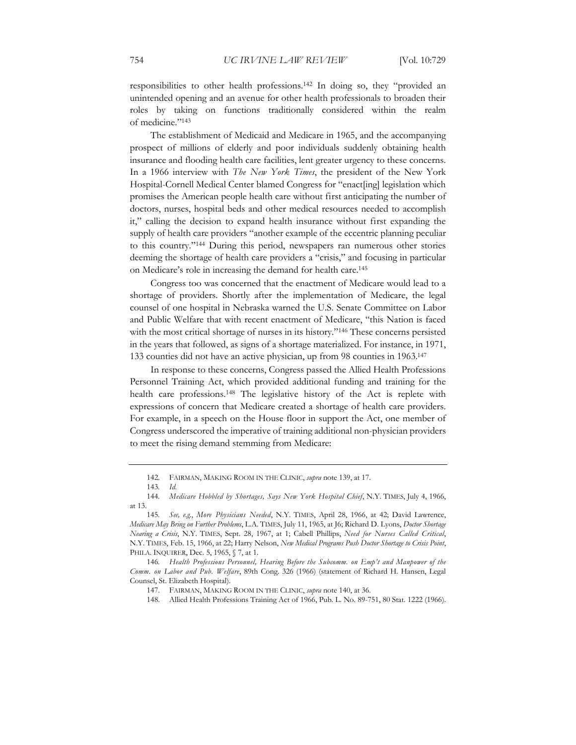responsibilities to other health professions.[142] In doing so, they "provided an unintended opening and an avenue for other health professionals to broaden their roles by taking on functions traditionally considered within the realm of medicine."[143]

The establishment of Medicaid and Medicare in 1965, and the accompanying prospect of millions of elderly and poor individuals suddenly obtaining health insurance and flooding health care facilities, lent greater urgency to these concerns. In a 1966 interview with *The New York Times*, the president of the New York Hospital-Cornell Medical Center blamed Congress for "enact[ing] legislation which promises the American people health care without first anticipating the number of doctors, nurses, hospital beds and other medical resources needed to accomplish it," calling the decision to expand health insurance without first expanding the supply of health care providers "another example of the eccentric planning peculiar to this country."[144] During this period, newspapers ran numerous other stories deeming the shortage of health care providers a "crisis," and focusing in particular on Medicare's role in increasing the demand for health care.[145]

Congress too was concerned that the enactment of Medicare would lead to a shortage of providers. Shortly after the implementation of Medicare, the legal counsel of one hospital in Nebraska warned the U.S. Senate Committee on Labor and Public Welfare that with recent enactment of Medicare, "this Nation is faced with the most critical shortage of nurses in its history."[146] These concerns persisted in the years that followed, as signs of a shortage materialized. For instance, in 1971, 133 counties did not have an active physician, up from 98 counties in 1963.[147]

In response to these concerns, Congress passed the Allied Health Professions Personnel Training Act, which provided additional funding and training for the health care professions.[148] The legislative history of the Act is replete with expressions of concern that Medicare created a shortage of health care providers. For example, in a speech on the House floor in support the Act, one member of Congress underscored the imperative of training additional non-physician providers to meet the rising demand stemming from Medicare:

---

142. FAIRMAN, MAKING ROOM IN THE CLINIC, *supra* note 139, at 17.

143. *Id.*

144. *Medicare Hobbled by Shortages, Says New York Hospital Chief*, N.Y. TIMES, July 4, 1966, at 13.

145. *See, e.g.*, *More Physicians Needed*, N.Y. TIMES, April 28, 1966, at 42; David Lawrence, *Medicare May Bring on Further Problems*, L.A. TIMES, July 11, 1965, at J6; Richard D. Lyons, *Doctor Shortage Nearing a Crisis*, N.Y. TIMES, Sept. 28, 1967, at 1; Cabell Phillips, *Need for Nurses Called Critical*, N.Y. TIMES, Feb. 15, 1966, at 22; Harry Nelson, *New Medical Programs Push Doctor Shortage to Crisis Point*, PHILA. INQUIRER, Dec. 5, 1965, § 7, at 1.

146. *Health Professions Personnel, Hearing Before the Subcomm. on Emp't and Manpower of the Comm. on Labor and Pub. Welfare*, 89th Cong. 326 (1966) (statement of Richard H. Hansen, Legal Counsel, St. Elizabeth Hospital).

147. FAIRMAN, MAKING ROOM IN THE CLINIC, *supra* note 140, at 36.

148. Allied Health Professions Training Act of 1966, Pub. L. No. 89-751, 80 Stat. 1222 (1966).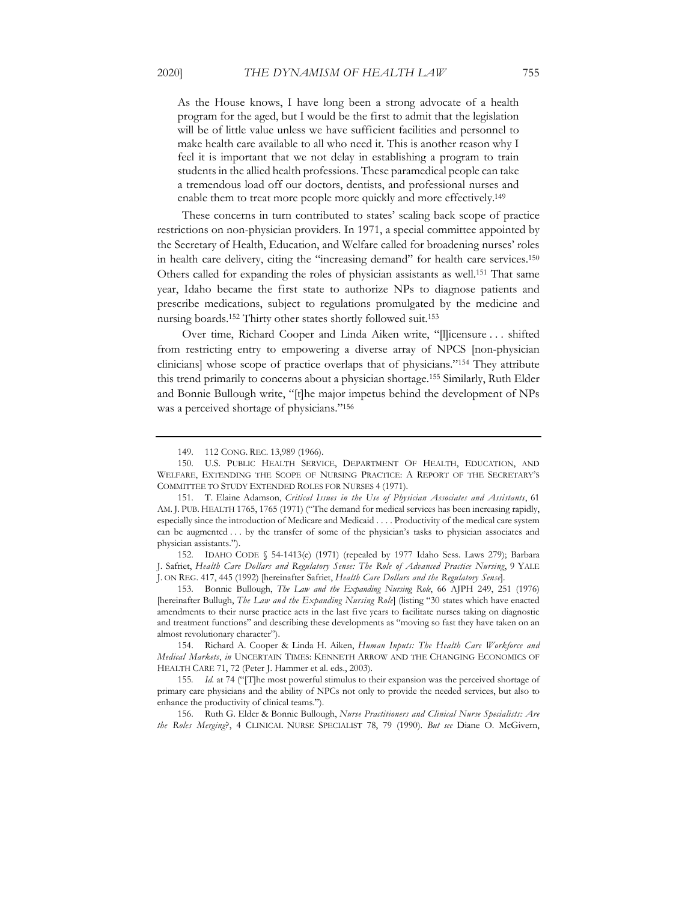> As the House knows, I have long been a strong advocate of a health program for the aged, but I would be the first to admit that the legislation will be of little value unless we have sufficient facilities and personnel to make health care available to all who need it. This is another reason why I feel it is important that we not delay in establishing a program to train students in the allied health professions. These paramedical people can take a tremendous load off our doctors, dentists, and professional nurses and enable them to treat more people more quickly and more effectively.[149]

These concerns in turn contributed to states' scaling back scope of practice restrictions on non-physician providers. In 1971, a special committee appointed by the Secretary of Health, Education, and Welfare called for broadening nurses' roles in health care delivery, citing the "increasing demand" for health care services.[150] Others called for expanding the roles of physician assistants as well.[151] That same year, Idaho became the first state to authorize NPs to diagnose patients and prescribe medications, subject to regulations promulgated by the medicine and nursing boards.[152] Thirty other states shortly followed suit.[153]

Over time, Richard Cooper and Linda Aiken write, "[l]icensure . . . shifted from restricting entry to empowering a diverse array of NPCS [non-physician clinicians] whose scope of practice overlaps that of physicians."[154] They attribute this trend primarily to concerns about a physician shortage.[155] Similarly, Ruth Elder and Bonnie Bullough write, "[t]he major impetus behind the development of NPs was a perceived shortage of physicians."[156]

---

149. 112 CONG. REC. 13,989 (1966).

150. U.S. PUBLIC HEALTH SERVICE, DEPARTMENT OF HEALTH, EDUCATION, AND WELFARE, EXTENDING THE SCOPE OF NURSING PRACTICE: A REPORT OF THE SECRETARY'S COMMITTEE TO STUDY EXTENDED ROLES FOR NURSES 4 (1971).

151. T. Elaine Adamson, *Critical Issues in the Use of Physician Associates and Assistants*, 61 AM. J. PUB. HEALTH 1765, 1765 (1971) ("The demand for medical services has been increasing rapidly, especially since the introduction of Medicare and Medicaid . . . . Productivity of the medical care system can be augmented . . . by the transfer of some of the physician's tasks to physician associates and physician assistants.").

152. IDAHO CODE § 54-1413(e) (1971) (repealed by 1977 Idaho Sess. Laws 279); Barbara J. Safriet, *Health Care Dollars and Regulatory Sense: The Role of Advanced Practice Nursing*, 9 YALE J. ON REG. 417, 445 (1992) [hereinafter Safriet, *Health Care Dollars and the Regulatory Sense*].

153. Bonnie Bullough, *The Law and the Expanding Nursing Role*, 66 AJPH 249, 251 (1976) [hereinafter Bullugh, *The Law and the Expanding Nursing Role*] (listing "30 states which have enacted amendments to their nurse practice acts in the last five years to facilitate nurses taking on diagnostic and treatment functions" and describing these developments as "moving so fast they have taken on an almost revolutionary character").

154. Richard A. Cooper & Linda H. Aiken, *Human Inputs: The Health Care Workforce and Medical Markets*, *in* UNCERTAIN TIMES: KENNETH ARROW AND THE CHANGING ECONOMICS OF HEALTH CARE 71, 72 (Peter J. Hammer et al. eds., 2003).

155. *Id.* at 74 ("[T]he most powerful stimulus to their expansion was the perceived shortage of primary care physicians and the ability of NPCs not only to provide the needed services, but also to enhance the productivity of clinical teams.").

156. Ruth G. Elder & Bonnie Bullough, *Nurse Practitioners and Clinical Nurse Specialists: Are the Roles Merging?*, 4 CLINICAL NURSE SPECIALIST 78, 79 (1990). *But see* Diane O. McGivern,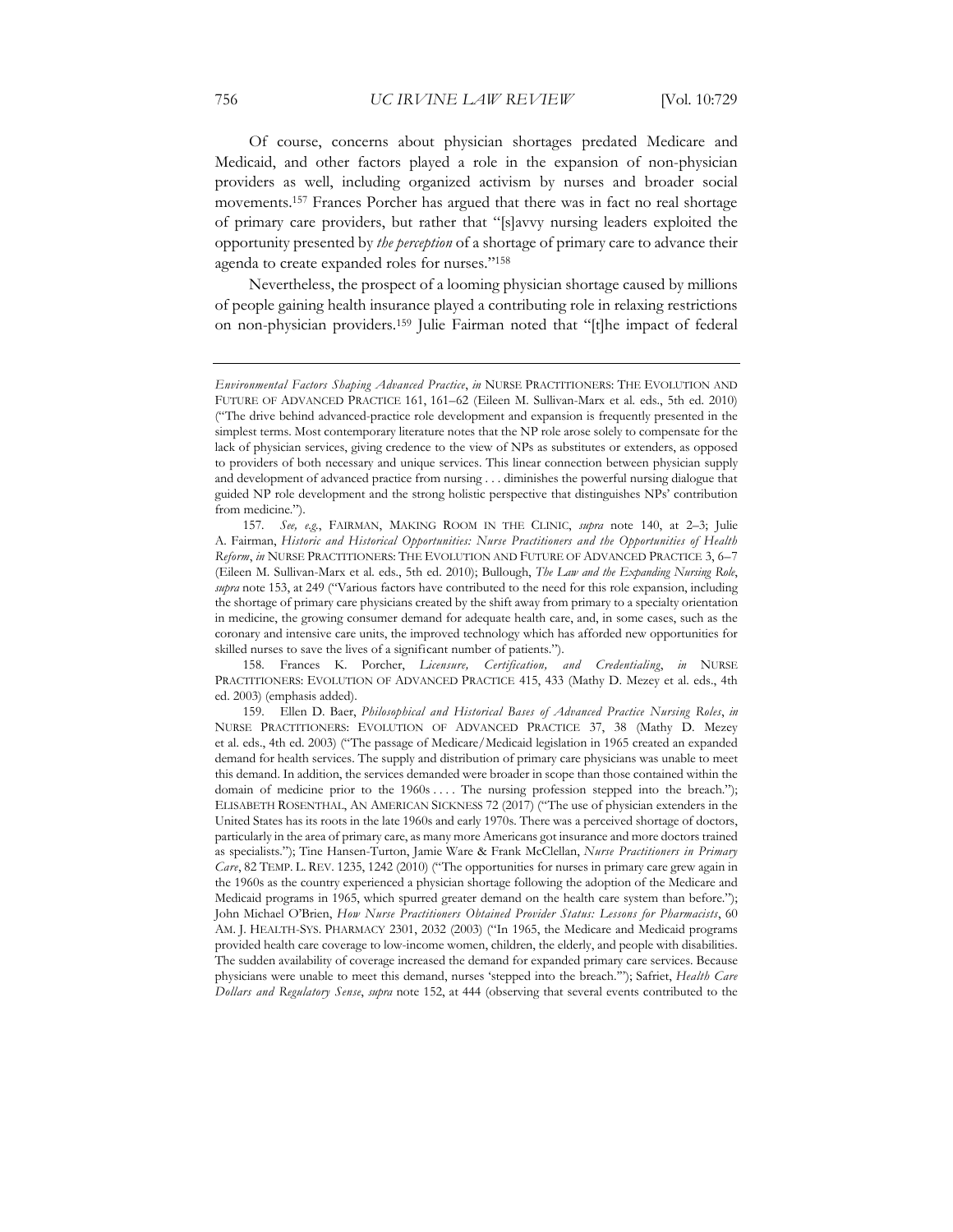Of course, concerns about physician shortages predated Medicare and Medicaid, and other factors played a role in the expansion of non-physician providers as well, including organized activism by nurses and broader social movements.[157] Frances Porcher has argued that there was in fact no real shortage of primary care providers, but rather that "[s]avvy nursing leaders exploited the opportunity presented by *the perception* of a shortage of primary care to advance their agenda to create expanded roles for nurses."[158]

Nevertheless, the prospect of a looming physician shortage caused by millions of people gaining health insurance played a contributing role in relaxing restrictions on non-physician providers.[159] Julie Fairman noted that "[t]he impact of federal

---

*Environmental Factors Shaping Advanced Practice*, *in* NURSE PRACTITIONERS: THE EVOLUTION AND FUTURE OF ADVANCED PRACTICE 161, 161–62 (Eileen M. Sullivan-Marx et al. eds., 5th ed. 2010) ("The drive behind advanced-practice role development and expansion is frequently presented in the simplest terms. Most contemporary literature notes that the NP role arose solely to compensate for the lack of physician services, giving credence to the view of NPs as substitutes or extenders, as opposed to providers of both necessary and unique services. This linear connection between physician supply and development of advanced practice from nursing . . . diminishes the powerful nursing dialogue that guided NP role development and the strong holistic perspective that distinguishes NPs' contribution from medicine.").

157. *See, e.g.*, FAIRMAN, MAKING ROOM IN THE CLINIC, *supra* note 140, at 2–3; Julie A. Fairman, *Historic and Historical Opportunities: Nurse Practitioners and the Opportunities of Health Reform*, *in* NURSE PRACTITIONERS: THE EVOLUTION AND FUTURE OF ADVANCED PRACTICE 3, 6–7 (Eileen M. Sullivan-Marx et al. eds., 5th ed. 2010); Bullough, *The Law and the Expanding Nursing Role*, *supra* note 153, at 249 ("Various factors have contributed to the need for this role expansion, including the shortage of primary care physicians created by the shift away from primary to a specialty orientation in medicine, the growing consumer demand for adequate health care, and, in some cases, such as the coronary and intensive care units, the improved technology which has afforded new opportunities for skilled nurses to save the lives of a significant number of patients.").

158. Frances K. Porcher, *Licensure, Certification, and Credentialing*, *in* NURSE PRACTITIONERS: EVOLUTION OF ADVANCED PRACTICE 415, 433 (Mathy D. Mezey et al. eds., 4th ed. 2003) (emphasis added).

159. Ellen D. Baer, *Philosophical and Historical Bases of Advanced Practice Nursing Roles*, *in* NURSE PRACTITIONERS: EVOLUTION OF ADVANCED PRACTICE 37, 38 (Mathy D. Mezey et al. eds., 4th ed. 2003) ("The passage of Medicare/Medicaid legislation in 1965 created an expanded demand for health services. The supply and distribution of primary care physicians was unable to meet this demand. In addition, the services demanded were broader in scope than those contained within the domain of medicine prior to the 1960s . . . . The nursing profession stepped into the breach."); ELISABETH ROSENTHAL, AN AMERICAN SICKNESS 72 (2017) ("The use of physician extenders in the United States has its roots in the late 1960s and early 1970s. There was a perceived shortage of doctors, particularly in the area of primary care, as many more Americans got insurance and more doctors trained as specialists."); Tine Hansen-Turton, Jamie Ware & Frank McClellan, *Nurse Practitioners in Primary Care*, 82 TEMP. L. REV. 1235, 1242 (2010) ("The opportunities for nurses in primary care grew again in the 1960s as the country experienced a physician shortage following the adoption of the Medicare and Medicaid programs in 1965, which spurred greater demand on the health care system than before."); John Michael O'Brien, *How Nurse Practitioners Obtained Provider Status: Lessons for Pharmacists*, 60 AM. J. HEALTH-SYS. PHARMACY 2301, 2032 (2003) ("In 1965, the Medicare and Medicaid programs provided health care coverage to low-income women, children, the elderly, and people with disabilities. The sudden availability of coverage increased the demand for expanded primary care services. Because physicians were unable to meet this demand, nurses 'stepped into the breach.'"); Safriet, *Health Care Dollars and Regulatory Sense*, *supra* note 152, at 444 (observing that several events contributed to the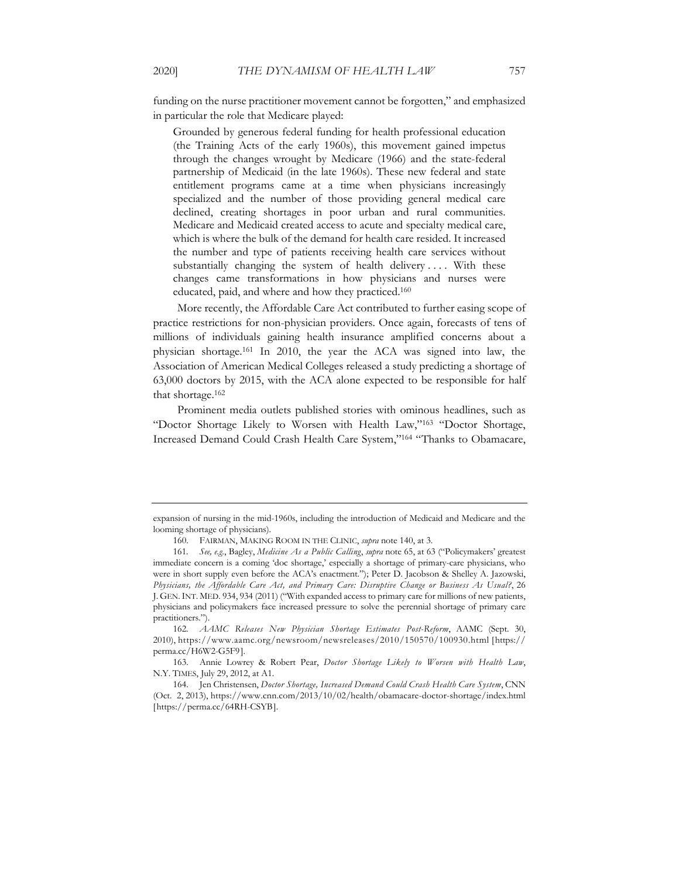funding on the nurse practitioner movement cannot be forgotten," and emphasized in particular the role that Medicare played:

> Grounded by generous federal funding for health professional education (the Training Acts of the early 1960s), this movement gained impetus through the changes wrought by Medicare (1966) and the state-federal partnership of Medicaid (in the late 1960s). These new federal and state entitlement programs came at a time when physicians increasingly specialized and the number of those providing general medical care declined, creating shortages in poor urban and rural communities. Medicare and Medicaid created access to acute and specialty medical care, which is where the bulk of the demand for health care resided. It increased the number and type of patients receiving health care services without substantially changing the system of health delivery . . . . With these changes came transformations in how physicians and nurses were educated, paid, and where and how they practiced.[160]

More recently, the Affordable Care Act contributed to further easing scope of practice restrictions for non-physician providers. Once again, forecasts of tens of millions of individuals gaining health insurance amplified concerns about a physician shortage.[161] In 2010, the year the ACA was signed into law, the Association of American Medical Colleges released a study predicting a shortage of 63,000 doctors by 2015, with the ACA alone expected to be responsible for half that shortage.[162]

Prominent media outlets published stories with ominous headlines, such as "Doctor Shortage Likely to Worsen with Health Law,"[163] "Doctor Shortage, Increased Demand Could Crash Health Care System,"[164] "Thanks to Obamacare,

---

expansion of nursing in the mid-1960s, including the introduction of Medicaid and Medicare and the looming shortage of physicians).

160. FAIRMAN, MAKING ROOM IN THE CLINIC, *supra* note 140, at 3.

161. *See, e.g.*, Bagley, *Medicine As a Public Calling*, *supra* note 65, at 63 ("Policymakers' greatest immediate concern is a coming 'doc shortage,' especially a shortage of primary-care physicians, who were in short supply even before the ACA's enactment."); Peter D. Jacobson & Shelley A. Jazowski, *Physicians, the Affordable Care Act, and Primary Care: Disruptive Change or Business As Usual?*, 26 J. GEN. INT. MED. 934, 934 (2011) ("With expanded access to primary care for millions of new patients, physicians and policymakers face increased pressure to solve the perennial shortage of primary care practitioners.").

162. *AAMC Releases New Physician Shortage Estimates Post-Reform*, AAMC (Sept. 30, 2010), https://www.aamc.org/newsroom/newsreleases/2010/150570/100930.html [https://perma.cc/H6W2-G5F9].

163. Annie Lowrey & Robert Pear, *Doctor Shortage Likely to Worsen with Health Law*, N.Y. TIMES, July 29, 2012, at A1.

164. Jen Christensen, *Doctor Shortage, Increased Demand Could Crash Health Care System*, CNN (Oct. 2, 2013), https://www.cnn.com/2013/10/02/health/obamacare-doctor-shortage/index.html [https://perma.cc/64RH-CSYB].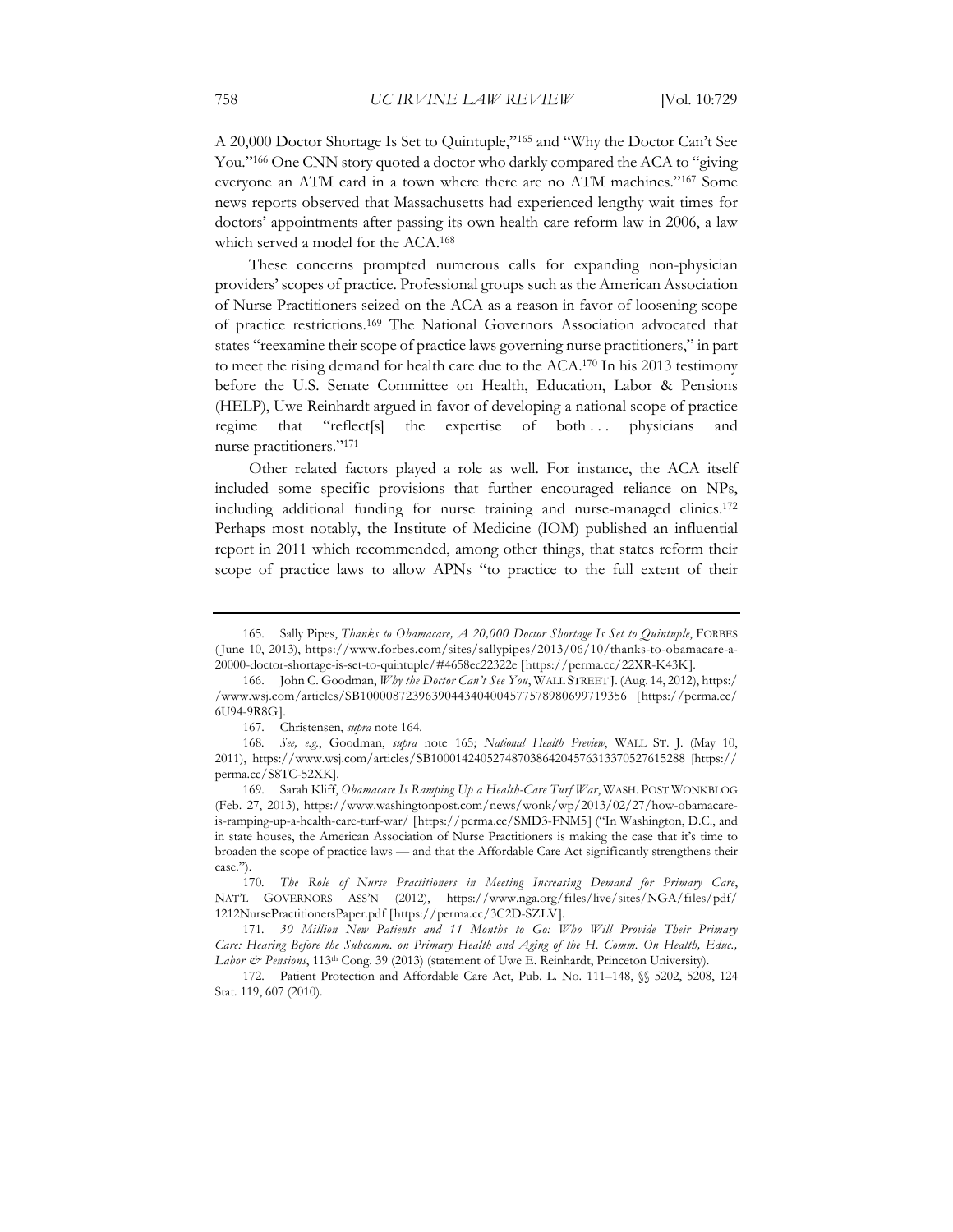A 20,000 Doctor Shortage Is Set to Quintuple,"[165] and "Why the Doctor Can't See You."[166] One CNN story quoted a doctor who darkly compared the ACA to "giving everyone an ATM card in a town where there are no ATM machines."[167] Some news reports observed that Massachusetts had experienced lengthy wait times for doctors' appointments after passing its own health care reform law in 2006, a law which served a model for the ACA.[168]

These concerns prompted numerous calls for expanding non-physician providers' scopes of practice. Professional groups such as the American Association of Nurse Practitioners seized on the ACA as a reason in favor of loosening scope of practice restrictions.[169] The National Governors Association advocated that states "reexamine their scope of practice laws governing nurse practitioners," in part to meet the rising demand for health care due to the ACA.[170] In his 2013 testimony before the U.S. Senate Committee on Health, Education, Labor & Pensions (HELP), Uwe Reinhardt argued in favor of developing a national scope of practice regime that "reflect[s] the expertise of both . . . physicians and nurse practitioners."[171]

Other related factors played a role as well. For instance, the ACA itself included some specific provisions that further encouraged reliance on NPs, including additional funding for nurse training and nurse-managed clinics.[172] Perhaps most notably, the Institute of Medicine (IOM) published an influential report in 2011 which recommended, among other things, that states reform their scope of practice laws to allow APNs "to practice to the full extent of their

---

165. Sally Pipes, *Thanks to Obamacare, A 20,000 Doctor Shortage Is Set to Quintuple*, FORBES (June 10, 2013), https://www.forbes.com/sites/sallypipes/2013/06/10/thanks-to-obamacare-a-20000-doctor-shortage-is-set-to-quintuple/#4658ec22322e [https://perma.cc/22XR-K43K].

166. John C. Goodman, *Why the Doctor Can't See You*, WALL STREET J. (Aug. 14, 2012), https://www.wsj.com/articles/SB10000872396390443404004577578980699719356 [https://perma.cc/6U94-9R8G].

167. Christensen, *supra* note 164.

168. *See, e.g.*, Goodman, *supra* note 165; *National Health Preview*, WALL ST. J. (May 10, 2011), https://www.wsj.com/articles/SB10001424052748703864204576313370527615288 [https://perma.cc/S8TC-52XK].

169. Sarah Kliff, *Obamacare Is Ramping Up a Health-Care Turf War*, WASH. POST WONKBLOG (Feb. 27, 2013), https://www.washingtonpost.com/news/wonk/wp/2013/02/27/how-obamacare-is-ramping-up-a-health-care-turf-war/ [https://perma.cc/SMD3-FNM5] ("In Washington, D.C., and in state houses, the American Association of Nurse Practitioners is making the case that it's time to broaden the scope of practice laws — and that the Affordable Care Act significantly strengthens their case.").

170. *The Role of Nurse Practitioners in Meeting Increasing Demand for Primary Care*, NAT'L GOVERNORS ASS'N (2012), https://www.nga.org/files/live/sites/NGA/files/pdf/1212NursePractitionersPaper.pdf [https://perma.cc/3C2D-SZLV].

171. *30 Million New Patients and 11 Months to Go: Who Will Provide Their Primary Care: Hearing Before the Subcomm. on Primary Health and Aging of the H. Comm. On Health, Educ., Labor & Pensions*, 113th Cong. 39 (2013) (statement of Uwe E. Reinhardt, Princeton University).

172. Patient Protection and Affordable Care Act, Pub. L. No. 111–148, §§ 5202, 5208, 124 Stat. 119, 607 (2010).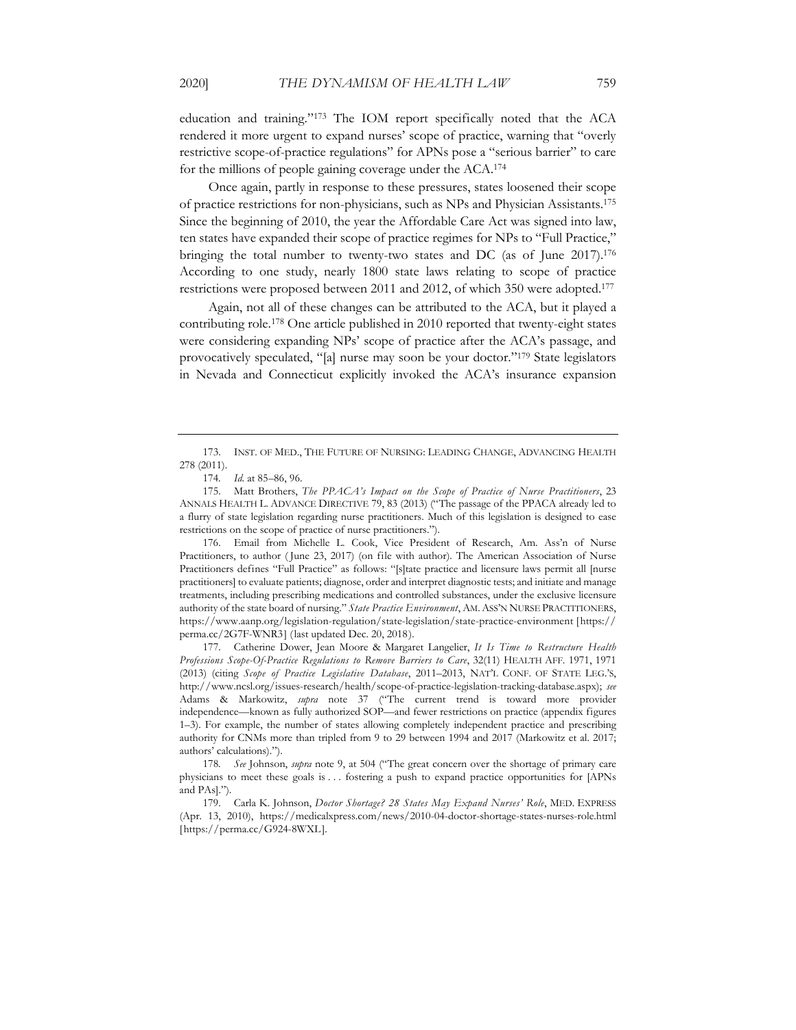education and training."[173] The IOM report specifically noted that the ACA rendered it more urgent to expand nurses' scope of practice, warning that "overly restrictive scope-of-practice regulations" for APNs pose a "serious barrier" to care for the millions of people gaining coverage under the ACA.[174]

Once again, partly in response to these pressures, states loosened their scope of practice restrictions for non-physicians, such as NPs and Physician Assistants.[175] Since the beginning of 2010, the year the Affordable Care Act was signed into law, ten states have expanded their scope of practice regimes for NPs to "Full Practice," bringing the total number to twenty-two states and DC (as of June 2017).[176] According to one study, nearly 1800 state laws relating to scope of practice restrictions were proposed between 2011 and 2012, of which 350 were adopted.[177]

Again, not all of these changes can be attributed to the ACA, but it played a contributing role.[178] One article published in 2010 reported that twenty-eight states were considering expanding NPs' scope of practice after the ACA's passage, and provocatively speculated, "[a] nurse may soon be your doctor."[179] State legislators in Nevada and Connecticut explicitly invoked the ACA's insurance expansion

---

173. INST. OF MED., THE FUTURE OF NURSING: LEADING CHANGE, ADVANCING HEALTH 278 (2011).

174. *Id.* at 85–86, 96.

175. Matt Brothers, *The PPACA's Impact on the Scope of Practice of Nurse Practitioners*, 23 ANNALS HEALTH L. ADVANCE DIRECTIVE 79, 83 (2013) ("The passage of the PPACA already led to a flurry of state legislation regarding nurse practitioners. Much of this legislation is designed to ease restrictions on the scope of practice of nurse practitioners.").

176. Email from Michelle L. Cook, Vice President of Research, Am. Ass'n of Nurse Practitioners, to author (June 23, 2017) (on file with author). The American Association of Nurse Practitioners defines "Full Practice" as follows: "[s]tate practice and licensure laws permit all [nurse practitioners] to evaluate patients; diagnose, order and interpret diagnostic tests; and initiate and manage treatments, including prescribing medications and controlled substances, under the exclusive licensure authority of the state board of nursing." *State Practice Environment*, AM. ASS'N NURSE PRACTITIONERS, https://www.aanp.org/legislation-regulation/state-legislation/state-practice-environment [https://perma.cc/2G7F-WNR3] (last updated Dec. 20, 2018).

177. Catherine Dower, Jean Moore & Margaret Langelier, *It Is Time to Restructure Health Professions Scope-Of-Practice Regulations to Remove Barriers to Care*, 32(11) HEALTH AFF. 1971, 1971 (2013) (citing *Scope of Practice Legislative Database*, 2011–2013, NAT'L CONF. OF STATE LEG.'S, http://www.ncsl.org/issues-research/health/scope-of-practice-legislation-tracking-database.aspx); *see* Adams & Markowitz, *supra* note 37 ("The current trend is toward more provider independence—known as fully authorized SOP—and fewer restrictions on practice (appendix figures 1–3). For example, the number of states allowing completely independent practice and prescribing authority for CNMs more than tripled from 9 to 29 between 1994 and 2017 (Markowitz et al. 2017; authors' calculations).").

178. *See* Johnson, *supra* note 9, at 504 ("The great concern over the shortage of primary care physicians to meet these goals is . . . fostering a push to expand practice opportunities for [APNs and PAs].").

179. Carla K. Johnson, *Doctor Shortage? 28 States May Expand Nurses' Role*, MED. EXPRESS (Apr. 13, 2010), https://medicalxpress.com/news/2010-04-doctor-shortage-states-nurses-role.html [https://perma.cc/G924-8WXL].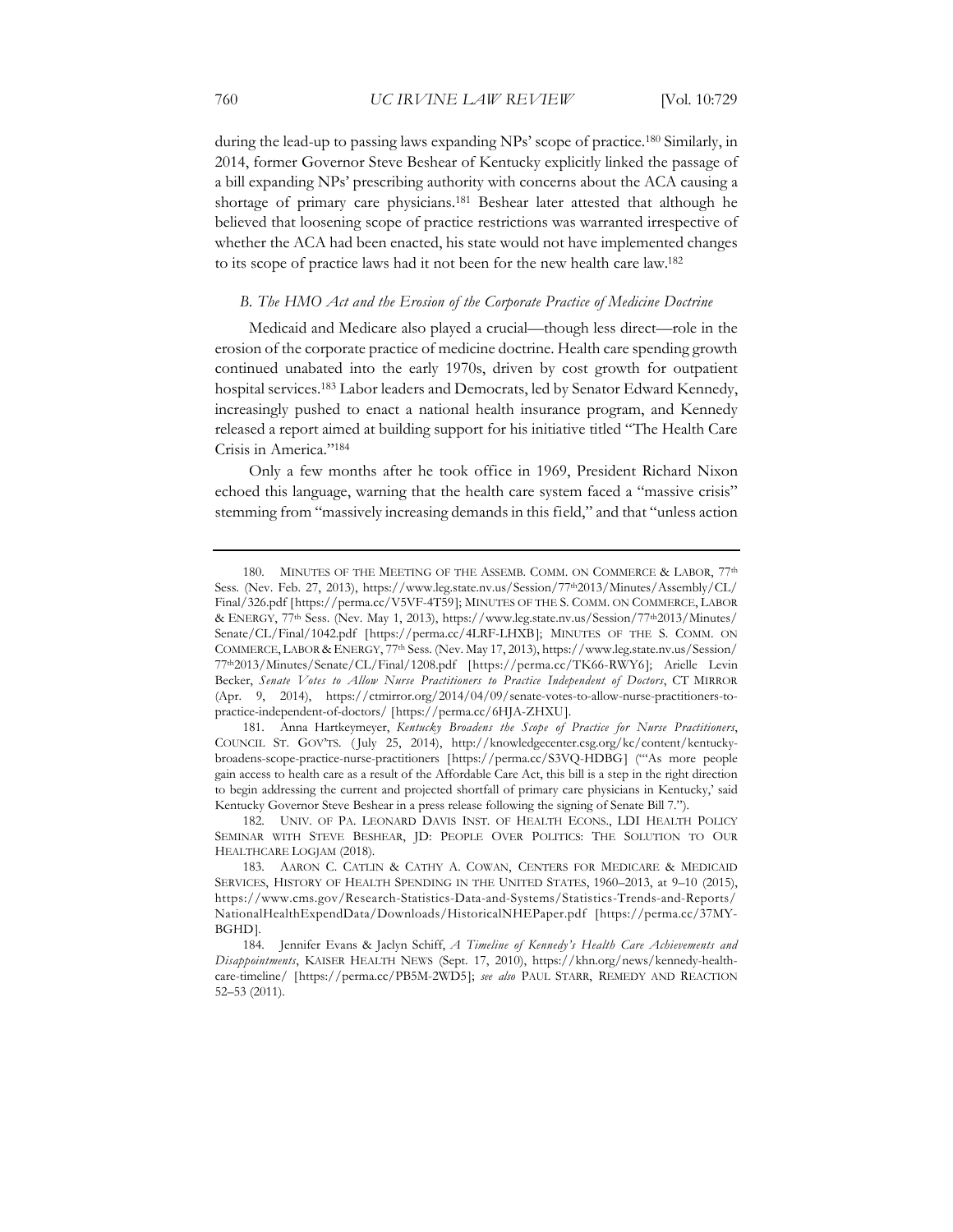during the lead-up to passing laws expanding NPs' scope of practice.[180] Similarly, in 2014, former Governor Steve Beshear of Kentucky explicitly linked the passage of a bill expanding NPs' prescribing authority with concerns about the ACA causing a shortage of primary care physicians.[181] Beshear later attested that although he believed that loosening scope of practice restrictions was warranted irrespective of whether the ACA had been enacted, his state would not have implemented changes to its scope of practice laws had it not been for the new health care law.[182]

### *B. The HMO Act and the Erosion of the Corporate Practice of Medicine Doctrine*

Medicaid and Medicare also played a crucial—though less direct—role in the erosion of the corporate practice of medicine doctrine. Health care spending growth continued unabated into the early 1970s, driven by cost growth for outpatient hospital services.[183] Labor leaders and Democrats, led by Senator Edward Kennedy, increasingly pushed to enact a national health insurance program, and Kennedy released a report aimed at building support for his initiative titled "The Health Care Crisis in America."[184]

Only a few months after he took office in 1969, President Richard Nixon echoed this language, warning that the health care system faced a "massive crisis" stemming from "massively increasing demands in this field," and that "unless action

---

180. MINUTES OF THE MEETING OF THE ASSEMB. COMM. ON COMMERCE & LABOR, 77th Sess. (Nev. Feb. 27, 2013), https://www.leg.state.nv.us/Session/77th2013/Minutes/Assembly/CL/Final/326.pdf [https://perma.cc/V5VF-4T59]; MINUTES OF THE S. COMM. ON COMMERCE, LABOR & ENERGY, 77th Sess. (Nev. May 1, 2013), https://www.leg.state.nv.us/Session/77th2013/Minutes/Senate/CL/Final/1042.pdf [https://perma.cc/4LRF-LHXB]; MINUTES OF THE S. COMM. ON COMMERCE, LABOR & ENERGY, 77th Sess. (Nev. May 17, 2013), https://www.leg.state.nv.us/Session/77th2013/Minutes/Senate/CL/Final/1208.pdf [https://perma.cc/TK66-RWY6]; Arielle Levin Becker, *Senate Votes to Allow Nurse Practitioners to Practice Independent of Doctors*, CT MIRROR (Apr. 9, 2014), https://ctmirror.org/2014/04/09/senate-votes-to-allow-nurse-practitioners-to-practice-independent-of-doctors/ [https://perma.cc/6HJA-ZHXU].

181. Anna Hartkeymeyer, *Kentucky Broadens the Scope of Practice for Nurse Practitioners*, COUNCIL ST. GOV'TS. (July 25, 2014), http://knowledgecenter.csg.org/kc/content/kentucky-broadens-scope-practice-nurse-practitioners [https://perma.cc/S3VQ-HDBG] ("'As more people gain access to health care as a result of the Affordable Care Act, this bill is a step in the right direction to begin addressing the current and projected shortfall of primary care physicians in Kentucky,' said Kentucky Governor Steve Beshear in a press release following the signing of Senate Bill 7.").

182. UNIV. OF PA. LEONARD DAVIS INST. OF HEALTH ECONS., LDI HEALTH POLICY SEMINAR WITH STEVE BESHEAR, JD: PEOPLE OVER POLITICS: THE SOLUTION TO OUR HEALTHCARE LOGJAM (2018).

183. AARON C. CATLIN & CATHY A. COWAN, CENTERS FOR MEDICARE & MEDICAID SERVICES, HISTORY OF HEALTH SPENDING IN THE UNITED STATES, 1960–2013, at 9–10 (2015), https://www.cms.gov/Research-Statistics-Data-and-Systems/Statistics-Trends-and-Reports/NationalHealthExpendData/Downloads/HistoricalNHEPaper.pdf [https://perma.cc/37MY-BGHD].

184. Jennifer Evans & Jaclyn Schiff, *A Timeline of Kennedy's Health Care Achievements and Disappointments*, KAISER HEALTH NEWS (Sept. 17, 2010), https://khn.org/news/kennedy-health-care-timeline/ [https://perma.cc/PB5M-2WD5]; *see also* PAUL STARR, REMEDY AND REACTION 52–53 (2011).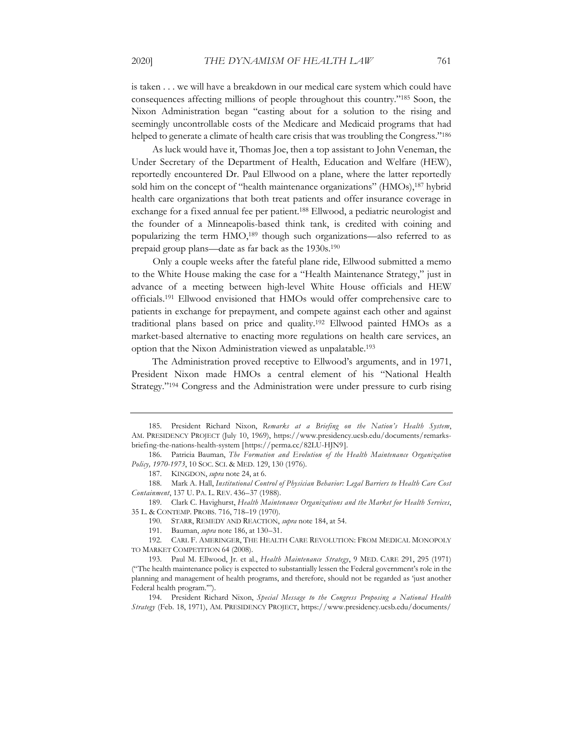is taken . . . we will have a breakdown in our medical care system which could have consequences affecting millions of people throughout this country."[185] Soon, the Nixon Administration began "casting about for a solution to the rising and seemingly uncontrollable costs of the Medicare and Medicaid programs that had helped to generate a climate of health care crisis that was troubling the Congress."[186]

As luck would have it, Thomas Joe, then a top assistant to John Veneman, the Under Secretary of the Department of Health, Education and Welfare (HEW), reportedly encountered Dr. Paul Ellwood on a plane, where the latter reportedly sold him on the concept of "health maintenance organizations" (HMOs),[187] hybrid health care organizations that both treat patients and offer insurance coverage in exchange for a fixed annual fee per patient.[188] Ellwood, a pediatric neurologist and the founder of a Minneapolis-based think tank, is credited with coining and popularizing the term HMO,[189] though such organizations—also referred to as prepaid group plans—date as far back as the 1930s.[190]

Only a couple weeks after the fateful plane ride, Ellwood submitted a memo to the White House making the case for a "Health Maintenance Strategy," just in advance of a meeting between high-level White House officials and HEW officials.[191] Ellwood envisioned that HMOs would offer comprehensive care to patients in exchange for prepayment, and compete against each other and against traditional plans based on price and quality.[192] Ellwood painted HMOs as a market-based alternative to enacting more regulations on health care services, an option that the Nixon Administration viewed as unpalatable.[193]

The Administration proved receptive to Ellwood's arguments, and in 1971, President Nixon made HMOs a central element of his "National Health Strategy."[194] Congress and the Administration were under pressure to curb rising

---

185. President Richard Nixon, *Remarks at a Briefing on the Nation's Health System*, AM. PRESIDENCY PROJECT (July 10, 1969), https://www.presidency.ucsb.edu/documents/remarks-briefing-the-nations-health-system [https://perma.cc/82LU-HJN9].

186. Patricia Bauman, *The Formation and Evolution of the Health Maintenance Organization Policy, 1970-1973*, 10 SOC. SCI. & MED. 129, 130 (1976).

187. KINGDON, *supra* note 24, at 6.

188. Mark A. Hall, *Institutional Control of Physician Behavior: Legal Barriers to Health Care Cost Containment*, 137 U. PA. L. REV. 436–37 (1988).

189. Clark C. Havighurst, *Health Maintenance Organizations and the Market for Health Services*, 35 L. & CONTEMP. PROBS. 716, 718–19 (1970).

190. STARR, REMEDY AND REACTION, *supra* note 184, at 54.

191. Bauman, *supra* note 186, at 130–31.

192. CARL F. AMERINGER, THE HEALTH CARE REVOLUTION: FROM MEDICAL MONOPOLY TO MARKET COMPETITION 64 (2008).

193. Paul M. Ellwood, Jr. et al., *Health Maintenance Strategy*, 9 MED. CARE 291, 295 (1971) ("The health maintenance policy is expected to substantially lessen the Federal government's role in the planning and management of health programs, and therefore, should not be regarded as 'just another Federal health program.'").

194. President Richard Nixon, *Special Message to the Congress Proposing a National Health Strategy* (Feb. 18, 1971), AM. PRESIDENCY PROJECT, https://www.presidency.ucsb.edu/documents/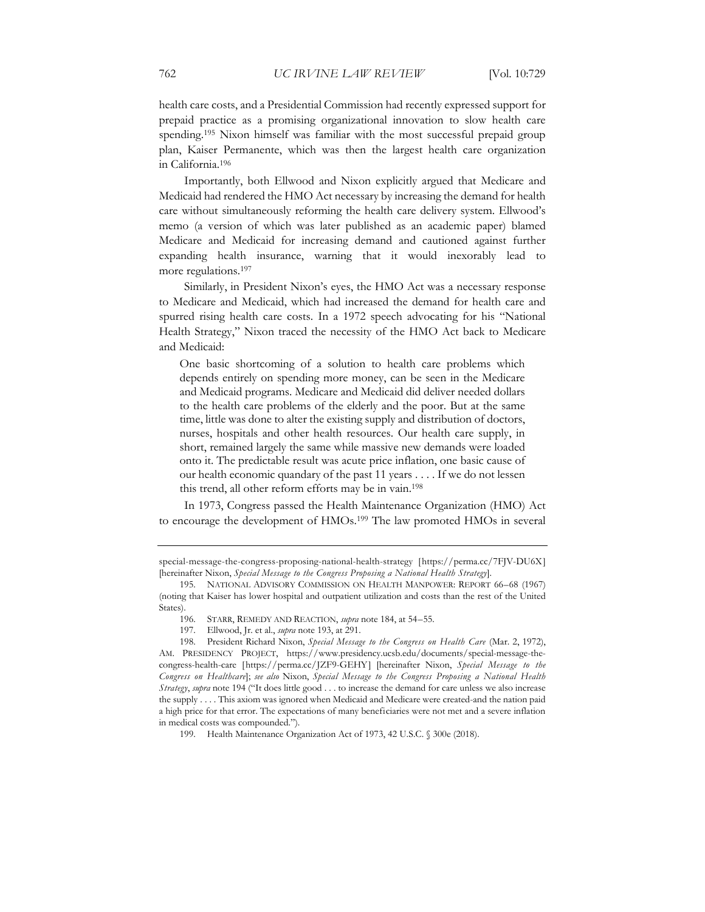health care costs, and a Presidential Commission had recently expressed support for prepaid practice as a promising organizational innovation to slow health care spending.[195] Nixon himself was familiar with the most successful prepaid group plan, Kaiser Permanente, which was then the largest health care organization in California.[196]

Importantly, both Ellwood and Nixon explicitly argued that Medicare and Medicaid had rendered the HMO Act necessary by increasing the demand for health care without simultaneously reforming the health care delivery system. Ellwood's memo (a version of which was later published as an academic paper) blamed Medicare and Medicaid for increasing demand and cautioned against further expanding health insurance, warning that it would inexorably lead to more regulations.[197]

Similarly, in President Nixon's eyes, the HMO Act was a necessary response to Medicare and Medicaid, which had increased the demand for health care and spurred rising health care costs. In a 1972 speech advocating for his "National Health Strategy," Nixon traced the necessity of the HMO Act back to Medicare and Medicaid:

> One basic shortcoming of a solution to health care problems which depends entirely on spending more money, can be seen in the Medicare and Medicaid programs. Medicare and Medicaid did deliver needed dollars to the health care problems of the elderly and the poor. But at the same time, little was done to alter the existing supply and distribution of doctors, nurses, hospitals and other health resources. Our health care supply, in short, remained largely the same while massive new demands were loaded onto it. The predictable result was acute price inflation, one basic cause of our health economic quandary of the past 11 years . . . . If we do not lessen this trend, all other reform efforts may be in vain.[198]

In 1973, Congress passed the Health Maintenance Organization (HMO) Act to encourage the development of HMOs.[199] The law promoted HMOs in several

---

special-message-the-congress-proposing-national-health-strategy [https://perma.cc/7FJV-DU6X] [hereinafter Nixon, *Special Message to the Congress Proposing a National Health Strategy*].

195. NATIONAL ADVISORY COMMISSION ON HEALTH MANPOWER: REPORT 66–68 (1967) (noting that Kaiser has lower hospital and outpatient utilization and costs than the rest of the United States).

196. STARR, REMEDY AND REACTION, *supra* note 184, at 54–55.

197. Ellwood, Jr. et al., *supra* note 193, at 291.

198. President Richard Nixon, *Special Message to the Congress on Health Care* (Mar. 2, 1972), AM. PRESIDENCY PROJECT, https://www.presidency.ucsb.edu/documents/special-message-the-congress-health-care [https://perma.cc/JZF9-GEHY] [hereinafter Nixon, *Special Message to the Congress on Healthcare*]; *see also* Nixon, *Special Message to the Congress Proposing a National Health Strategy*, *supra* note 194 ("It does little good . . . to increase the demand for care unless we also increase the supply . . . . This axiom was ignored when Medicaid and Medicare were created-and the nation paid a high price for that error. The expectations of many beneficiaries were not met and a severe inflation in medical costs was compounded.").

199. Health Maintenance Organization Act of 1973, 42 U.S.C. § 300e (2018).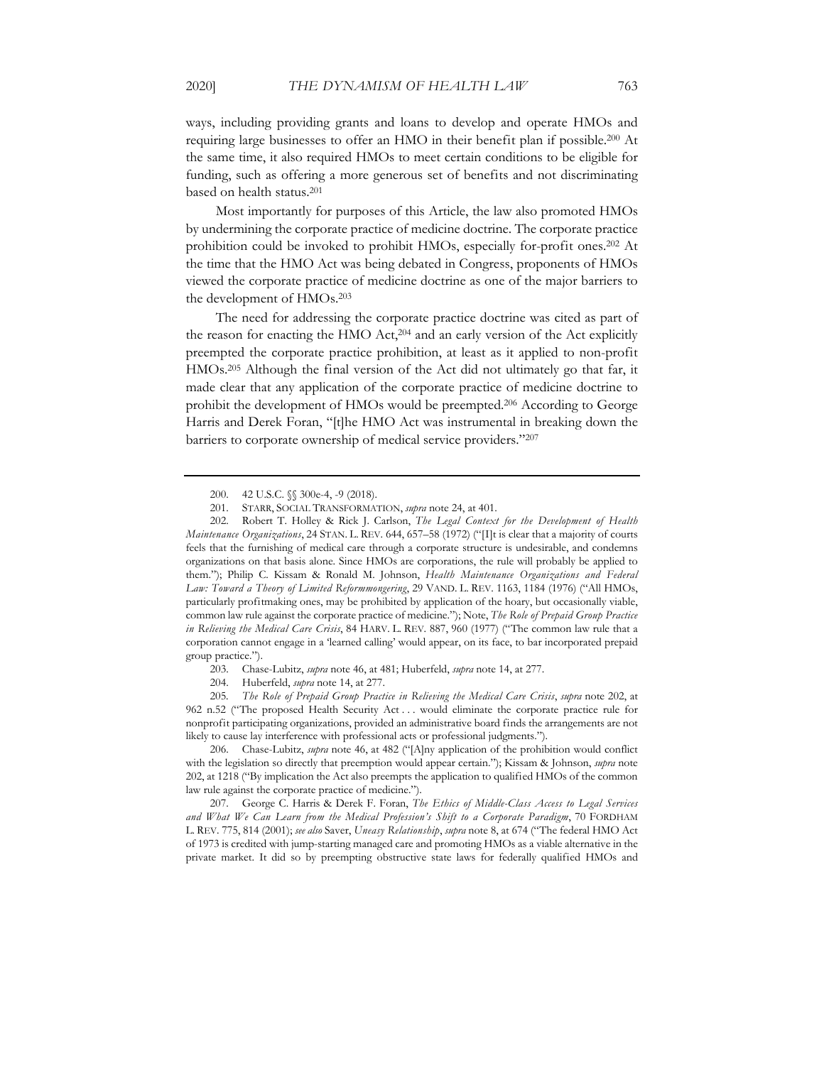ways, including providing grants and loans to develop and operate HMOs and requiring large businesses to offer an HMO in their benefit plan if possible.[200] At the same time, it also required HMOs to meet certain conditions to be eligible for funding, such as offering a more generous set of benefits and not discriminating based on health status.[201]

Most importantly for purposes of this Article, the law also promoted HMOs by undermining the corporate practice of medicine doctrine. The corporate practice prohibition could be invoked to prohibit HMOs, especially for-profit ones.[202] At the time that the HMO Act was being debated in Congress, proponents of HMOs viewed the corporate practice of medicine doctrine as one of the major barriers to the development of HMOs.[203]

The need for addressing the corporate practice doctrine was cited as part of the reason for enacting the HMO Act,[204] and an early version of the Act explicitly preempted the corporate practice prohibition, at least as it applied to non-profit HMOs.[205] Although the final version of the Act did not ultimately go that far, it made clear that any application of the corporate practice of medicine doctrine to prohibit the development of HMOs would be preempted.[206] According to George Harris and Derek Foran, "[t]he HMO Act was instrumental in breaking down the barriers to corporate ownership of medical service providers."[207]

---

200. 42 U.S.C. §§ 300e-4, -9 (2018).

201. STARR, SOCIAL TRANSFORMATION, *supra* note 24, at 401.

202. Robert T. Holley & Rick J. Carlson, *The Legal Context for the Development of Health Maintenance Organizations*, 24 STAN. L. REV. 644, 657–58 (1972) ("[I]t is clear that a majority of courts feels that the furnishing of medical care through a corporate structure is undesirable, and condemns organizations on that basis alone. Since HMOs are corporations, the rule will probably be applied to them."); Philip C. Kissam & Ronald M. Johnson, *Health Maintenance Organizations and Federal Law: Toward a Theory of Limited Reformmongering*, 29 VAND. L. REV. 1163, 1184 (1976) ("All HMOs, particularly profitmaking ones, may be prohibited by application of the hoary, but occasionally viable, common law rule against the corporate practice of medicine."); Note, *The Role of Prepaid Group Practice in Relieving the Medical Care Crisis*, 84 HARV. L. REV. 887, 960 (1977) ("The common law rule that a corporation cannot engage in a 'learned calling' would appear, on its face, to bar incorporated prepaid group practice.").

203. Chase-Lubitz, *supra* note 46, at 481; Huberfeld, *supra* note 14, at 277.

204. Huberfeld, *supra* note 14, at 277.

205. *The Role of Prepaid Group Practice in Relieving the Medical Care Crisis*, *supra* note 202, at 962 n.52 ("The proposed Health Security Act . . . would eliminate the corporate practice rule for nonprofit participating organizations, provided an administrative board finds the arrangements are not likely to cause lay interference with professional acts or professional judgments.").

206. Chase-Lubitz, *supra* note 46, at 482 ("[A]ny application of the prohibition would conflict with the legislation so directly that preemption would appear certain."); Kissam & Johnson, *supra* note 202, at 1218 ("By implication the Act also preempts the application to qualified HMOs of the common law rule against the corporate practice of medicine.").

207. George C. Harris & Derek F. Foran, *The Ethics of Middle-Class Access to Legal Services and What We Can Learn from the Medical Profession's Shift to a Corporate Paradigm*, 70 FORDHAM L. REV. 775, 814 (2001); *see also* Saver, *Uneasy Relationship*, *supra* note 8, at 674 ("The federal HMO Act of 1973 is credited with jump-starting managed care and promoting HMOs as a viable alternative in the private market. It did so by preempting obstructive state laws for federally qualified HMOs and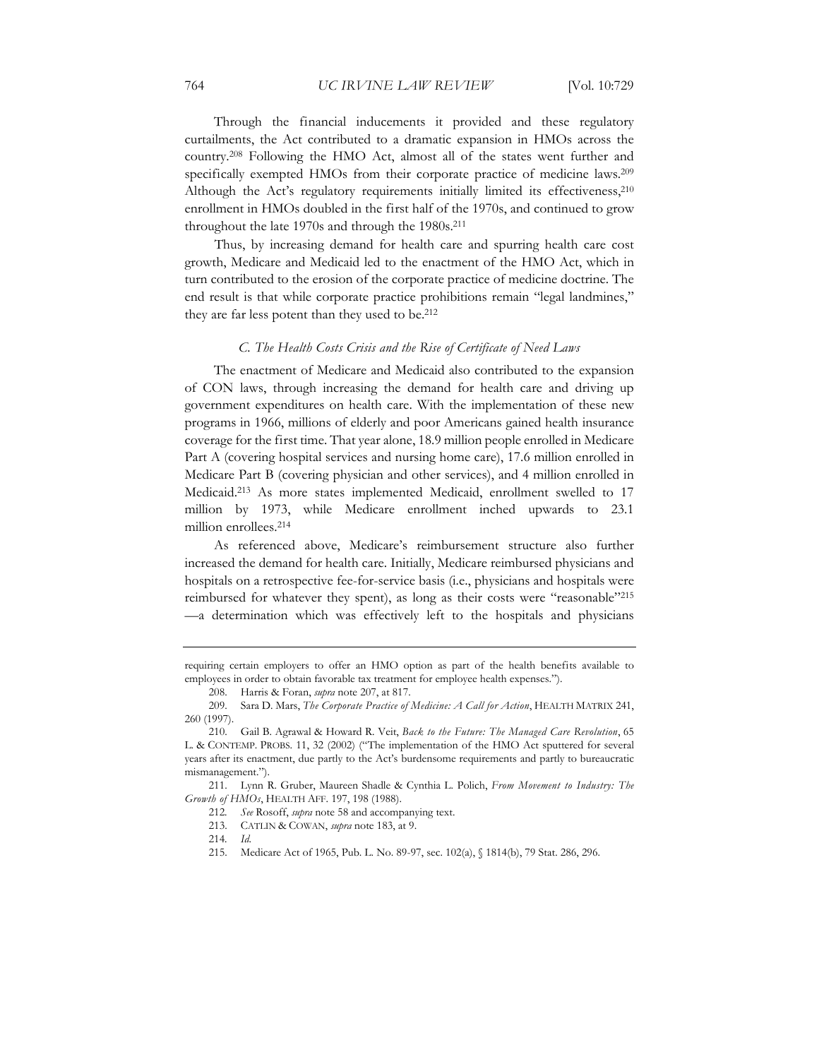Through the financial inducements it provided and these regulatory curtailments, the Act contributed to a dramatic expansion in HMOs across the country.[208] Following the HMO Act, almost all of the states went further and specifically exempted HMOs from their corporate practice of medicine laws.[209] Although the Act's regulatory requirements initially limited its effectiveness,[210] enrollment in HMOs doubled in the first half of the 1970s, and continued to grow throughout the late 1970s and through the 1980s.[211]

Thus, by increasing demand for health care and spurring health care cost growth, Medicare and Medicaid led to the enactment of the HMO Act, which in turn contributed to the erosion of the corporate practice of medicine doctrine. The end result is that while corporate practice prohibitions remain "legal landmines," they are far less potent than they used to be.[212]

### *C. The Health Costs Crisis and the Rise of Certificate of Need Laws*

The enactment of Medicare and Medicaid also contributed to the expansion of CON laws, through increasing the demand for health care and driving up government expenditures on health care. With the implementation of these new programs in 1966, millions of elderly and poor Americans gained health insurance coverage for the first time. That year alone, 18.9 million people enrolled in Medicare Part A (covering hospital services and nursing home care), 17.6 million enrolled in Medicare Part B (covering physician and other services), and 4 million enrolled in Medicaid.[213] As more states implemented Medicaid, enrollment swelled to 17 million by 1973, while Medicare enrollment inched upwards to 23.1 million enrollees.[214]

As referenced above, Medicare's reimbursement structure also further increased the demand for health care. Initially, Medicare reimbursed physicians and hospitals on a retrospective fee-for-service basis (i.e., physicians and hospitals were reimbursed for whatever they spent), as long as their costs were "reasonable"[215]—a determination which was effectively left to the hospitals and physicians

---

requiring certain employers to offer an HMO option as part of the health benefits available to employees in order to obtain favorable tax treatment for employee health expenses.").

208. Harris & Foran, *supra* note 207, at 817.

209. Sara D. Mars, *The Corporate Practice of Medicine: A Call for Action*, HEALTH MATRIX 241, 260 (1997).

210. Gail B. Agrawal & Howard R. Veit, *Back to the Future: The Managed Care Revolution*, 65 L. & CONTEMP. PROBS. 11, 32 (2002) ("The implementation of the HMO Act sputtered for several years after its enactment, due partly to the Act's burdensome requirements and partly to bureaucratic mismanagement.").

211. Lynn R. Gruber, Maureen Shadle & Cynthia L. Polich, *From Movement to Industry: The Growth of HMOs*, HEALTH AFF. 197, 198 (1988).

212. *See* Rosoff, *supra* note 58 and accompanying text.

213. CATLIN & COWAN, *supra* note 183, at 9.

214. *Id.*

215. Medicare Act of 1965, Pub. L. No. 89-97, sec. 102(a), § 1814(b), 79 Stat. 286, 296.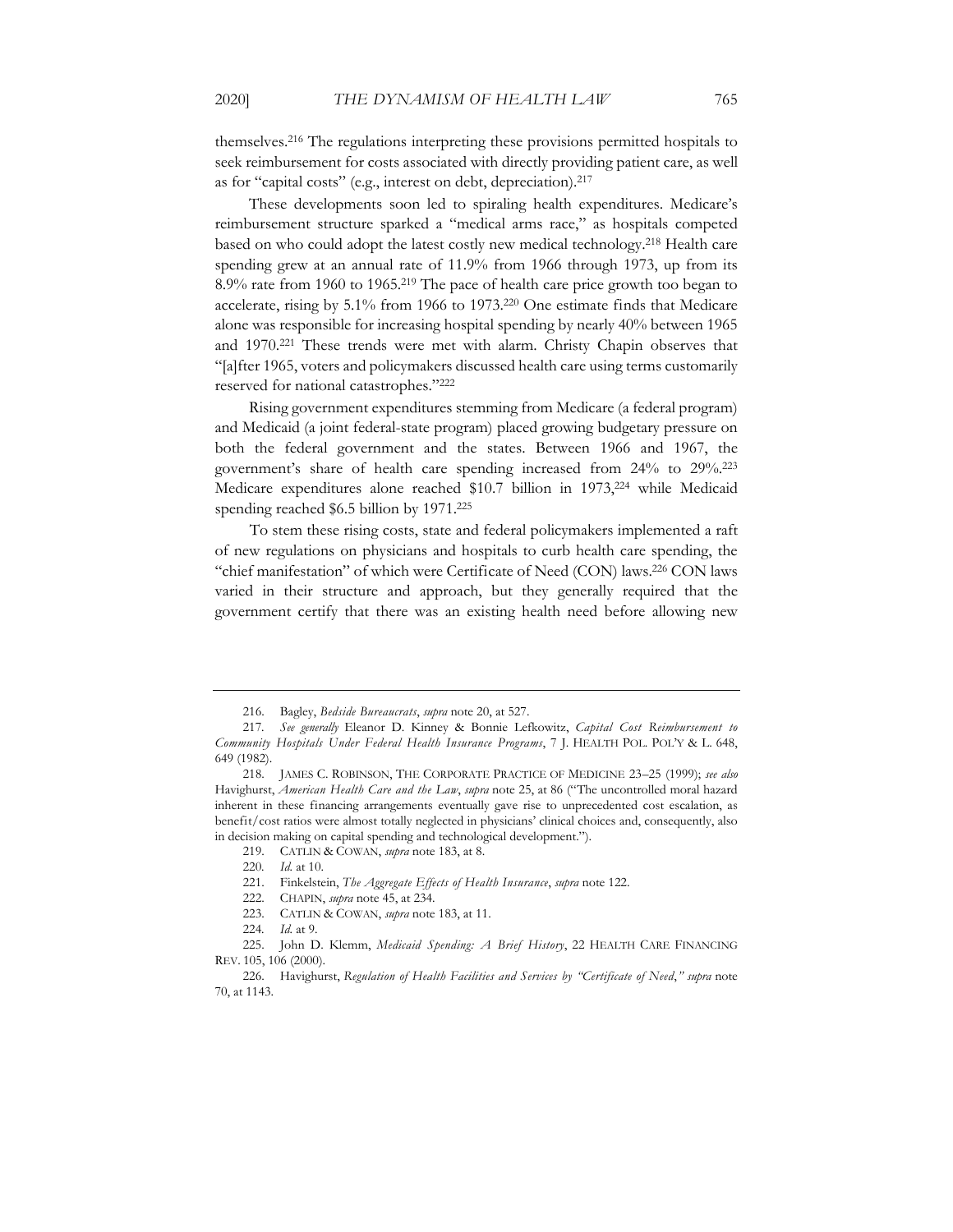themselves.[216] The regulations interpreting these provisions permitted hospitals to seek reimbursement for costs associated with directly providing patient care, as well as for "capital costs" (e.g., interest on debt, depreciation).[217]

These developments soon led to spiraling health expenditures. Medicare's reimbursement structure sparked a "medical arms race," as hospitals competed based on who could adopt the latest costly new medical technology.[218] Health care spending grew at an annual rate of 11.9% from 1966 through 1973, up from its 8.9% rate from 1960 to 1965.[219] The pace of health care price growth too began to accelerate, rising by 5.1% from 1966 to 1973.[220] One estimate finds that Medicare alone was responsible for increasing hospital spending by nearly 40% between 1965 and 1970.[221] These trends were met with alarm. Christy Chapin observes that "[a]fter 1965, voters and policymakers discussed health care using terms customarily reserved for national catastrophes."[222]

Rising government expenditures stemming from Medicare (a federal program) and Medicaid (a joint federal-state program) placed growing budgetary pressure on both the federal government and the states. Between 1966 and 1967, the government's share of health care spending increased from 24% to 29%.[223] Medicare expenditures alone reached $10.7 billion in 1973,[224] while Medicaid spending reached $6.5 billion by 1971.[225]

To stem these rising costs, state and federal policymakers implemented a raft of new regulations on physicians and hospitals to curb health care spending, the "chief manifestation" of which were Certificate of Need (CON) laws.[226] CON laws varied in their structure and approach, but they generally required that the government certify that there was an existing health need before allowing new

---

216. Bagley, *Bedside Bureaucrats*, *supra* note 20, at 527.

217. *See generally* Eleanor D. Kinney & Bonnie Lefkowitz, *Capital Cost Reimbursement to Community Hospitals Under Federal Health Insurance Programs*, 7 J. HEALTH POL. POL'Y & L. 648, 649 (1982).

218. JAMES C. ROBINSON, THE CORPORATE PRACTICE OF MEDICINE 23–25 (1999); *see also* Havighurst, *American Health Care and the Law*, *supra* note 25, at 86 ("The uncontrolled moral hazard inherent in these financing arrangements eventually gave rise to unprecedented cost escalation, as benefit/cost ratios were almost totally neglected in physicians' clinical choices and, consequently, also in decision making on capital spending and technological development.").

219. CATLIN & COWAN, *supra* note 183, at 8.

220. *Id.* at 10.

221. Finkelstein, *The Aggregate Effects of Health Insurance*, *supra* note 122.

222. CHAPIN, *supra* note 45, at 234.

223. CATLIN & COWAN, *supra* note 183, at 11.

224. *Id.* at 9.

225. John D. Klemm, *Medicaid Spending: A Brief History*, 22 HEALTH CARE FINANCING REV. 105, 106 (2000).

226. Havighurst, *Regulation of Health Facilities and Services by "Certificate of Need*,*" supra* note 70, at 1143.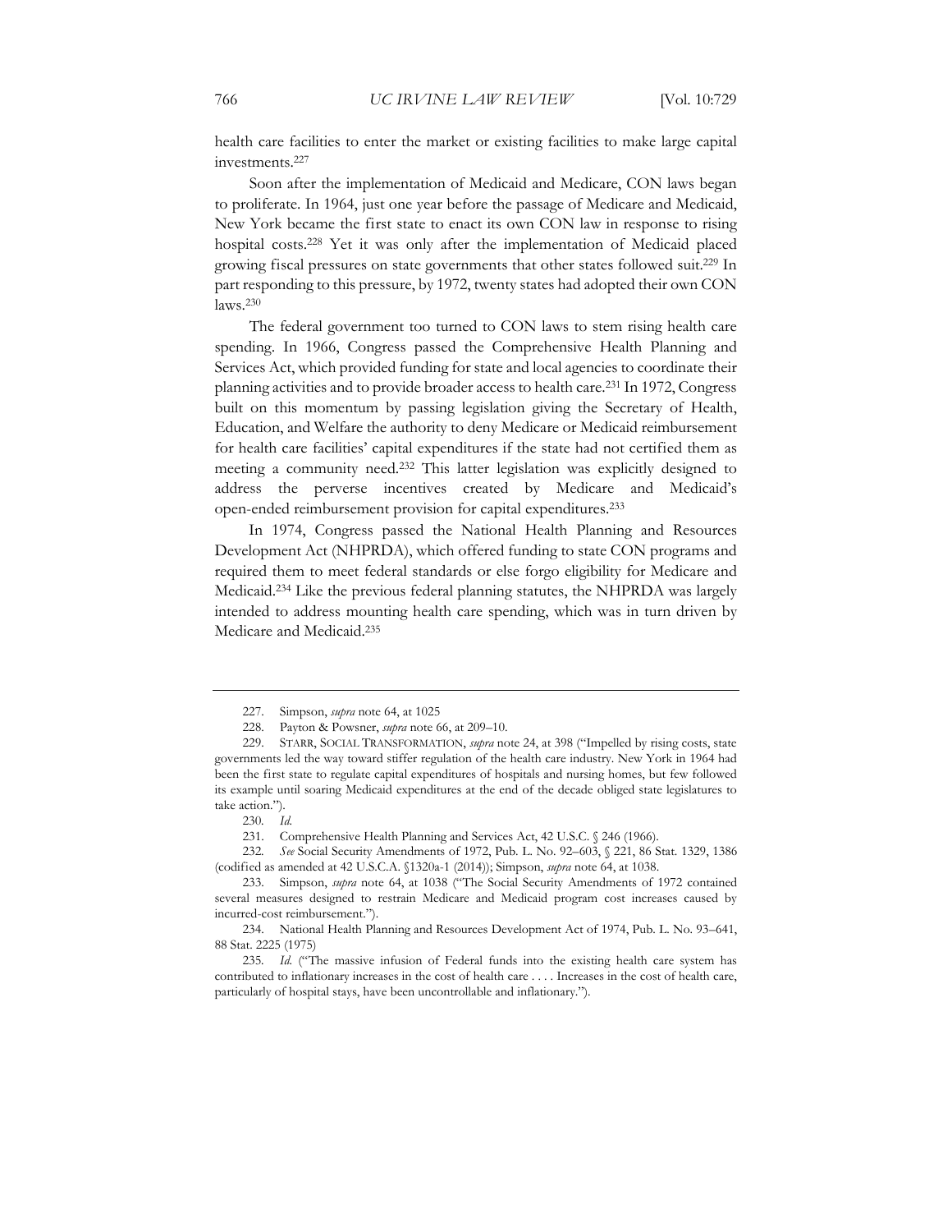health care facilities to enter the market or existing facilities to make large capital investments.[227]

Soon after the implementation of Medicaid and Medicare, CON laws began to proliferate. In 1964, just one year before the passage of Medicare and Medicaid, New York became the first state to enact its own CON law in response to rising hospital costs.[228] Yet it was only after the implementation of Medicaid placed growing fiscal pressures on state governments that other states followed suit.[229] In part responding to this pressure, by 1972, twenty states had adopted their own CON laws.[230]

The federal government too turned to CON laws to stem rising health care spending. In 1966, Congress passed the Comprehensive Health Planning and Services Act, which provided funding for state and local agencies to coordinate their planning activities and to provide broader access to health care.[231] In 1972, Congress built on this momentum by passing legislation giving the Secretary of Health, Education, and Welfare the authority to deny Medicare or Medicaid reimbursement for health care facilities' capital expenditures if the state had not certified them as meeting a community need.[232] This latter legislation was explicitly designed to address the perverse incentives created by Medicare and Medicaid's open-ended reimbursement provision for capital expenditures.[233]

In 1974, Congress passed the National Health Planning and Resources Development Act (NHPRDA), which offered funding to state CON programs and required them to meet federal standards or else forgo eligibility for Medicare and Medicaid.[234] Like the previous federal planning statutes, the NHPRDA was largely intended to address mounting health care spending, which was in turn driven by Medicare and Medicaid.[235]

---

227. Simpson, *supra* note 64, at 1025

228. Payton & Powsner, *supra* note 66, at 209–10.

229. STARR, SOCIAL TRANSFORMATION, *supra* note 24, at 398 ("Impelled by rising costs, state governments led the way toward stiffer regulation of the health care industry. New York in 1964 had been the first state to regulate capital expenditures of hospitals and nursing homes, but few followed its example until soaring Medicaid expenditures at the end of the decade obliged state legislatures to take action.").

230. *Id.*

231. Comprehensive Health Planning and Services Act, 42 U.S.C. § 246 (1966).

232. *See* Social Security Amendments of 1972, Pub. L. No. 92–603, § 221, 86 Stat. 1329, 1386 (codified as amended at 42 U.S.C.A. §1320a-1 (2014)); Simpson, *supra* note 64, at 1038.

233. Simpson, *supra* note 64, at 1038 ("The Social Security Amendments of 1972 contained several measures designed to restrain Medicare and Medicaid program cost increases caused by incurred-cost reimbursement.").

234. National Health Planning and Resources Development Act of 1974, Pub. L. No. 93–641, 88 Stat. 2225 (1975)

235. *Id.* ("The massive infusion of Federal funds into the existing health care system has contributed to inflationary increases in the cost of health care . . . . Increases in the cost of health care, particularly of hospital stays, have been uncontrollable and inflationary.").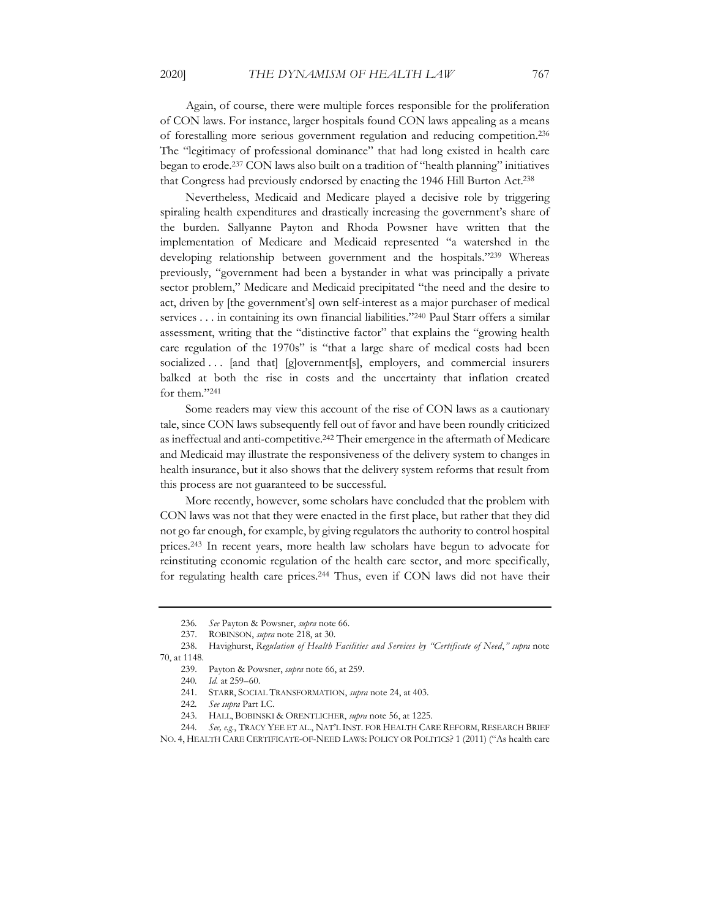Again, of course, there were multiple forces responsible for the proliferation of CON laws. For instance, larger hospitals found CON laws appealing as a means of forestalling more serious government regulation and reducing competition.[236] The "legitimacy of professional dominance" that had long existed in health care began to erode.[237] CON laws also built on a tradition of "health planning" initiatives that Congress had previously endorsed by enacting the 1946 Hill Burton Act.[238]

Nevertheless, Medicaid and Medicare played a decisive role by triggering spiraling health expenditures and drastically increasing the government's share of the burden. Sallyanne Payton and Rhoda Powsner have written that the implementation of Medicare and Medicaid represented "a watershed in the developing relationship between government and the hospitals."[239] Whereas previously, "government had been a bystander in what was principally a private sector problem," Medicare and Medicaid precipitated "the need and the desire to act, driven by [the government's] own self-interest as a major purchaser of medical services . . . in containing its own financial liabilities."[240] Paul Starr offers a similar assessment, writing that the "distinctive factor" that explains the "growing health care regulation of the 1970s" is "that a large share of medical costs had been socialized . . . [and that] [g]overnment[s], employers, and commercial insurers balked at both the rise in costs and the uncertainty that inflation created for them."[241]

Some readers may view this account of the rise of CON laws as a cautionary tale, since CON laws subsequently fell out of favor and have been roundly criticized as ineffectual and anti-competitive.[242] Their emergence in the aftermath of Medicare and Medicaid may illustrate the responsiveness of the delivery system to changes in health insurance, but it also shows that the delivery system reforms that result from this process are not guaranteed to be successful.

More recently, however, some scholars have concluded that the problem with CON laws was not that they were enacted in the first place, but rather that they did not go far enough, for example, by giving regulators the authority to control hospital prices.[243] In recent years, more health law scholars have begun to advocate for reinstituting economic regulation of the health care sector, and more specifically, for regulating health care prices.[244] Thus, even if CON laws did not have their

---

236. *See* Payton & Powsner, *supra* note 66.

237. ROBINSON, *supra* note 218, at 30.

238. Havighurst, *Regulation of Health Facilities and Services by "Certificate of Need*,*" supra* note 70, at 1148.

239. Payton & Powsner, *supra* note 66, at 259.

240. *Id.* at 259–60.

241. STARR, SOCIAL TRANSFORMATION, *supra* note 24, at 403.

242. *See supra* Part I.C.

243. HALL, BOBINSKI & ORENTLICHER, *supra* note 56, at 1225.

244. *See, e.g.*, TRACY YEE ET AL., NAT'L INST. FOR HEALTH CARE REFORM, RESEARCH BRIEF NO. 4, HEALTH CARE CERTIFICATE-OF-NEED LAWS: POLICY OR POLITICS? 1 (2011) ("As health care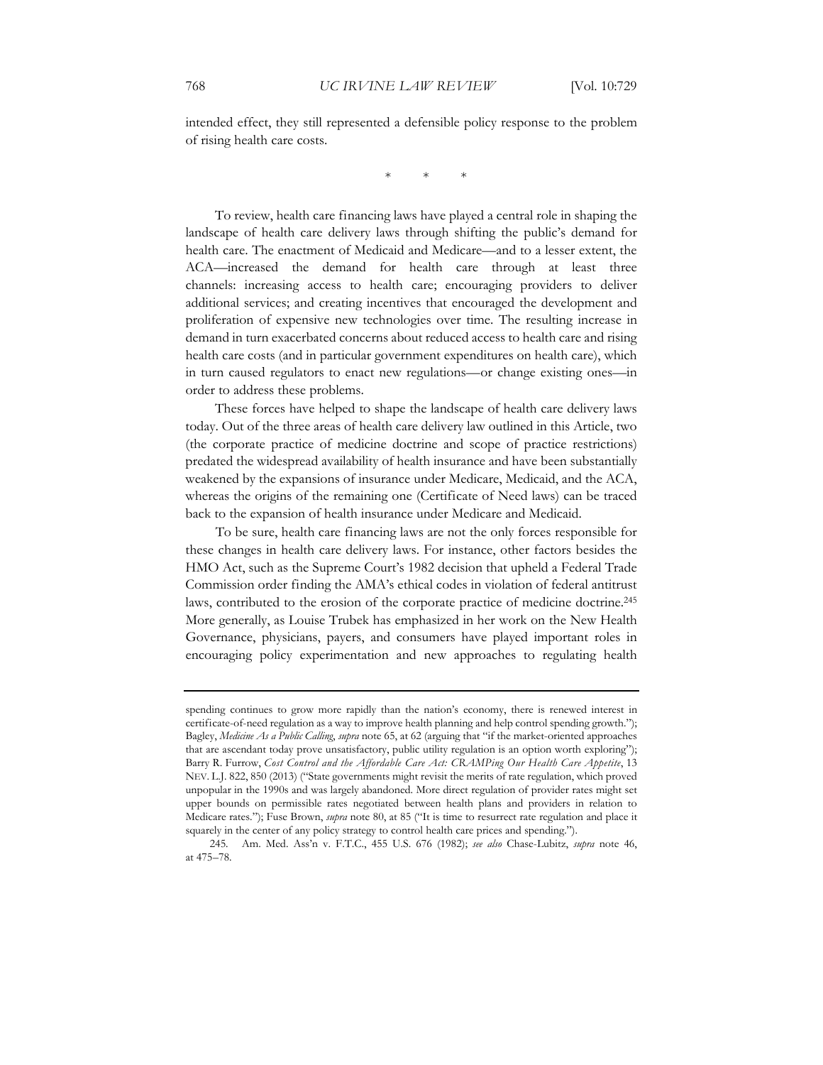intended effect, they still represented a defensible policy response to the problem of rising health care costs.

\* \* \*

To review, health care financing laws have played a central role in shaping the landscape of health care delivery laws through shifting the public's demand for health care. The enactment of Medicaid and Medicare—and to a lesser extent, the ACA—increased the demand for health care through at least three channels: increasing access to health care; encouraging providers to deliver additional services; and creating incentives that encouraged the development and proliferation of expensive new technologies over time. The resulting increase in demand in turn exacerbated concerns about reduced access to health care and rising health care costs (and in particular government expenditures on health care), which in turn caused regulators to enact new regulations—or change existing ones—in order to address these problems.

These forces have helped to shape the landscape of health care delivery laws today. Out of the three areas of health care delivery law outlined in this Article, two (the corporate practice of medicine doctrine and scope of practice restrictions) predated the widespread availability of health insurance and have been substantially weakened by the expansions of insurance under Medicare, Medicaid, and the ACA, whereas the origins of the remaining one (Certificate of Need laws) can be traced back to the expansion of health insurance under Medicare and Medicaid.

To be sure, health care financing laws are not the only forces responsible for these changes in health care delivery laws. For instance, other factors besides the HMO Act, such as the Supreme Court's 1982 decision that upheld a Federal Trade Commission order finding the AMA's ethical codes in violation of federal antitrust laws, contributed to the erosion of the corporate practice of medicine doctrine.[245] More generally, as Louise Trubek has emphasized in her work on the New Health Governance, physicians, payers, and consumers have played important roles in encouraging policy experimentation and new approaches to regulating health

---

spending continues to grow more rapidly than the nation's economy, there is renewed interest in certificate-of-need regulation as a way to improve health planning and help control spending growth."); Bagley, *Medicine As a Public Calling*, *supra* note 65, at 62 (arguing that "if the market-oriented approaches that are ascendant today prove unsatisfactory, public utility regulation is an option worth exploring"); Barry R. Furrow, *Cost Control and the Affordable Care Act: CRAMPing Our Health Care Appetite*, 13 NEV. L.J. 822, 850 (2013) ("State governments might revisit the merits of rate regulation, which proved unpopular in the 1990s and was largely abandoned. More direct regulation of provider rates might set upper bounds on permissible rates negotiated between health plans and providers in relation to Medicare rates."); Fuse Brown, *supra* note 80, at 85 ("It is time to resurrect rate regulation and place it squarely in the center of any policy strategy to control health care prices and spending.").

245. Am. Med. Ass'n v. F.T.C., 455 U.S. 676 (1982); *see also* Chase-Lubitz, *supra* note 46, at 475–78.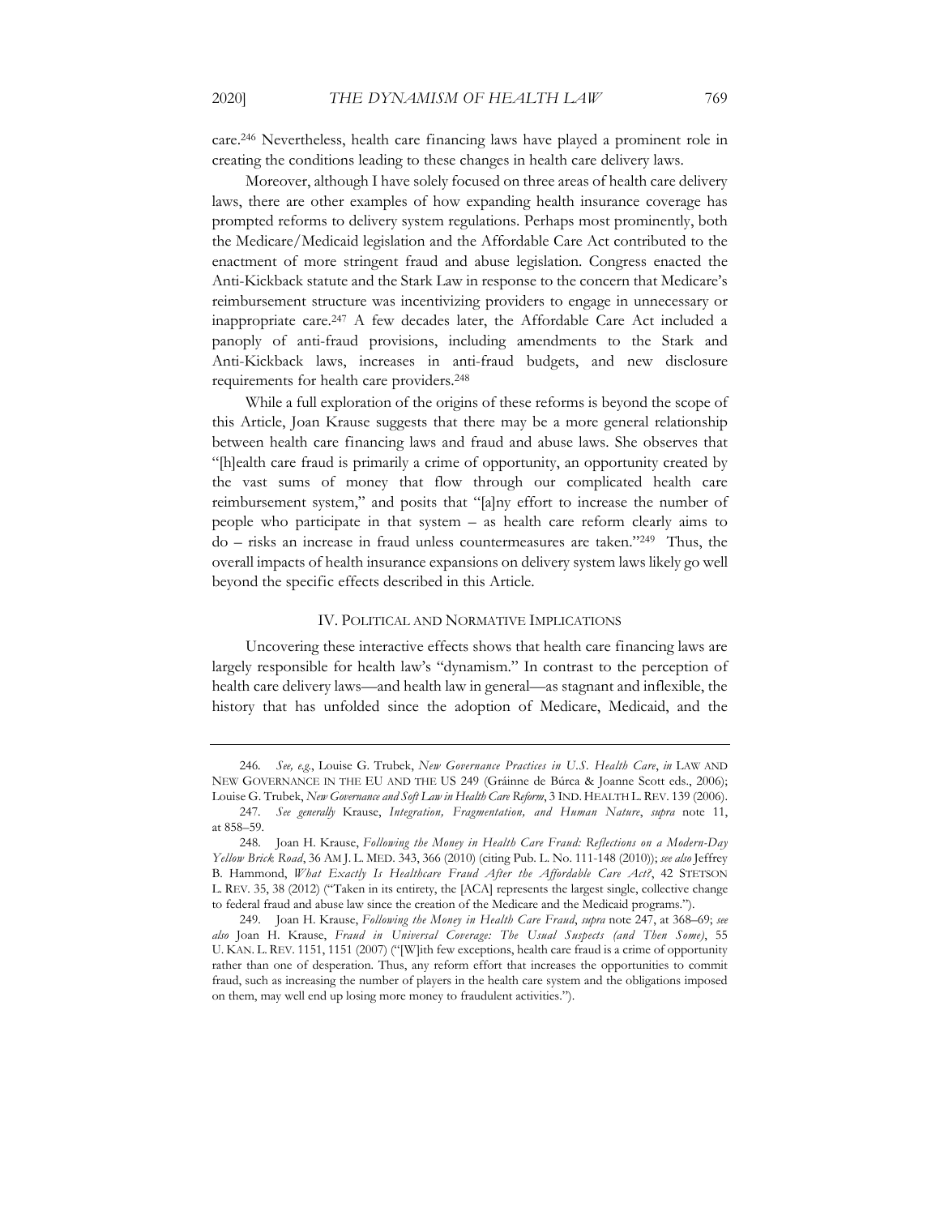care.[246] Nevertheless, health care financing laws have played a prominent role in creating the conditions leading to these changes in health care delivery laws.

Moreover, although I have solely focused on three areas of health care delivery laws, there are other examples of how expanding health insurance coverage has prompted reforms to delivery system regulations. Perhaps most prominently, both the Medicare/Medicaid legislation and the Affordable Care Act contributed to the enactment of more stringent fraud and abuse legislation. Congress enacted the Anti-Kickback statute and the Stark Law in response to the concern that Medicare's reimbursement structure was incentivizing providers to engage in unnecessary or inappropriate care.[247] A few decades later, the Affordable Care Act included a panoply of anti-fraud provisions, including amendments to the Stark and Anti-Kickback laws, increases in anti-fraud budgets, and new disclosure requirements for health care providers.[248]

While a full exploration of the origins of these reforms is beyond the scope of this Article, Joan Krause suggests that there may be a more general relationship between health care financing laws and fraud and abuse laws. She observes that "[h]ealth care fraud is primarily a crime of opportunity, an opportunity created by the vast sums of money that flow through our complicated health care reimbursement system," and posits that "[a]ny effort to increase the number of people who participate in that system – as health care reform clearly aims to do – risks an increase in fraud unless countermeasures are taken."[249] Thus, the overall impacts of health insurance expansions on delivery system laws likely go well beyond the specific effects described in this Article.

## IV. POLITICAL AND NORMATIVE IMPLICATIONS

Uncovering these interactive effects shows that health care financing laws are largely responsible for health law's "dynamism." In contrast to the perception of health care delivery laws—and health law in general—as stagnant and inflexible, the history that has unfolded since the adoption of Medicare, Medicaid, and the

---

246. *See, e.g.*, Louise G. Trubek, *New Governance Practices in U.S. Health Care*, *in* LAW AND NEW GOVERNANCE IN THE EU AND THE US 249 (Gráinne de Búrca & Joanne Scott eds., 2006); Louise G. Trubek, *New Governance and Soft Law in Health Care Reform*, 3 IND. HEALTH L. REV. 139 (2006).

247. *See generally* Krause, *Integration, Fragmentation, and Human Nature*, *supra* note 11, at 858–59.

248. Joan H. Krause, *Following the Money in Health Care Fraud: Reflections on a Modern-Day Yellow Brick Road*, 36 AM J. L. MED. 343, 366 (2010) (citing Pub. L. No. 111-148 (2010)); *see also* Jeffrey B. Hammond, *What Exactly Is Healthcare Fraud After the Affordable Care Act?*, 42 STETSON L. REV. 35, 38 (2012) ("Taken in its entirety, the [ACA] represents the largest single, collective change to federal fraud and abuse law since the creation of the Medicare and the Medicaid programs.").

249. Joan H. Krause, *Following the Money in Health Care Fraud*, *supra* note 247, at 368–69; *see also* Joan H. Krause, *Fraud in Universal Coverage: The Usual Suspects (and Then Some)*, 55 U. KAN. L. REV. 1151, 1151 (2007) ("[W]ith few exceptions, health care fraud is a crime of opportunity rather than one of desperation. Thus, any reform effort that increases the opportunities to commit fraud, such as increasing the number of players in the health care system and the obligations imposed on them, may well end up losing more money to fraudulent activities.").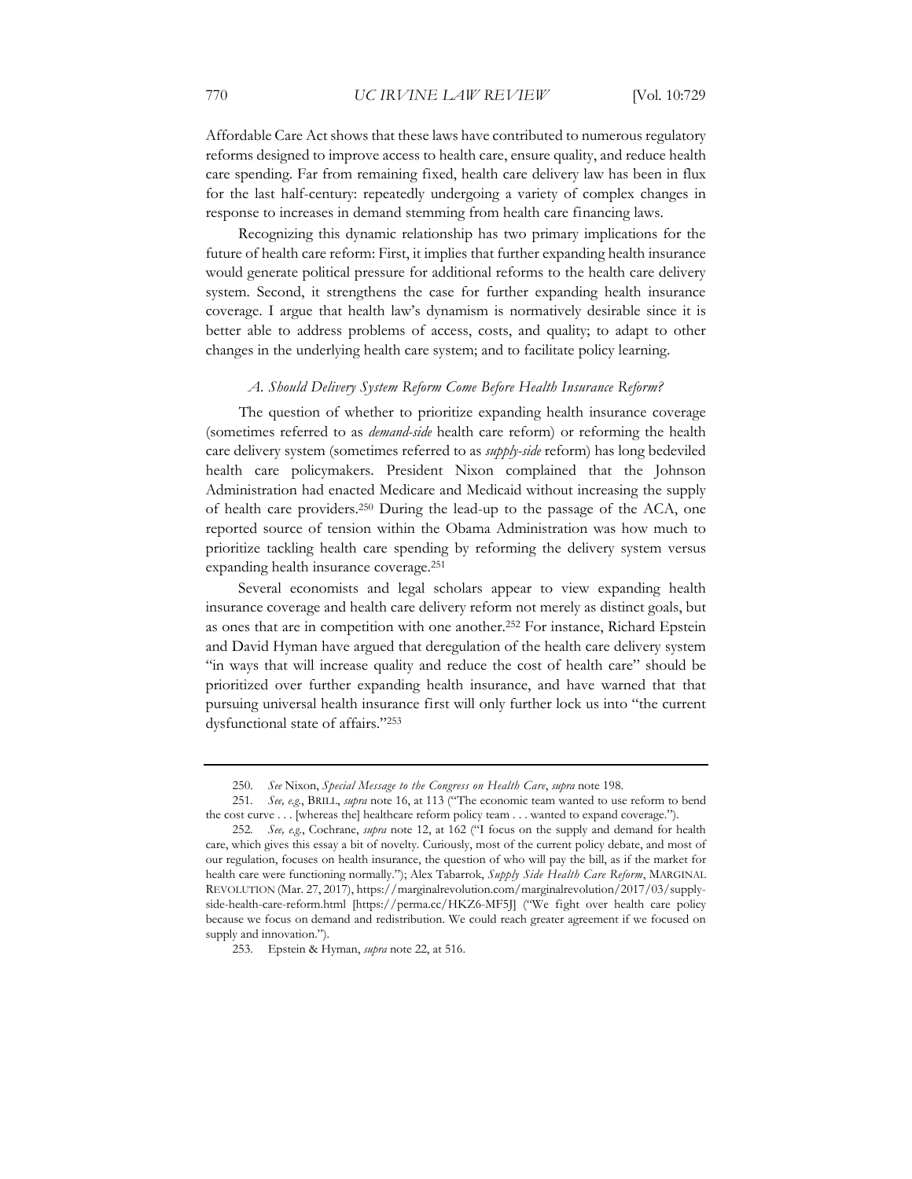Affordable Care Act shows that these laws have contributed to numerous regulatory reforms designed to improve access to health care, ensure quality, and reduce health care spending. Far from remaining fixed, health care delivery law has been in flux for the last half-century: repeatedly undergoing a variety of complex changes in response to increases in demand stemming from health care financing laws.

Recognizing this dynamic relationship has two primary implications for the future of health care reform: First, it implies that further expanding health insurance would generate political pressure for additional reforms to the health care delivery system. Second, it strengthens the case for further expanding health insurance coverage. I argue that health law's dynamism is normatively desirable since it is better able to address problems of access, costs, and quality; to adapt to other changes in the underlying health care system; and to facilitate policy learning.

### *A. Should Delivery System Reform Come Before Health Insurance Reform?*

The question of whether to prioritize expanding health insurance coverage (sometimes referred to as *demand-side* health care reform) or reforming the health care delivery system (sometimes referred to as *supply-side* reform) has long bedeviled health care policymakers. President Nixon complained that the Johnson Administration had enacted Medicare and Medicaid without increasing the supply of health care providers.[250] During the lead-up to the passage of the ACA, one reported source of tension within the Obama Administration was how much to prioritize tackling health care spending by reforming the delivery system versus expanding health insurance coverage.[251]

Several economists and legal scholars appear to view expanding health insurance coverage and health care delivery reform not merely as distinct goals, but as ones that are in competition with one another.[252] For instance, Richard Epstein and David Hyman have argued that deregulation of the health care delivery system "in ways that will increase quality and reduce the cost of health care" should be prioritized over further expanding health insurance, and have warned that that pursuing universal health insurance first will only further lock us into "the current dysfunctional state of affairs."[253]

---

250. *See* Nixon, *Special Message to the Congress on Health Care*, *supra* note 198.

251. *See, e.g.*, BRILL, *supra* note 16, at 113 ("The economic team wanted to use reform to bend the cost curve . . . [whereas the] healthcare reform policy team . . . wanted to expand coverage.").

252. *See, e.g.*, Cochrane, *supra* note 12, at 162 ("I focus on the supply and demand for health care, which gives this essay a bit of novelty. Curiously, most of the current policy debate, and most of our regulation, focuses on health insurance, the question of who will pay the bill, as if the market for health care were functioning normally."); Alex Tabarrok, *Supply Side Health Care Reform*, MARGINAL REVOLUTION (Mar. 27, 2017), https://marginalrevolution.com/marginalrevolution/2017/03/supply-side-health-care-reform.html [https://perma.cc/HKZ6-MF5J] ("We fight over health care policy because we focus on demand and redistribution. We could reach greater agreement if we focused on supply and innovation.").

253. Epstein & Hyman, *supra* note 22, at 516.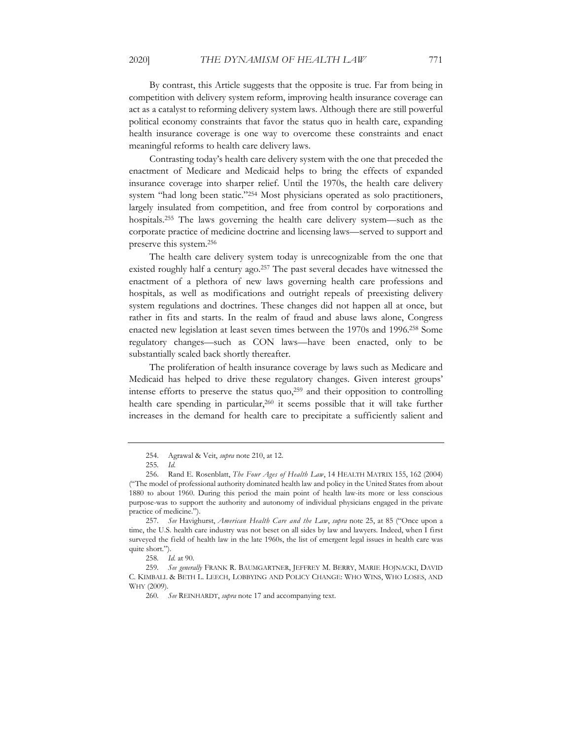By contrast, this Article suggests that the opposite is true. Far from being in competition with delivery system reform, improving health insurance coverage can act as a catalyst to reforming delivery system laws. Although there are still powerful political economy constraints that favor the status quo in health care, expanding health insurance coverage is one way to overcome these constraints and enact meaningful reforms to health care delivery laws.

Contrasting today's health care delivery system with the one that preceded the enactment of Medicare and Medicaid helps to bring the effects of expanded insurance coverage into sharper relief. Until the 1970s, the health care delivery system "had long been static."[254] Most physicians operated as solo practitioners, largely insulated from competition, and free from control by corporations and hospitals.[255] The laws governing the health care delivery system—such as the corporate practice of medicine doctrine and licensing laws—served to support and preserve this system.[256]

The health care delivery system today is unrecognizable from the one that existed roughly half a century ago.[257] The past several decades have witnessed the enactment of a plethora of new laws governing health care professions and hospitals, as well as modifications and outright repeals of preexisting delivery system regulations and doctrines. These changes did not happen all at once, but rather in fits and starts. In the realm of fraud and abuse laws alone, Congress enacted new legislation at least seven times between the 1970s and 1996.[258] Some regulatory changes—such as CON laws—have been enacted, only to be substantially scaled back shortly thereafter.

The proliferation of health insurance coverage by laws such as Medicare and Medicaid has helped to drive these regulatory changes. Given interest groups' intense efforts to preserve the status quo,[259] and their opposition to controlling health care spending in particular,[260] it seems possible that it will take further increases in the demand for health care to precipitate a sufficiently salient and

---

254. Agrawal & Veit, *supra* note 210, at 12.

255. *Id.*

256. Rand E. Rosenblatt, *The Four Ages of Health Law*, 14 HEALTH MATRIX 155, 162 (2004) ("The model of professional authority dominated health law and policy in the United States from about 1880 to about 1960. During this period the main point of health law-its more or less conscious purpose-was to support the authority and autonomy of individual physicians engaged in the private practice of medicine.").

257. *See* Havighurst, *American Health Care and the Law*, *supra* note 25, at 85 ("Once upon a time, the U.S. health care industry was not beset on all sides by law and lawyers. Indeed, when I first surveyed the field of health law in the late 1960s, the list of emergent legal issues in health care was quite short.").

258. *Id.* at 90.

259. *See generally* FRANK R. BAUMGARTNER, JEFFREY M. BERRY, MARIE HOJNACKI, DAVID C. KIMBALL & BETH L. LEECH, LOBBYING AND POLICY CHANGE: WHO WINS, WHO LOSES, AND WHY (2009).

260. *See* REINHARDT, *supra* note 17 and accompanying text.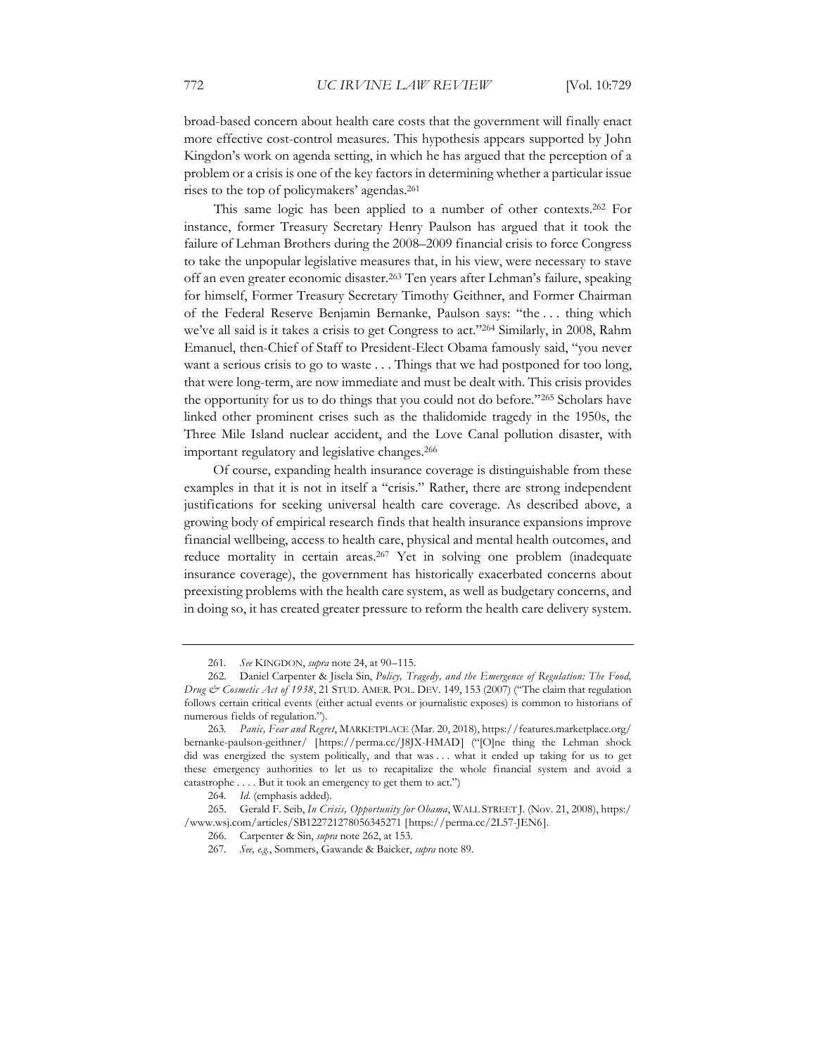broad-based concern about health care costs that the government will finally enact more effective cost-control measures. This hypothesis appears supported by John Kingdon's work on agenda setting, in which he has argued that the perception of a problem or a crisis is one of the key factors in determining whether a particular issue rises to the top of policymakers' agendas.[261]

This same logic has been applied to a number of other contexts.[262] For instance, former Treasury Secretary Henry Paulson has argued that it took the failure of Lehman Brothers during the 2008–2009 financial crisis to force Congress to take the unpopular legislative measures that, in his view, were necessary to stave off an even greater economic disaster.[263] Ten years after Lehman's failure, speaking for himself, Former Treasury Secretary Timothy Geithner, and Former Chairman of the Federal Reserve Benjamin Bernanke, Paulson says: "the . . . thing which we've all said is it takes a crisis to get Congress to act."[264] Similarly, in 2008, Rahm Emanuel, then-Chief of Staff to President-Elect Obama famously said, "you never want a serious crisis to go to waste . . . Things that we had postponed for too long, that were long-term, are now immediate and must be dealt with. This crisis provides the opportunity for us to do things that you could not do before."[265] Scholars have linked other prominent crises such as the thalidomide tragedy in the 1950s, the Three Mile Island nuclear accident, and the Love Canal pollution disaster, with important regulatory and legislative changes.[266]

Of course, expanding health insurance coverage is distinguishable from these examples in that it is not in itself a "crisis." Rather, there are strong independent justifications for seeking universal health care coverage. As described above, a growing body of empirical research finds that health insurance expansions improve financial wellbeing, access to health care, physical and mental health outcomes, and reduce mortality in certain areas.[267] Yet in solving one problem (inadequate insurance coverage), the government has historically exacerbated concerns about preexisting problems with the health care system, as well as budgetary concerns, and in doing so, it has created greater pressure to reform the health care delivery system.

---

261. *See* KINGDON, *supra* note 24, at 90–115.

262. Daniel Carpenter & Jisela Sin, *Policy, Tragedy, and the Emergence of Regulation: The Food, Drug & Cosmetic Act of 1938*, 21 STUD. AMER. POL. DEV. 149, 153 (2007) ("The claim that regulation follows certain critical events (either actual events or journalistic exposes) is common to historians of numerous fields of regulation.").

263. *Panic, Fear and Regret*, MARKETPLACE (Mar. 20, 2018), https://features.marketplace.org/bernanke-paulson-geithner/ [https://perma.cc/J8JX-HMAD] ("[O]ne thing the Lehman shock did was energized the system politically, and that was . . . what it ended up taking for us to get these emergency authorities to let us to recapitalize the whole financial system and avoid a catastrophe . . . . But it took an emergency to get them to act.")

264. *Id.* (emphasis added).

265. Gerald F. Seib, *In Crisis, Opportunity for Obama*, WALL STREET J. (Nov. 21, 2008), https://www.wsj.com/articles/SB122721278056345271 [https://perma.cc/2L57-JEN6].

266. Carpenter & Sin, *supra* note 262, at 153.

267. *See, e.g.*, Sommers, Gawande & Baicker, *supra* note 89.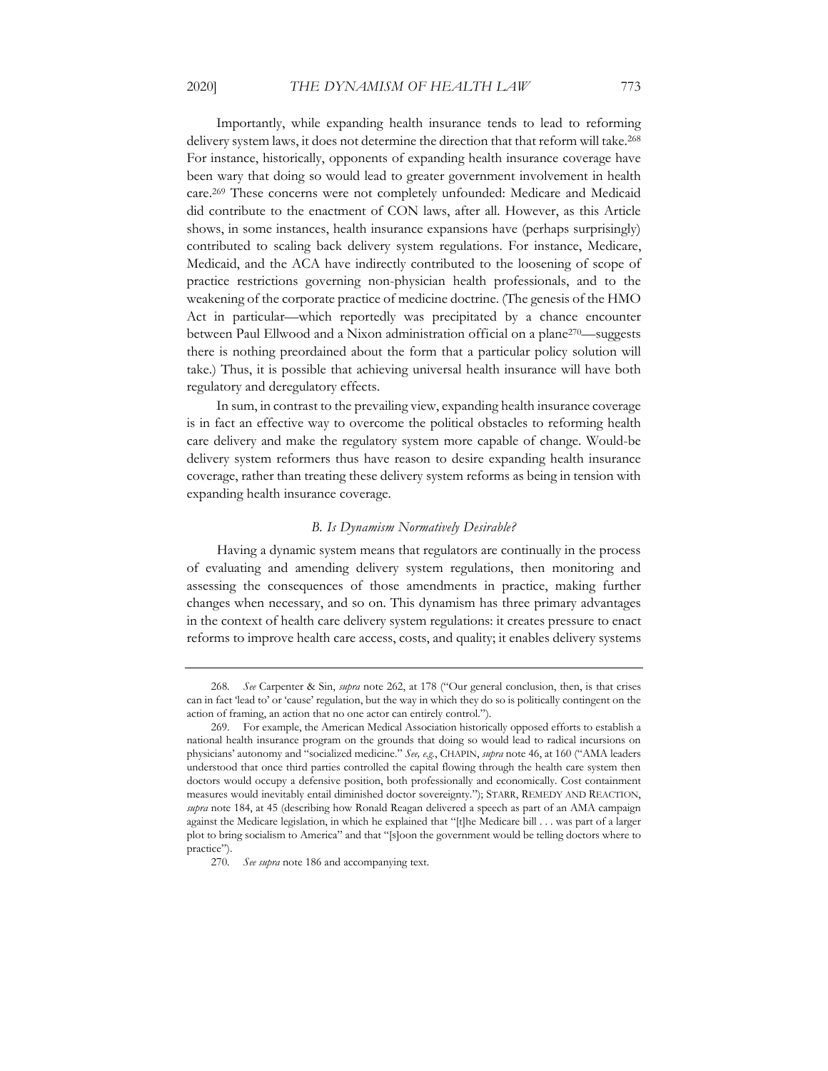Importantly, while expanding health insurance tends to lead to reforming delivery system laws, it does not determine the direction that that reform will take.[268] For instance, historically, opponents of expanding health insurance coverage have been wary that doing so would lead to greater government involvement in health care.[269] These concerns were not completely unfounded: Medicare and Medicaid did contribute to the enactment of CON laws, after all. However, as this Article shows, in some instances, health insurance expansions have (perhaps surprisingly) contributed to scaling back delivery system regulations. For instance, Medicare, Medicaid, and the ACA have indirectly contributed to the loosening of scope of practice restrictions governing non-physician health professionals, and to the weakening of the corporate practice of medicine doctrine. (The genesis of the HMO Act in particular—which reportedly was precipitated by a chance encounter between Paul Ellwood and a Nixon administration official on a plane[270]—suggests there is nothing preordained about the form that a particular policy solution will take.) Thus, it is possible that achieving universal health insurance will have both regulatory and deregulatory effects.

In sum, in contrast to the prevailing view, expanding health insurance coverage is in fact an effective way to overcome the political obstacles to reforming health care delivery and make the regulatory system more capable of change. Would-be delivery system reformers thus have reason to desire expanding health insurance coverage, rather than treating these delivery system reforms as being in tension with expanding health insurance coverage.

### *B. Is Dynamism Normatively Desirable?*

Having a dynamic system means that regulators are continually in the process of evaluating and amending delivery system regulations, then monitoring and assessing the consequences of those amendments in practice, making further changes when necessary, and so on. This dynamism has three primary advantages in the context of health care delivery system regulations: it creates pressure to enact reforms to improve health care access, costs, and quality; it enables delivery systems

---

268. *See* Carpenter & Sin, *supra* note 262, at 178 ("Our general conclusion, then, is that crises can in fact 'lead to' or 'cause' regulation, but the way in which they do so is politically contingent on the action of framing, an action that no one actor can entirely control.").

269. For example, the American Medical Association historically opposed efforts to establish a national health insurance program on the grounds that doing so would lead to radical incursions on physicians' autonomy and "socialized medicine." *See, e.g.*, CHAPIN, *supra* note 46, at 160 ("AMA leaders understood that once third parties controlled the capital flowing through the health care system then doctors would occupy a defensive position, both professionally and economically. Cost containment measures would inevitably entail diminished doctor sovereignty."); STARR, REMEDY AND REACTION, *supra* note 184, at 45 (describing how Ronald Reagan delivered a speech as part of an AMA campaign against the Medicare legislation, in which he explained that "[t]he Medicare bill . . . was part of a larger plot to bring socialism to America" and that "[s]oon the government would be telling doctors where to practice").

270. *See supra* note 186 and accompanying text.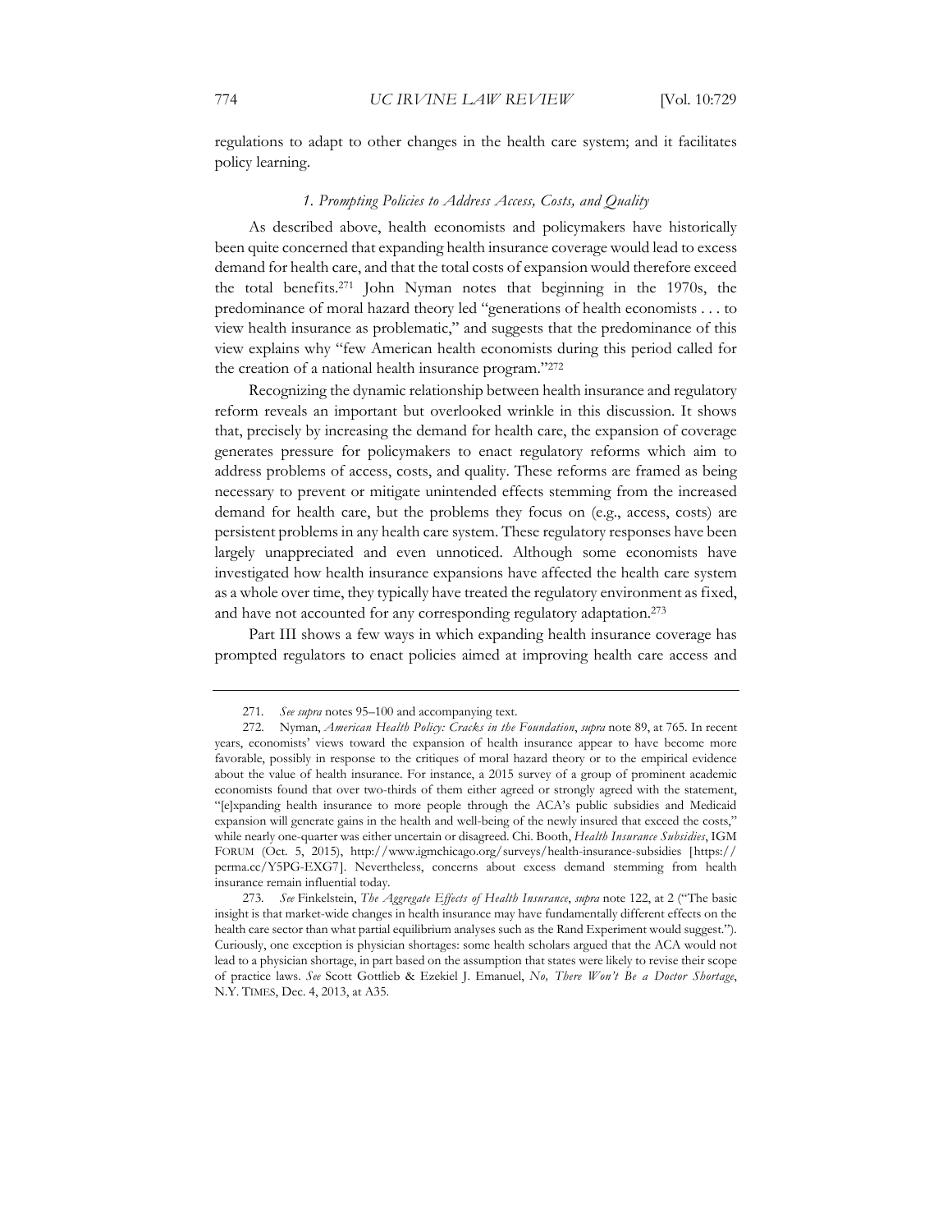regulations to adapt to other changes in the health care system; and it facilitates policy learning.

### *1. Prompting Policies to Address Access, Costs, and Quality*

As described above, health economists and policymakers have historically been quite concerned that expanding health insurance coverage would lead to excess demand for health care, and that the total costs of expansion would therefore exceed the total benefits.[271] John Nyman notes that beginning in the 1970s, the predominance of moral hazard theory led "generations of health economists . . . to view health insurance as problematic," and suggests that the predominance of this view explains why "few American health economists during this period called for the creation of a national health insurance program."[272]

Recognizing the dynamic relationship between health insurance and regulatory reform reveals an important but overlooked wrinkle in this discussion. It shows that, precisely by increasing the demand for health care, the expansion of coverage generates pressure for policymakers to enact regulatory reforms which aim to address problems of access, costs, and quality. These reforms are framed as being necessary to prevent or mitigate unintended effects stemming from the increased demand for health care, but the problems they focus on (e.g., access, costs) are persistent problems in any health care system. These regulatory responses have been largely unappreciated and even unnoticed. Although some economists have investigated how health insurance expansions have affected the health care system as a whole over time, they typically have treated the regulatory environment as fixed, and have not accounted for any corresponding regulatory adaptation.[273]

Part III shows a few ways in which expanding health insurance coverage has prompted regulators to enact policies aimed at improving health care access and

---

271. *See supra* notes 95–100 and accompanying text.

272. Nyman, *American Health Policy: Cracks in the Foundation*, *supra* note 89, at 765. In recent years, economists' views toward the expansion of health insurance appear to have become more favorable, possibly in response to the critiques of moral hazard theory or to the empirical evidence about the value of health insurance. For instance, a 2015 survey of a group of prominent academic economists found that over two-thirds of them either agreed or strongly agreed with the statement, "[e]xpanding health insurance to more people through the ACA's public subsidies and Medicaid expansion will generate gains in the health and well-being of the newly insured that exceed the costs," while nearly one-quarter was either uncertain or disagreed. Chi. Booth, *Health Insurance Subsidies*, IGM FORUM (Oct. 5, 2015), http://www.igmchicago.org/surveys/health-insurance-subsidies [https://perma.cc/Y5PG-EXG7]. Nevertheless, concerns about excess demand stemming from health insurance remain influential today.

273. *See* Finkelstein, *The Aggregate Effects of Health Insurance*, *supra* note 122, at 2 ("The basic insight is that market-wide changes in health insurance may have fundamentally different effects on the health care sector than what partial equilibrium analyses such as the Rand Experiment would suggest."). Curiously, one exception is physician shortages: some health scholars argued that the ACA would not lead to a physician shortage, in part based on the assumption that states were likely to revise their scope of practice laws. *See* Scott Gottlieb & Ezekiel J. Emanuel, *No, There Won't Be a Doctor Shortage*, N.Y. TIMES, Dec. 4, 2013, at A35.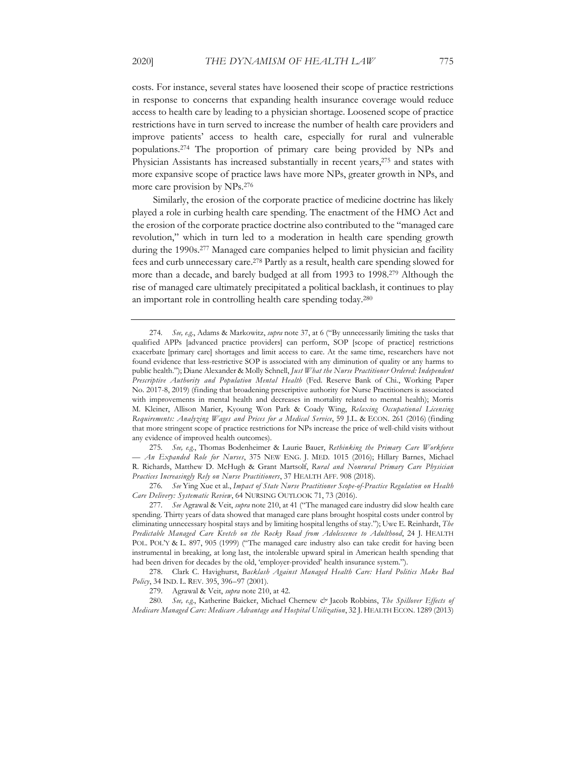costs. For instance, several states have loosened their scope of practice restrictions in response to concerns that expanding health insurance coverage would reduce access to health care by leading to a physician shortage. Loosened scope of practice restrictions have in turn served to increase the number of health care providers and improve patients' access to health care, especially for rural and vulnerable populations.[274] The proportion of primary care being provided by NPs and Physician Assistants has increased substantially in recent years,[275] and states with more expansive scope of practice laws have more NPs, greater growth in NPs, and more care provision by NPs.[276]

Similarly, the erosion of the corporate practice of medicine doctrine has likely played a role in curbing health care spending. The enactment of the HMO Act and the erosion of the corporate practice doctrine also contributed to the "managed care revolution," which in turn led to a moderation in health care spending growth during the 1990s.[277] Managed care companies helped to limit physician and facility fees and curb unnecessary care.[278] Partly as a result, health care spending slowed for more than a decade, and barely budged at all from 1993 to 1998.[279] Although the rise of managed care ultimately precipitated a political backlash, it continues to play an important role in controlling health care spending today.[280]

---

274. *See, e.g.*, Adams & Markowitz, *supra* note 37, at 6 ("By unnecessarily limiting the tasks that qualified APPs [advanced practice providers] can perform, SOP [scope of practice] restrictions exacerbate [primary care] shortages and limit access to care. At the same time, researchers have not found evidence that less-restrictive SOP is associated with any diminution of quality or any harms to public health."); Diane Alexander & Molly Schnell, *Just What the Nurse Practitioner Ordered: Independent Prescriptive Authority and Population Mental Health* (Fed. Reserve Bank of Chi., Working Paper No. 2017-8, 2019) (finding that broadening prescriptive authority for Nurse Practitioners is associated with improvements in mental health and decreases in mortality related to mental health); Morris M. Kleiner, Allison Marier, Kyoung Won Park & Coady Wing, *Relaxing Occupational Licensing Requirements: Analyzing Wages and Prices for a Medical Service*, 59 J.L. & ECON. 261 (2016) (finding that more stringent scope of practice restrictions for NPs increase the price of well-child visits without any evidence of improved health outcomes).

275. *See, e.g.*, Thomas Bodenheimer & Laurie Bauer, *Rethinking the Primary Care Workforce — An Expanded Role for Nurses*, 375 NEW ENG. J. MED. 1015 (2016); Hillary Barnes, Michael R. Richards, Matthew D. McHugh & Grant Martsolf, *Rural and Nonrural Primary Care Physician Practices Increasingly Rely on Nurse Practitioners*, 37 HEALTH AFF. 908 (2018).

276. *See* Ying Xue et al., *Impact of State Nurse Practitioner Scope-of-Practice Regulation on Health Care Delivery: Systematic Review*, 64 NURSING OUTLOOK 71, 73 (2016).

277. *See* Agrawal & Veit, *supra* note 210, at 41 ("The managed care industry did slow health care spending. Thirty years of data showed that managed care plans brought hospital costs under control by eliminating unnecessary hospital stays and by limiting hospital lengths of stay."); Uwe E. Reinhardt, *The Predictable Managed Care Kvetch on the Rocky Road from Adolescence to Adulthood*, 24 J. HEALTH POL. POL'Y & L. 897, 905 (1999) ("The managed care industry also can take credit for having been instrumental in breaking, at long last, the intolerable upward spiral in American health spending that had been driven for decades by the old, 'employer-provided' health insurance system.").

278. Clark C. Havighurst, *Backlash Against Managed Health Care: Hard Politics Make Bad Policy*, 34 IND. L. REV. 395, 396–97 (2001).

279. Agrawal & Veit, *supra* note 210, at 42.

280. *See, e.g.*, Katherine Baicker, Michael Chernew & Jacob Robbins, *The Spillover Effects of Medicare Managed Care: Medicare Advantage and Hospital Utilization*, 32 J. HEALTH ECON. 1289 (2013)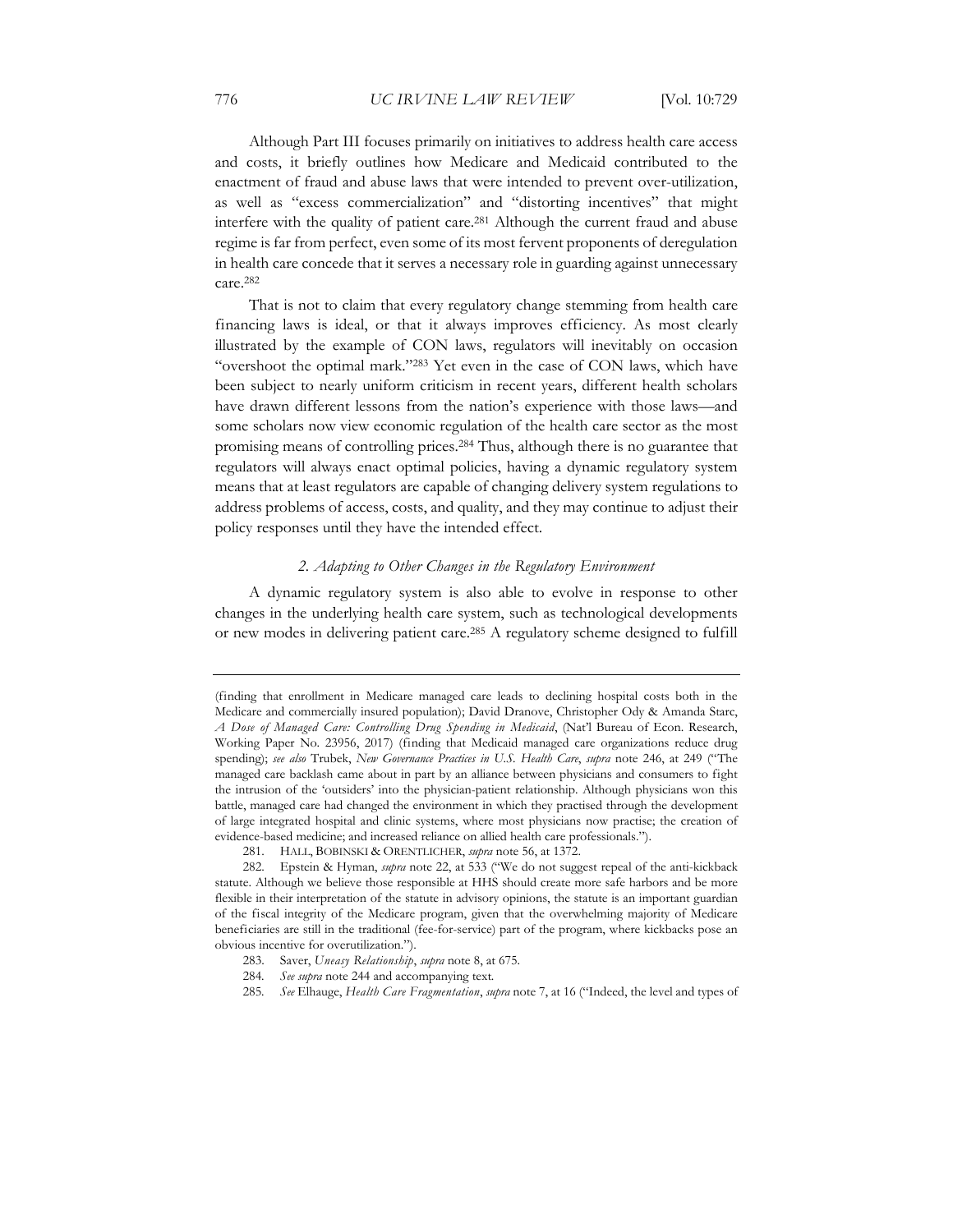Although Part III focuses primarily on initiatives to address health care access and costs, it briefly outlines how Medicare and Medicaid contributed to the enactment of fraud and abuse laws that were intended to prevent over-utilization, as well as "excess commercialization" and "distorting incentives" that might interfere with the quality of patient care.[281] Although the current fraud and abuse regime is far from perfect, even some of its most fervent proponents of deregulation in health care concede that it serves a necessary role in guarding against unnecessary care.[282]

That is not to claim that every regulatory change stemming from health care financing laws is ideal, or that it always improves efficiency. As most clearly illustrated by the example of CON laws, regulators will inevitably on occasion "overshoot the optimal mark."[283] Yet even in the case of CON laws, which have been subject to nearly uniform criticism in recent years, different health scholars have drawn different lessons from the nation's experience with those laws—and some scholars now view economic regulation of the health care sector as the most promising means of controlling prices.[284] Thus, although there is no guarantee that regulators will always enact optimal policies, having a dynamic regulatory system means that at least regulators are capable of changing delivery system regulations to address problems of access, costs, and quality, and they may continue to adjust their policy responses until they have the intended effect.

### *2. Adapting to Other Changes in the Regulatory Environment*

A dynamic regulatory system is also able to evolve in response to other changes in the underlying health care system, such as technological developments or new modes in delivering patient care.[285] A regulatory scheme designed to fulfill

---

(finding that enrollment in Medicare managed care leads to declining hospital costs both in the Medicare and commercially insured population); David Dranove, Christopher Ody & Amanda Starc, *A Dose of Managed Care: Controlling Drug Spending in Medicaid*, (Nat'l Bureau of Econ. Research, Working Paper No. 23956, 2017) (finding that Medicaid managed care organizations reduce drug spending); *see also* Trubek, *New Governance Practices in U.S. Health Care*, *supra* note 246, at 249 ("The managed care backlash came about in part by an alliance between physicians and consumers to fight the intrusion of the 'outsiders' into the physician-patient relationship. Although physicians won this battle, managed care had changed the environment in which they practised through the development of large integrated hospital and clinic systems, where most physicians now practise; the creation of evidence-based medicine; and increased reliance on allied health care professionals.").

281. HALL, BOBINSKI & ORENTLICHER, *supra* note 56, at 1372.

282. Epstein & Hyman, *supra* note 22, at 533 ("We do not suggest repeal of the anti-kickback statute. Although we believe those responsible at HHS should create more safe harbors and be more flexible in their interpretation of the statute in advisory opinions, the statute is an important guardian of the fiscal integrity of the Medicare program, given that the overwhelming majority of Medicare beneficiaries are still in the traditional (fee-for-service) part of the program, where kickbacks pose an obvious incentive for overutilization.").

283. Saver, *Uneasy Relationship*, *supra* note 8, at 675.

284. *See supra* note 244 and accompanying text.

285. *See* Elhauge, *Health Care Fragmentation*, *supra* note 7, at 16 ("Indeed, the level and types of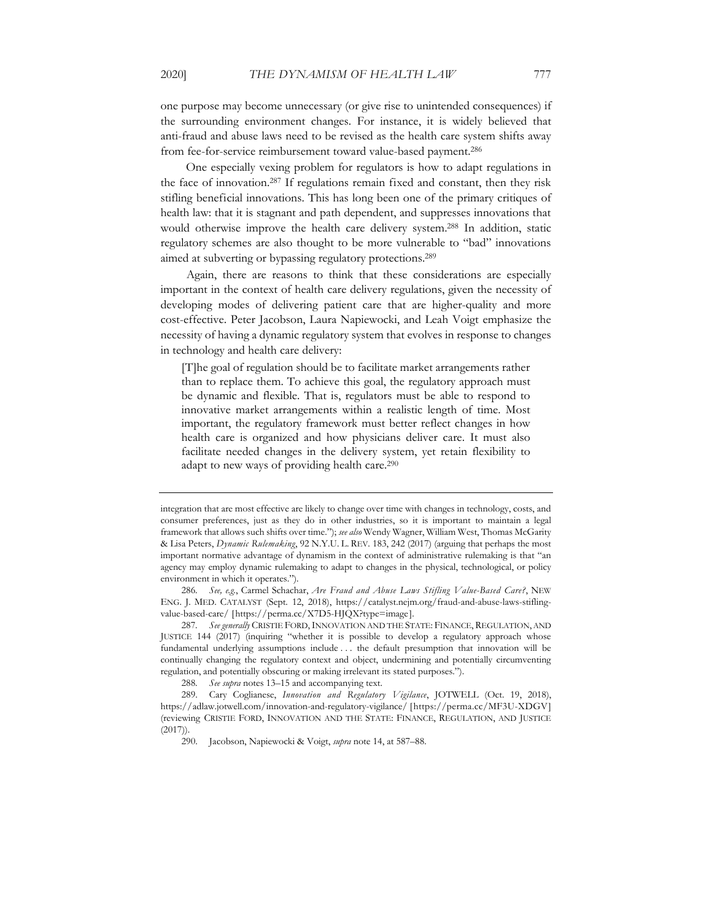one purpose may become unnecessary (or give rise to unintended consequences) if the surrounding environment changes. For instance, it is widely believed that anti-fraud and abuse laws need to be revised as the health care system shifts away from fee-for-service reimbursement toward value-based payment.[286]

One especially vexing problem for regulators is how to adapt regulations in the face of innovation.[287] If regulations remain fixed and constant, then they risk stifling beneficial innovations. This has long been one of the primary critiques of health law: that it is stagnant and path dependent, and suppresses innovations that would otherwise improve the health care delivery system.[288] In addition, static regulatory schemes are also thought to be more vulnerable to "bad" innovations aimed at subverting or bypassing regulatory protections.[289]

Again, there are reasons to think that these considerations are especially important in the context of health care delivery regulations, given the necessity of developing modes of delivering patient care that are higher-quality and more cost-effective. Peter Jacobson, Laura Napiewocki, and Leah Voigt emphasize the necessity of having a dynamic regulatory system that evolves in response to changes in technology and health care delivery:

> [T]he goal of regulation should be to facilitate market arrangements rather than to replace them. To achieve this goal, the regulatory approach must be dynamic and flexible. That is, regulators must be able to respond to innovative market arrangements within a realistic length of time. Most important, the regulatory framework must better reflect changes in how health care is organized and how physicians deliver care. It must also facilitate needed changes in the delivery system, yet retain flexibility to adapt to new ways of providing health care.[290]

---

integration that are most effective are likely to change over time with changes in technology, costs, and consumer preferences, just as they do in other industries, so it is important to maintain a legal framework that allows such shifts over time."); *see also* Wendy Wagner, William West, Thomas McGarity & Lisa Peters, *Dynamic Rulemaking*, 92 N.Y.U. L. REV. 183, 242 (2017) (arguing that perhaps the most important normative advantage of dynamism in the context of administrative rulemaking is that "an agency may employ dynamic rulemaking to adapt to changes in the physical, technological, or policy environment in which it operates.").

286. *See, e.g.*, Carmel Schachar, *Are Fraud and Abuse Laws Stifling Value-Based Care?*, NEW ENG. J. MED. CATALYST (Sept. 12, 2018), https://catalyst.nejm.org/fraud-and-abuse-laws-stifling-value-based-care/ [https://perma.cc/X7D5-HJQX?type=image].

287. *See generally* CRISTIE FORD, INNOVATION AND THE STATE: FINANCE, REGULATION, AND JUSTICE 144 (2017) (inquiring "whether it is possible to develop a regulatory approach whose fundamental underlying assumptions include . . . the default presumption that innovation will be continually changing the regulatory context and object, undermining and potentially circumventing regulation, and potentially obscuring or making irrelevant its stated purposes.").

288. *See supra* notes 13–15 and accompanying text.

289. Cary Coglianese, *Innovation and Regulatory Vigilance*, JOTWELL (Oct. 19, 2018), https://adlaw.jotwell.com/innovation-and-regulatory-vigilance/ [https://perma.cc/MF3U-XDGV] (reviewing CRISTIE FORD, INNOVATION AND THE STATE: FINANCE, REGULATION, AND JUSTICE (2017)).

290. Jacobson, Napiewocki & Voigt, *supra* note 14, at 587–88.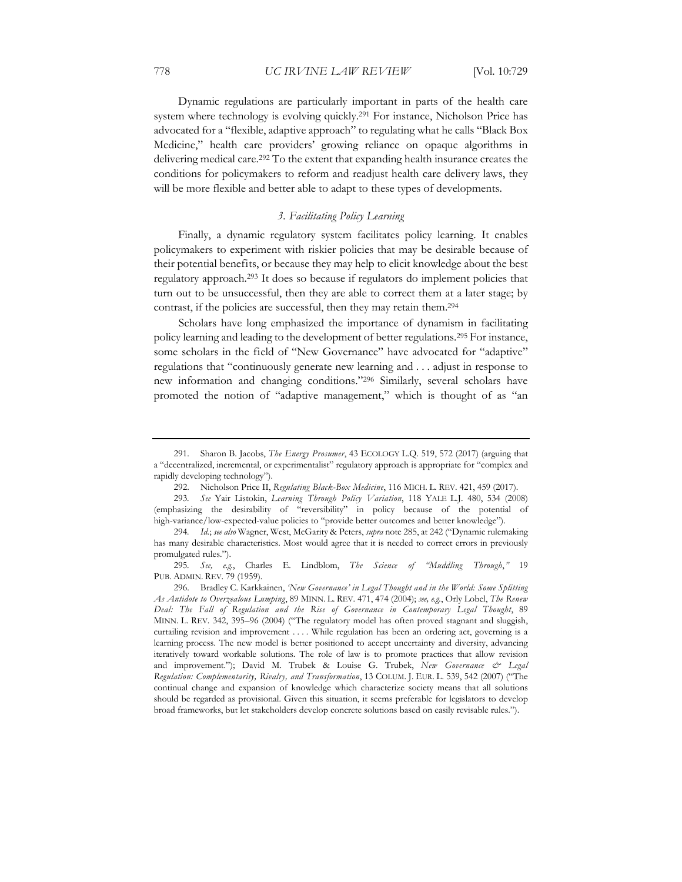Dynamic regulations are particularly important in parts of the health care system where technology is evolving quickly.[291] For instance, Nicholson Price has advocated for a "flexible, adaptive approach" to regulating what he calls "Black Box Medicine," health care providers' growing reliance on opaque algorithms in delivering medical care.[292] To the extent that expanding health insurance creates the conditions for policymakers to reform and readjust health care delivery laws, they will be more flexible and better able to adapt to these types of developments.

### *3. Facilitating Policy Learning*

Finally, a dynamic regulatory system facilitates policy learning. It enables policymakers to experiment with riskier policies that may be desirable because of their potential benefits, or because they may help to elicit knowledge about the best regulatory approach.[293] It does so because if regulators do implement policies that turn out to be unsuccessful, then they are able to correct them at a later stage; by contrast, if the policies are successful, then they may retain them.[294]

Scholars have long emphasized the importance of dynamism in facilitating policy learning and leading to the development of better regulations.[295] For instance, some scholars in the field of "New Governance" have advocated for "adaptive" regulations that "continuously generate new learning and . . . adjust in response to new information and changing conditions."[296] Similarly, several scholars have promoted the notion of "adaptive management," which is thought of as "an

---

291. Sharon B. Jacobs, *The Energy Prosumer*, 43 ECOLOGY L.Q. 519, 572 (2017) (arguing that a "decentralized, incremental, or experimentalist" regulatory approach is appropriate for "complex and rapidly developing technology").

292. Nicholson Price II, *Regulating Black-Box Medicine*, 116 MICH. L. REV. 421, 459 (2017).

293. *See* Yair Listokin, *Learning Through Policy Variation*, 118 YALE L.J. 480, 534 (2008) (emphasizing the desirability of "reversibility" in policy because of the potential of high-variance/low-expected-value policies to "provide better outcomes and better knowledge").

294. *Id.*; *see also* Wagner, West, McGarity & Peters, *supra* note 285, at 242 ("Dynamic rulemaking has many desirable characteristics. Most would agree that it is needed to correct errors in previously promulgated rules.").

295. *See, e.g.*, Charles E. Lindblom, *The Science of "Muddling Through*,*"* 19 PUB. ADMIN. REV. 79 (1959).

296. Bradley C. Karkkainen, *'New Governance' in Legal Thought and in the World: Some Splitting As Antidote to Overzealous Lumping*, 89 MINN. L. REV. 471, 474 (2004); *see, e.g.*, Orly Lobel, *The Renew Deal: The Fall of Regulation and the Rise of Governance in Contemporary Legal Thought*, 89 MINN. L. REV. 342, 395–96 (2004) ("The regulatory model has often proved stagnant and sluggish, curtailing revision and improvement . . . . While regulation has been an ordering act, governing is a learning process. The new model is better positioned to accept uncertainty and diversity, advancing iteratively toward workable solutions. The role of law is to promote practices that allow revision and improvement."); David M. Trubek & Louise G. Trubek, *New Governance & Legal Regulation: Complementarity, Rivalry, and Transformation*, 13 COLUM. J. EUR. L. 539, 542 (2007) ("The continual change and expansion of knowledge which characterize society means that all solutions should be regarded as provisional. Given this situation, it seems preferable for legislators to develop broad frameworks, but let stakeholders develop concrete solutions based on easily revisable rules.").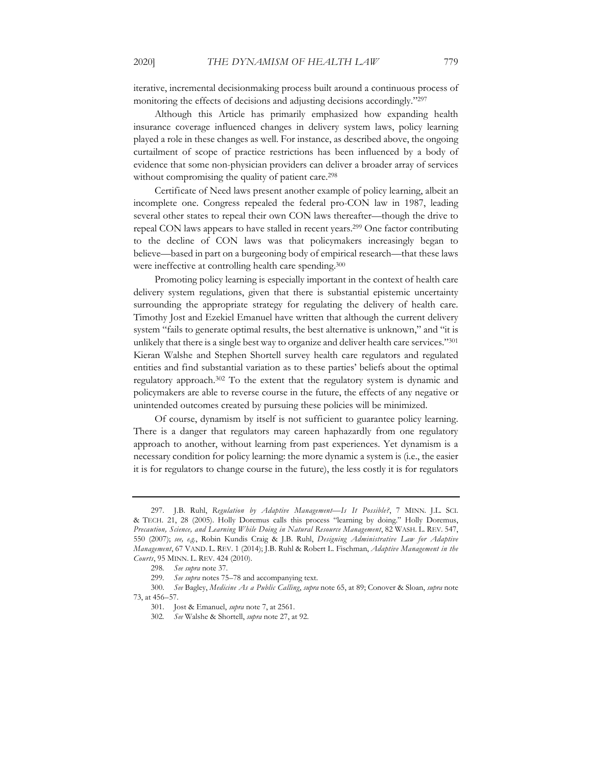iterative, incremental decisionmaking process built around a continuous process of monitoring the effects of decisions and adjusting decisions accordingly."[297]

Although this Article has primarily emphasized how expanding health insurance coverage influenced changes in delivery system laws, policy learning played a role in these changes as well. For instance, as described above, the ongoing curtailment of scope of practice restrictions has been influenced by a body of evidence that some non-physician providers can deliver a broader array of services without compromising the quality of patient care.[298]

Certificate of Need laws present another example of policy learning, albeit an incomplete one. Congress repealed the federal pro-CON law in 1987, leading several other states to repeal their own CON laws thereafter—though the drive to repeal CON laws appears to have stalled in recent years.[299] One factor contributing to the decline of CON laws was that policymakers increasingly began to believe—based in part on a burgeoning body of empirical research—that these laws were ineffective at controlling health care spending.[300]

Promoting policy learning is especially important in the context of health care delivery system regulations, given that there is substantial epistemic uncertainty surrounding the appropriate strategy for regulating the delivery of health care. Timothy Jost and Ezekiel Emanuel have written that although the current delivery system "fails to generate optimal results, the best alternative is unknown," and "it is unlikely that there is a single best way to organize and deliver health care services."[301] Kieran Walshe and Stephen Shortell survey health care regulators and regulated entities and find substantial variation as to these parties' beliefs about the optimal regulatory approach.[302] To the extent that the regulatory system is dynamic and policymakers are able to reverse course in the future, the effects of any negative or unintended outcomes created by pursuing these policies will be minimized.

Of course, dynamism by itself is not sufficient to guarantee policy learning. There is a danger that regulators may careen haphazardly from one regulatory approach to another, without learning from past experiences. Yet dynamism is a necessary condition for policy learning: the more dynamic a system is (i.e., the easier it is for regulators to change course in the future), the less costly it is for regulators

---

297. J.B. Ruhl, *Regulation by Adaptive Management—Is It Possible?*, 7 MINN. J.L. SCI. & TECH. 21, 28 (2005). Holly Doremus calls this process "learning by doing." Holly Doremus, *Precaution, Science, and Learning While Doing in Natural Resource Management*, 82 WASH. L. REV. 547, 550 (2007); *see, e.g.*, Robin Kundis Craig & J.B. Ruhl, *Designing Administrative Law for Adaptive Management*, 67 VAND. L. REV. 1 (2014); J.B. Ruhl & Robert L. Fischman, *Adaptive Management in the Courts*, 95 MINN. L. REV. 424 (2010).

298. *See supra* note 37.

299. *See supra* notes 75–78 and accompanying text.

300. *See* Bagley, *Medicine As a Public Calling*, *supra* note 65, at 89; Conover & Sloan, *supra* note 73, at 456–57.

301. Jost & Emanuel, *supra* note 7, at 2561.

302. *See* Walshe & Shortell, *supra* note 27, at 92.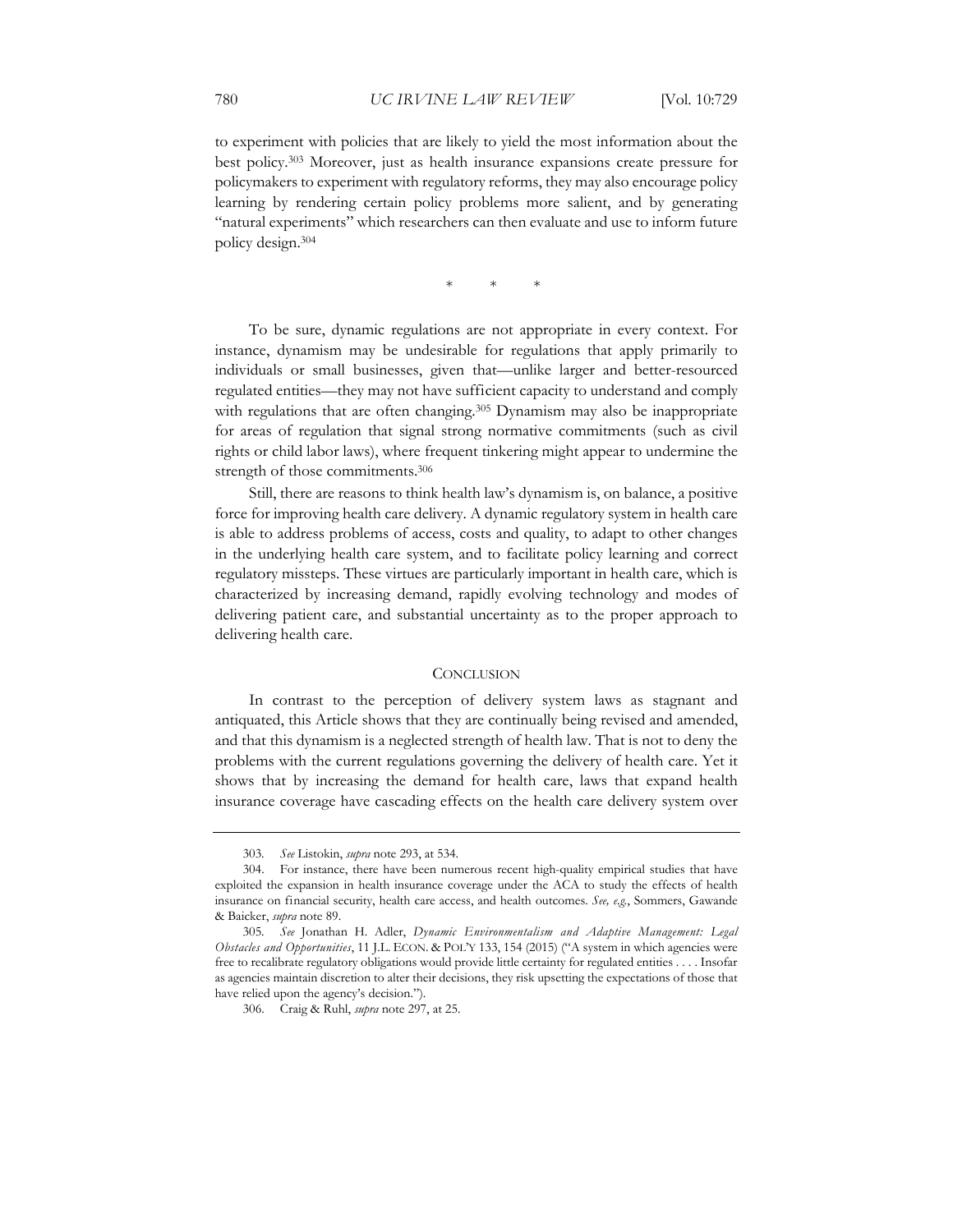to experiment with policies that are likely to yield the most information about the best policy.[303] Moreover, just as health insurance expansions create pressure for policymakers to experiment with regulatory reforms, they may also encourage policy learning by rendering certain policy problems more salient, and by generating "natural experiments" which researchers can then evaluate and use to inform future policy design.[304]

\* \* \*

To be sure, dynamic regulations are not appropriate in every context. For instance, dynamism may be undesirable for regulations that apply primarily to individuals or small businesses, given that—unlike larger and better-resourced regulated entities—they may not have sufficient capacity to understand and comply with regulations that are often changing.[305] Dynamism may also be inappropriate for areas of regulation that signal strong normative commitments (such as civil rights or child labor laws), where frequent tinkering might appear to undermine the strength of those commitments.[306]

Still, there are reasons to think health law's dynamism is, on balance, a positive force for improving health care delivery. A dynamic regulatory system in health care is able to address problems of access, costs and quality, to adapt to other changes in the underlying health care system, and to facilitate policy learning and correct regulatory missteps. These virtues are particularly important in health care, which is characterized by increasing demand, rapidly evolving technology and modes of delivering patient care, and substantial uncertainty as to the proper approach to delivering health care.

## CONCLUSION

In contrast to the perception of delivery system laws as stagnant and antiquated, this Article shows that they are continually being revised and amended, and that this dynamism is a neglected strength of health law. That is not to deny the problems with the current regulations governing the delivery of health care. Yet it shows that by increasing the demand for health care, laws that expand health insurance coverage have cascading effects on the health care delivery system over

---

303. *See* Listokin, *supra* note 293, at 534.

304. For instance, there have been numerous recent high-quality empirical studies that have exploited the expansion in health insurance coverage under the ACA to study the effects of health insurance on financial security, health care access, and health outcomes. *See, e.g.*, Sommers, Gawande & Baicker, *supra* note 89.

305. *See* Jonathan H. Adler, *Dynamic Environmentalism and Adaptive Management: Legal Obstacles and Opportunities*, 11 J.L. ECON. & POL'Y 133, 154 (2015) ("A system in which agencies were free to recalibrate regulatory obligations would provide little certainty for regulated entities . . . . Insofar as agencies maintain discretion to alter their decisions, they risk upsetting the expectations of those that have relied upon the agency's decision.").

306. Craig & Ruhl, *supra* note 297, at 25.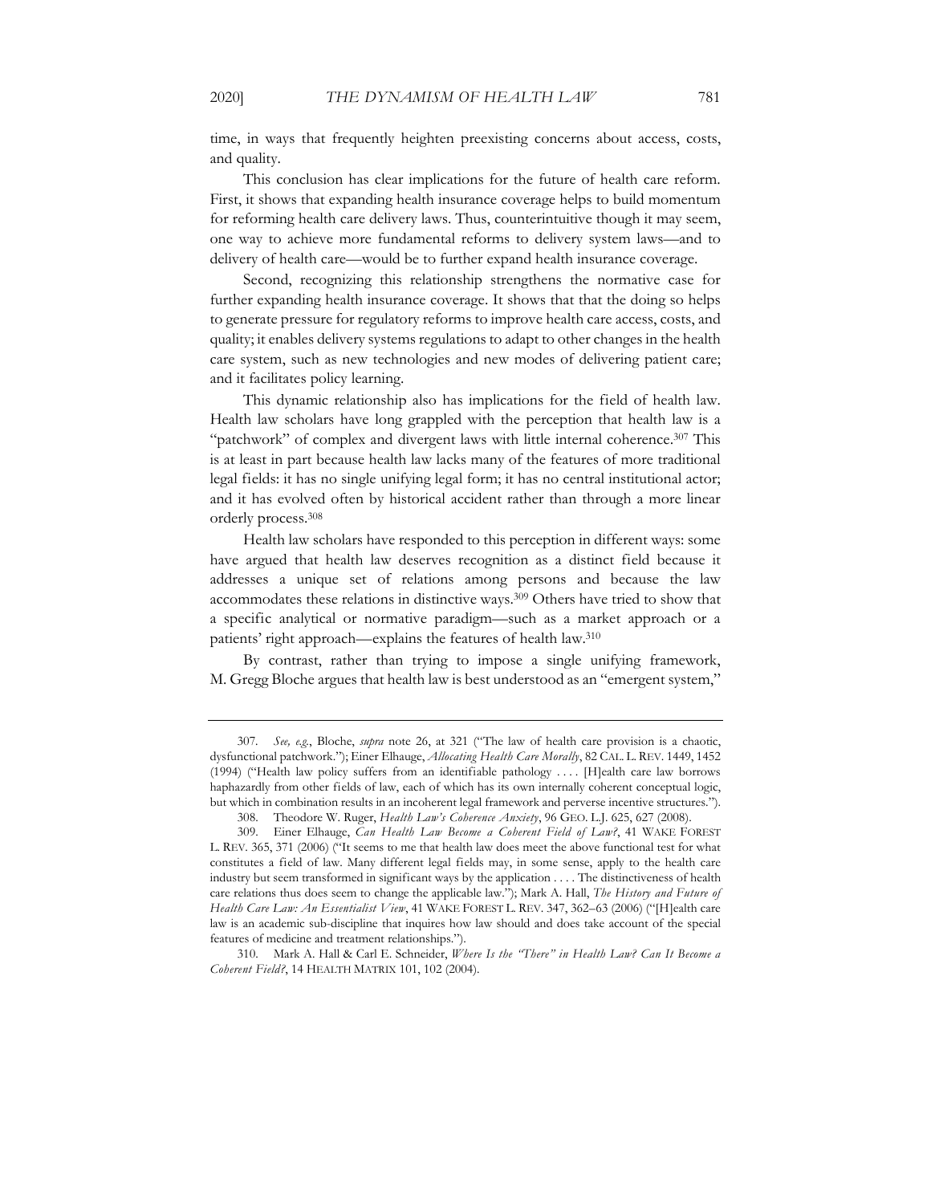time, in ways that frequently heighten preexisting concerns about access, costs, and quality.

This conclusion has clear implications for the future of health care reform. First, it shows that expanding health insurance coverage helps to build momentum for reforming health care delivery laws. Thus, counterintuitive though it may seem, one way to achieve more fundamental reforms to delivery system laws—and to delivery of health care—would be to further expand health insurance coverage.

Second, recognizing this relationship strengthens the normative case for further expanding health insurance coverage. It shows that that the doing so helps to generate pressure for regulatory reforms to improve health care access, costs, and quality; it enables delivery systems regulations to adapt to other changes in the health care system, such as new technologies and new modes of delivering patient care; and it facilitates policy learning.

This dynamic relationship also has implications for the field of health law. Health law scholars have long grappled with the perception that health law is a "patchwork" of complex and divergent laws with little internal coherence.[307] This is at least in part because health law lacks many of the features of more traditional legal fields: it has no single unifying legal form; it has no central institutional actor; and it has evolved often by historical accident rather than through a more linear orderly process.[308]

Health law scholars have responded to this perception in different ways: some have argued that health law deserves recognition as a distinct field because it addresses a unique set of relations among persons and because the law accommodates these relations in distinctive ways.[309] Others have tried to show that a specific analytical or normative paradigm—such as a market approach or a patients' right approach—explains the features of health law.[310]

By contrast, rather than trying to impose a single unifying framework, M. Gregg Bloche argues that health law is best understood as an "emergent system,"

---

307. *See, e.g.*, Bloche, *supra* note 26, at 321 ("The law of health care provision is a chaotic, dysfunctional patchwork."); Einer Elhauge, *Allocating Health Care Morally*, 82 CAL. L. REV. 1449, 1452 (1994) ("Health law policy suffers from an identifiable pathology . . . . [H]ealth care law borrows haphazardly from other fields of law, each of which has its own internally coherent conceptual logic, but which in combination results in an incoherent legal framework and perverse incentive structures.").

308. Theodore W. Ruger, *Health Law's Coherence Anxiety*, 96 GEO. L.J. 625, 627 (2008).

309. Einer Elhauge, *Can Health Law Become a Coherent Field of Law?*, 41 WAKE FOREST L. REV. 365, 371 (2006) ("It seems to me that health law does meet the above functional test for what constitutes a field of law. Many different legal fields may, in some sense, apply to the health care industry but seem transformed in significant ways by the application . . . . The distinctiveness of health care relations thus does seem to change the applicable law."); Mark A. Hall, *The History and Future of Health Care Law: An Essentialist View*, 41 WAKE FOREST L. REV. 347, 362–63 (2006) ("[H]ealth care law is an academic sub-discipline that inquires how law should and does take account of the special features of medicine and treatment relationships.").

310. Mark A. Hall & Carl E. Schneider, *Where Is the "There" in Health Law? Can It Become a Coherent Field?*, 14 HEALTH MATRIX 101, 102 (2004).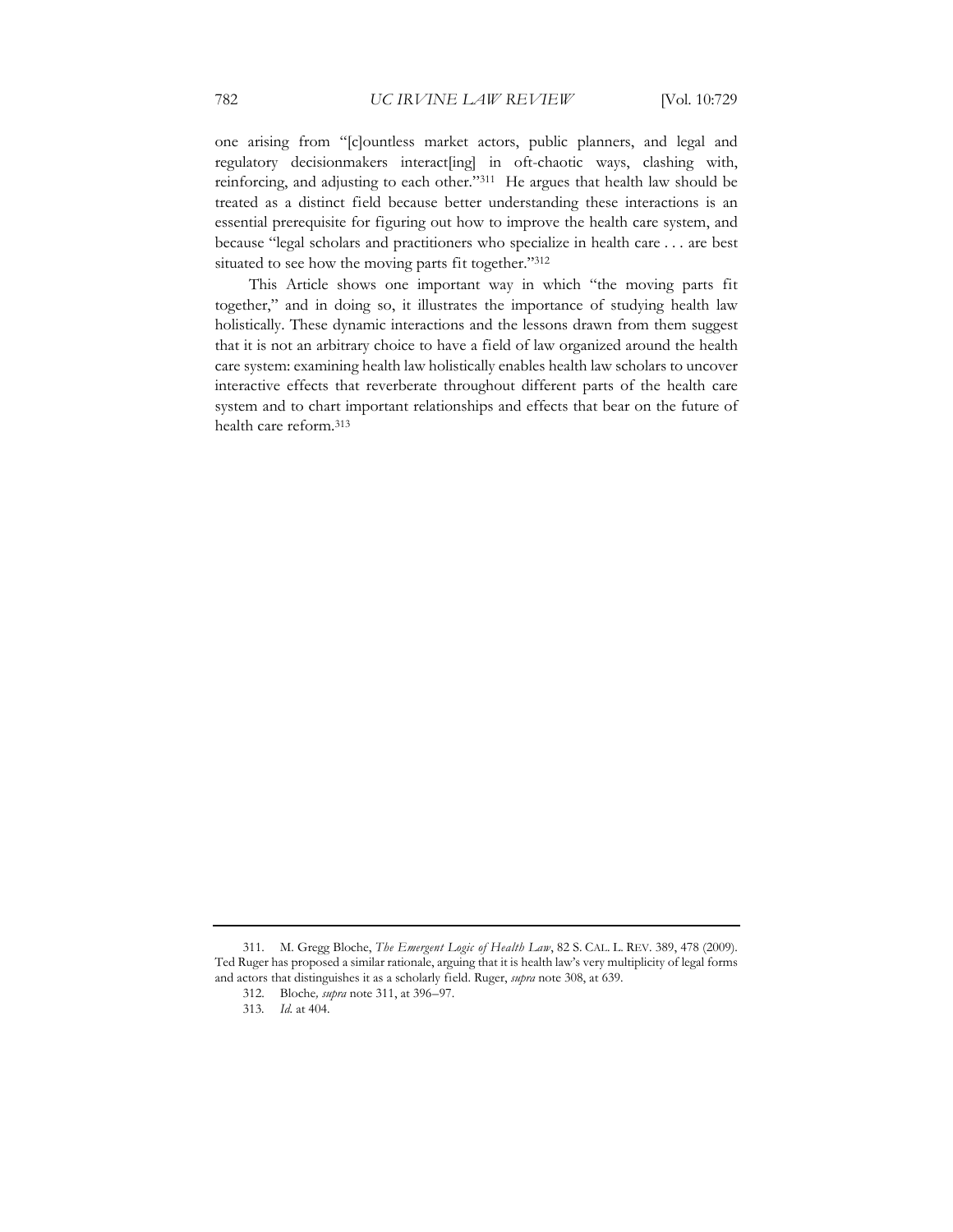one arising from "[c]ountless market actors, public planners, and legal and regulatory decisionmakers interact[ing] in oft-chaotic ways, clashing with, reinforcing, and adjusting to each other."[311] He argues that health law should be treated as a distinct field because better understanding these interactions is an essential prerequisite for figuring out how to improve the health care system, and because "legal scholars and practitioners who specialize in health care . . . are best situated to see how the moving parts fit together."[312]

This Article shows one important way in which "the moving parts fit together," and in doing so, it illustrates the importance of studying health law holistically. These dynamic interactions and the lessons drawn from them suggest that it is not an arbitrary choice to have a field of law organized around the health care system: examining health law holistically enables health law scholars to uncover interactive effects that reverberate throughout different parts of the health care system and to chart important relationships and effects that bear on the future of health care reform.[313]

---

311. M. Gregg Bloche, *The Emergent Logic of Health Law*, 82 S. CAL. L. REV. 389, 478 (2009). Ted Ruger has proposed a similar rationale, arguing that it is health law's very multiplicity of legal forms and actors that distinguishes it as a scholarly field. Ruger, *supra* note 308, at 639.

312. Bloche, *supra* note 311, at 396–97.

313. *Id.* at 404.